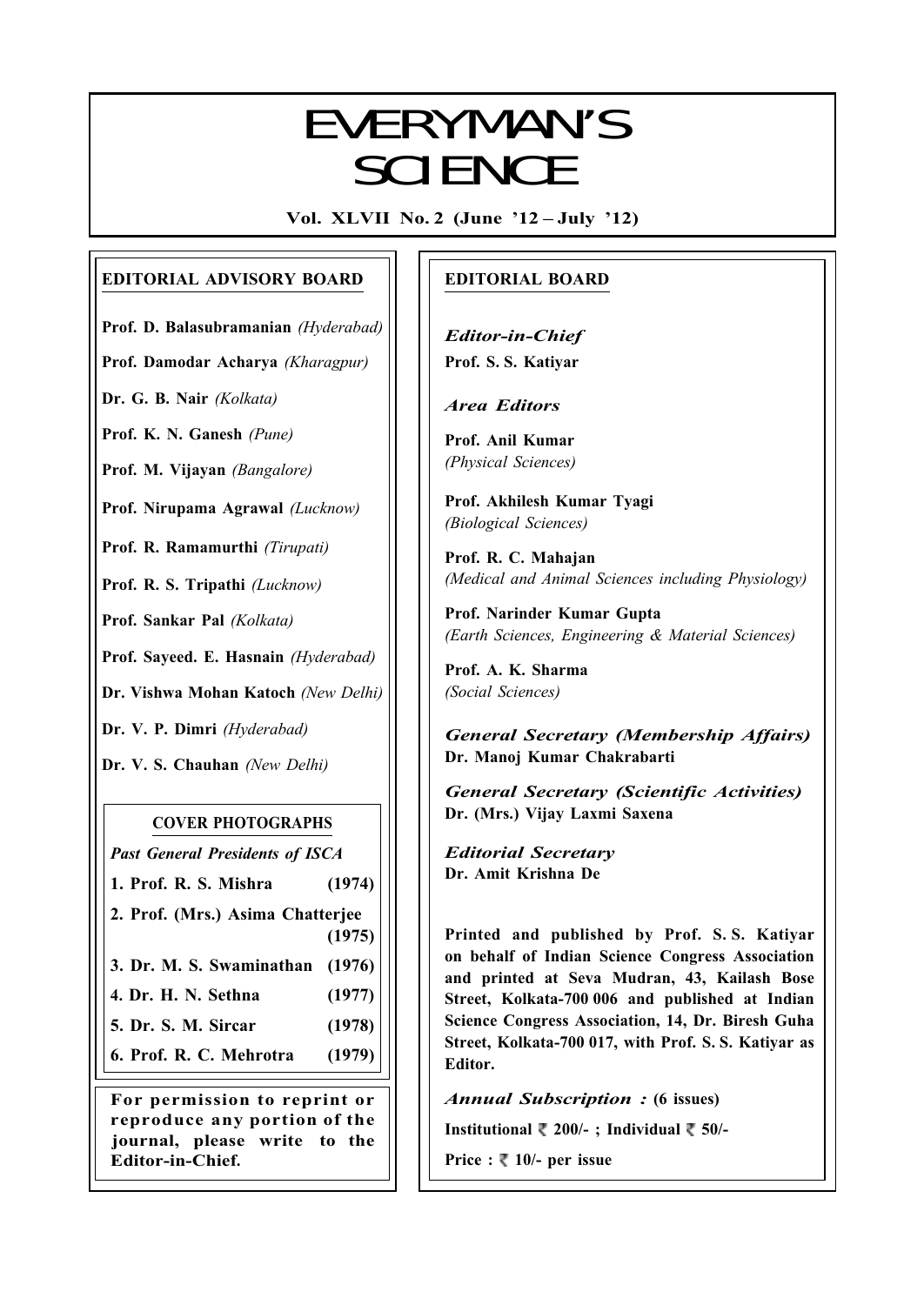# EVERYMAN'S SCIENCE

**Vol. XLVII No. 2 (June '12 – July '12)**

## EDITORIAL ADVISORY BOARD

**Prof. D. Balasubramanian** *(Hyderabad)*

**Prof. Damodar Acharya** *(Kharagpur)*

**Dr. G. B. Nair** *(Kolkata)*

**Prof. K. N. Ganesh** *(Pune)*

**Prof. M. Vijayan** *(Bangalore)*

**Prof. Nirupama Agrawal** *(Lucknow)*

**Prof. R. Ramamurthi** *(Tirupati)*

**Prof. R. S. Tripathi** *(Lucknow)*

**Prof. Sankar Pal** *(Kolkata)*

**Prof. Sayeed. E. Hasnain** *(Hyderabad)*

**Dr. Vishwa Mohan Katoch** *(New Delhi)*

**Dr. V. P. Dimri** *(Hyderabad)*

**Dr. V. S. Chauhan** *(New Delhi)*

### COVER PHOTOGRAPHS

*Past General Presidents of ISCA*

1. **Prof. R. S. Mishra (1974)**
2. **Prof. (Mrs.) Asima Chatterjee (1975)**
3. **Dr. M. S. Swaminathan (1976)**
4. **Dr. H. N. Sethna (1977)**
5. **Dr. S. M. Sircar (1978)**
6. **Prof. R. C. Mehrotra (1979)**

**For permission to reprint or reproduce any portion of the journal, please write to the Editor-in-Chief.**

## EDITORIAL BOARD

***Editor-in-Chief***
**Prof. S. S. Katiyar**

***Area Editors***

**Prof. Anil Kumar**
*(Physical Sciences)*

**Prof. Akhilesh Kumar Tyagi**
*(Biological Sciences)*

**Prof. R. C. Mahajan**
*(Medical and Animal Sciences including Physiology)*

**Prof. Narinder Kumar Gupta**
*(Earth Sciences, Engineering & Material Sciences)*

**Prof. A. K. Sharma**
*(Social Sciences)*

***General Secretary (Membership Affairs)***
**Dr. Manoj Kumar Chakrabarti**

***General Secretary (Scientific Activities)***
**Dr. (Mrs.) Vijay Laxmi Saxena**

***Editorial Secretary***
**Dr. Amit Krishna De**

**Printed and published by Prof. S. S. Katiyar on behalf of Indian Science Congress Association and printed at Seva Mudran, 43, Kailash Bose Street, Kolkata-700 006 and published at Indian Science Congress Association, 14, Dr. Biresh Guha Street, Kolkata-700 017, with Prof. S. S. Katiyar as Editor.**

***Annual Subscription :*** **(6 issues)**

**Institutional ₹ 200/- ; Individual ₹ 50/-**

**Price : ₹ 10/- per issue**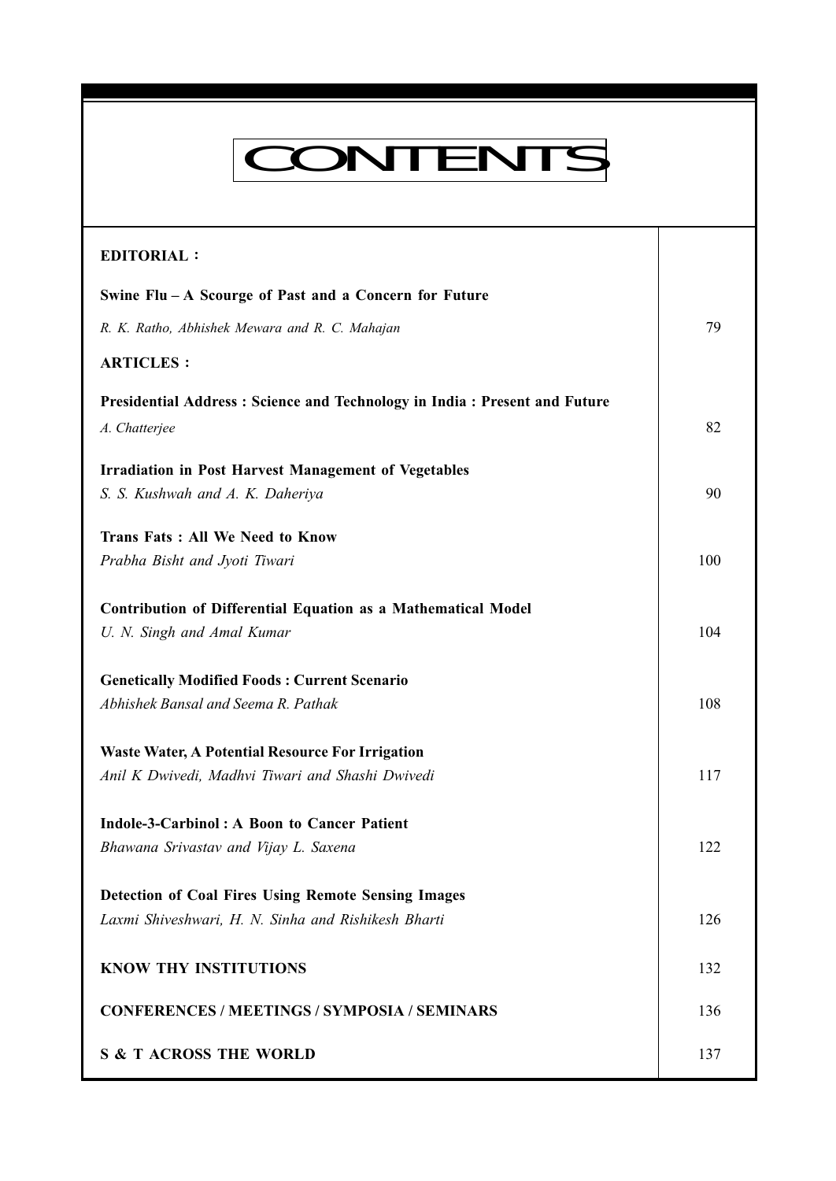# CONTENTS

**EDITORIAL :**

**Swine Flu – A Scourge of Past and a Concern for Future**
*R. K. Ratho, Abhishek Mewara and R. C. Mahajan* — 79

**ARTICLES :**

**Presidential Address : Science and Technology in India : Present and Future**
*A. Chatterjee* — 82

**Irradiation in Post Harvest Management of Vegetables**
*S. S. Kushwah and A. K. Daheriya* — 90

**Trans Fats : All We Need to Know**
*Prabha Bisht and Jyoti Tiwari* — 100

**Contribution of Differential Equation as a Mathematical Model**
*U. N. Singh and Amal Kumar* — 104

**Genetically Modified Foods : Current Scenario**
*Abhishek Bansal and Seema R. Pathak* — 108

**Waste Water, A Potential Resource For Irrigation**
*Anil K Dwivedi, Madhvi Tiwari and Shashi Dwivedi* — 117

**Indole-3-Carbinol : A Boon to Cancer Patient**
*Bhawana Srivastav and Vijay L. Saxena* — 122

**Detection of Coal Fires Using Remote Sensing Images**
*Laxmi Shiveshwari, H. N. Sinha and Rishikesh Bharti* — 126

**KNOW THY INSTITUTIONS** — 132

**CONFERENCES / MEETINGS / SYMPOSIA / SEMINARS** — 136

**S & T ACROSS THE WORLD** — 137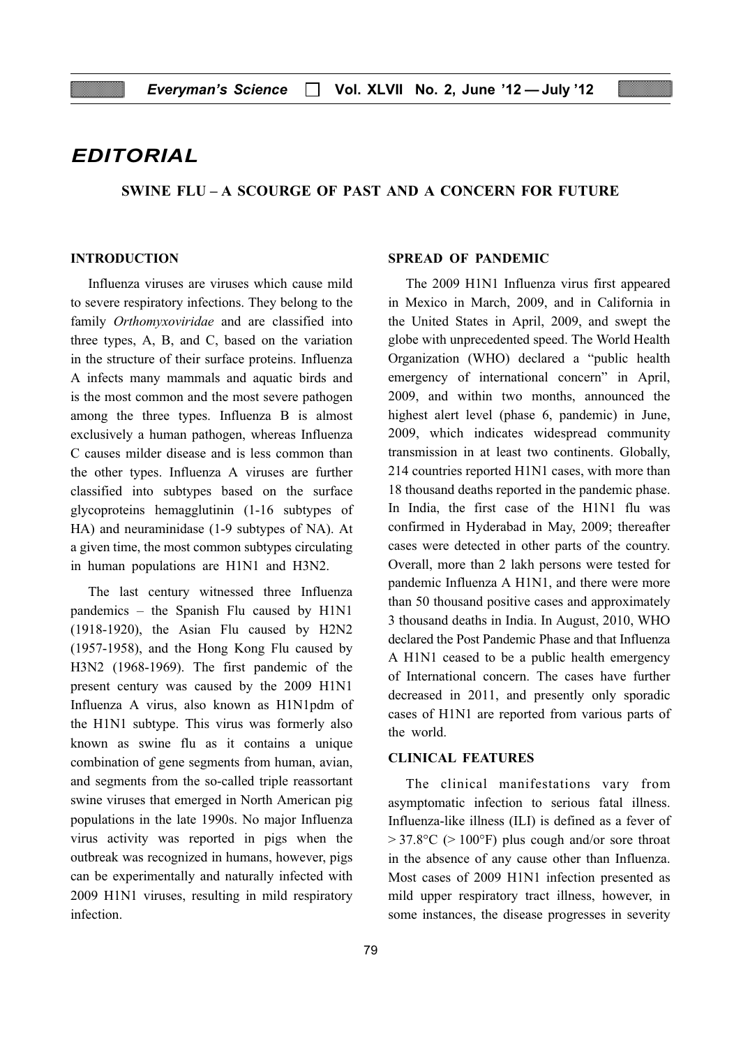# EDITORIAL

## SWINE FLU – A SCOURGE OF PAST AND A CONCERN FOR FUTURE

### INTRODUCTION

Influenza viruses are viruses which cause mild to severe respiratory infections. They belong to the family *Orthomyxoviridae* and are classified into three types, A, B, and C, based on the variation in the structure of their surface proteins. Influenza A infects many mammals and aquatic birds and is the most common and the most severe pathogen among the three types. Influenza B is almost exclusively a human pathogen, whereas Influenza C causes milder disease and is less common than the other types. Influenza A viruses are further classified into subtypes based on the surface glycoproteins hemagglutinin (1-16 subtypes of HA) and neuraminidase (1-9 subtypes of NA). At a given time, the most common subtypes circulating in human populations are H1N1 and H3N2.

The last century witnessed three Influenza pandemics – the Spanish Flu caused by H1N1 (1918-1920), the Asian Flu caused by H2N2 (1957-1958), and the Hong Kong Flu caused by H3N2 (1968-1969). The first pandemic of the present century was caused by the 2009 H1N1 Influenza A virus, also known as H1N1pdm of the H1N1 subtype. This virus was formerly also known as swine flu as it contains a unique combination of gene segments from human, avian, and segments from the so-called triple reassortant swine viruses that emerged in North American pig populations in the late 1990s. No major Influenza virus activity was reported in pigs when the outbreak was recognized in humans, however, pigs can be experimentally and naturally infected with 2009 H1N1 viruses, resulting in mild respiratory infection.

### SPREAD OF PANDEMIC

The 2009 H1N1 Influenza virus first appeared in Mexico in March, 2009, and in California in the United States in April, 2009, and swept the globe with unprecedented speed. The World Health Organization (WHO) declared a "public health emergency of international concern" in April, 2009, and within two months, announced the highest alert level (phase 6, pandemic) in June, 2009, which indicates widespread community transmission in at least two continents. Globally, 214 countries reported H1N1 cases, with more than 18 thousand deaths reported in the pandemic phase. In India, the first case of the H1N1 flu was confirmed in Hyderabad in May, 2009; thereafter cases were detected in other parts of the country. Overall, more than 2 lakh persons were tested for pandemic Influenza A H1N1, and there were more than 50 thousand positive cases and approximately 3 thousand deaths in India. In August, 2010, WHO declared the Post Pandemic Phase and that Influenza A H1N1 ceased to be a public health emergency of International concern. The cases have further decreased in 2011, and presently only sporadic cases of H1N1 are reported from various parts of the world.

### CLINICAL FEATURES

The clinical manifestations vary from asymptomatic infection to serious fatal illness. Influenza-like illness (ILI) is defined as a fever of > 37.8°C (> 100°F) plus cough and/or sore throat in the absence of any cause other than Influenza. Most cases of 2009 H1N1 infection presented as mild upper respiratory tract illness, however, in some instances, the disease progresses in severity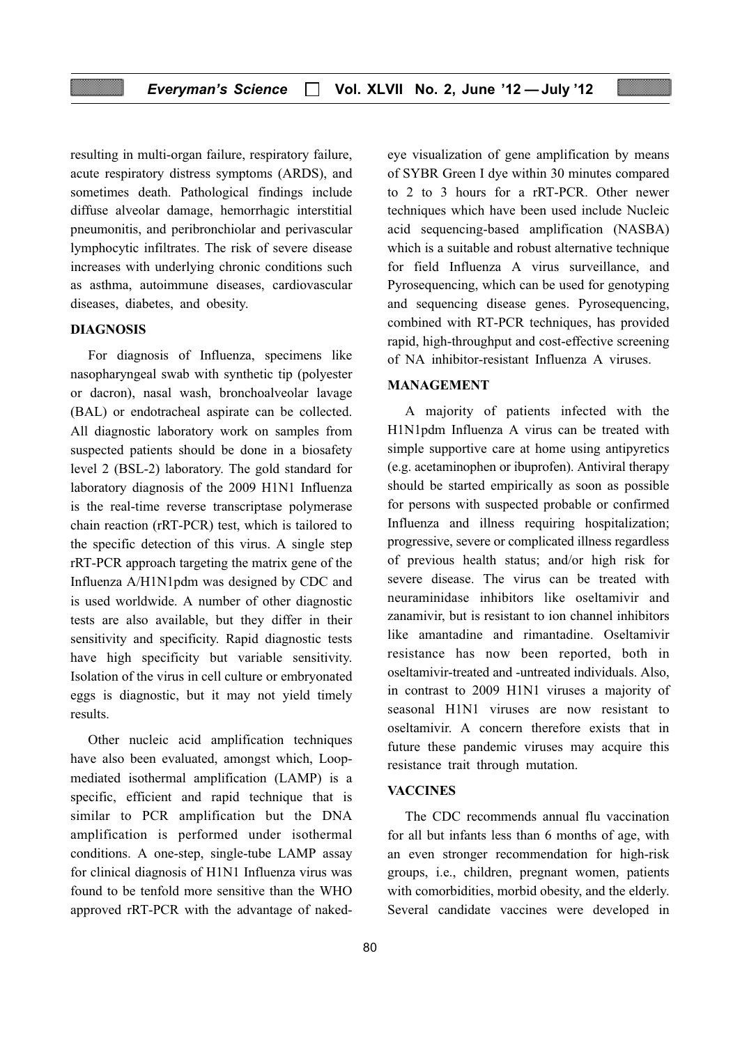resulting in multi-organ failure, respiratory failure, acute respiratory distress symptoms (ARDS), and sometimes death. Pathological findings include diffuse alveolar damage, hemorrhagic interstitial pneumonitis, and peribronchiolar and perivascular lymphocytic infiltrates. The risk of severe disease increases with underlying chronic conditions such as asthma, autoimmune diseases, cardiovascular diseases, diabetes, and obesity.

## DIAGNOSIS

For diagnosis of Influenza, specimens like nasopharyngeal swab with synthetic tip (polyester or dacron), nasal wash, bronchoalveolar lavage (BAL) or endotracheal aspirate can be collected. All diagnostic laboratory work on samples from suspected patients should be done in a biosafety level 2 (BSL-2) laboratory. The gold standard for laboratory diagnosis of the 2009 H1N1 Influenza is the real-time reverse transcriptase polymerase chain reaction (rRT-PCR) test, which is tailored to the specific detection of this virus. A single step rRT-PCR approach targeting the matrix gene of the Influenza A/H1N1pdm was designed by CDC and is used worldwide. A number of other diagnostic tests are also available, but they differ in their sensitivity and specificity. Rapid diagnostic tests have high specificity but variable sensitivity. Isolation of the virus in cell culture or embryonated eggs is diagnostic, but it may not yield timely results.

Other nucleic acid amplification techniques have also been evaluated, amongst which, Loop-mediated isothermal amplification (LAMP) is a specific, efficient and rapid technique that is similar to PCR amplification but the DNA amplification is performed under isothermal conditions. A one-step, single-tube LAMP assay for clinical diagnosis of H1N1 Influenza virus was found to be tenfold more sensitive than the WHO approved rRT-PCR with the advantage of naked-eye visualization of gene amplification by means of SYBR Green I dye within 30 minutes compared to 2 to 3 hours for a rRT-PCR. Other newer techniques which have been used include Nucleic acid sequencing-based amplification (NASBA) which is a suitable and robust alternative technique for field Influenza A virus surveillance, and Pyrosequencing, which can be used for genotyping and sequencing disease genes. Pyrosequencing, combined with RT-PCR techniques, has provided rapid, high-throughput and cost-effective screening of NA inhibitor-resistant Influenza A viruses.

## MANAGEMENT

A majority of patients infected with the H1N1pdm Influenza A virus can be treated with simple supportive care at home using antipyretics (e.g. acetaminophen or ibuprofen). Antiviral therapy should be started empirically as soon as possible for persons with suspected probable or confirmed Influenza and illness requiring hospitalization; progressive, severe or complicated illness regardless of previous health status; and/or high risk for severe disease. The virus can be treated with neuraminidase inhibitors like oseltamivir and zanamivir, but is resistant to ion channel inhibitors like amantadine and rimantadine. Oseltamivir resistance has now been reported, both in oseltamivir-treated and -untreated individuals. Also, in contrast to 2009 H1N1 viruses a majority of seasonal H1N1 viruses are now resistant to oseltamivir. A concern therefore exists that in future these pandemic viruses may acquire this resistance trait through mutation.

## VACCINES

The CDC recommends annual flu vaccination for all but infants less than 6 months of age, with an even stronger recommendation for high-risk groups, i.e., children, pregnant women, patients with comorbidities, morbid obesity, and the elderly. Several candidate vaccines were developed in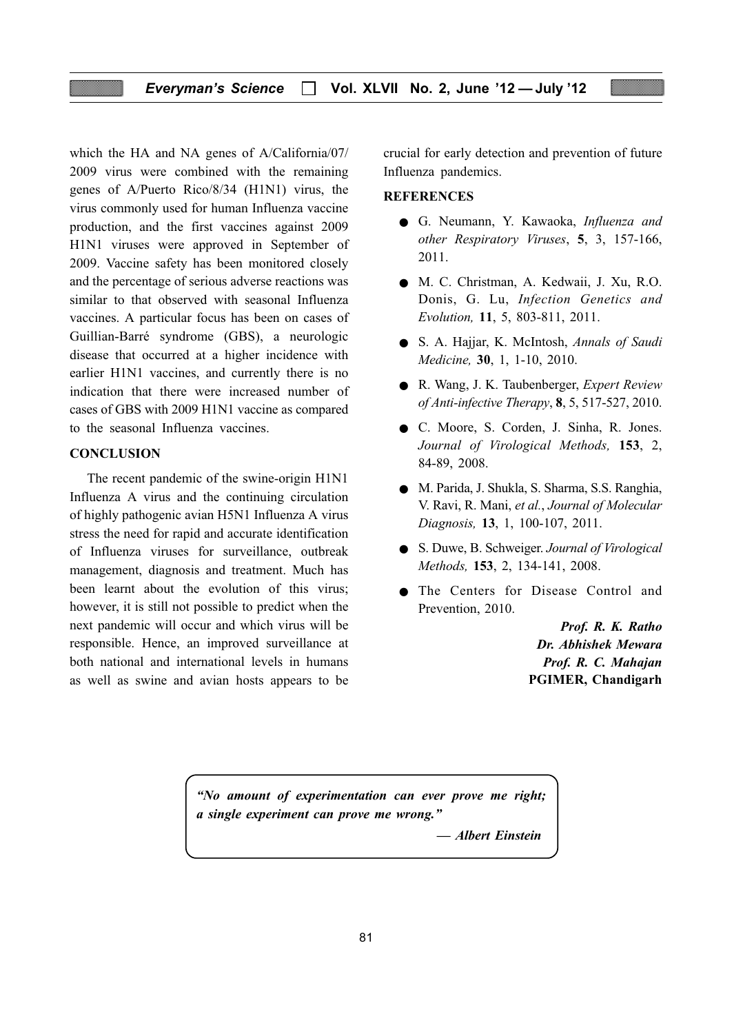which the HA and NA genes of A/California/07/2009 virus were combined with the remaining genes of A/Puerto Rico/8/34 (H1N1) virus, the virus commonly used for human Influenza vaccine production, and the first vaccines against 2009 H1N1 viruses were approved in September of 2009. Vaccine safety has been monitored closely and the percentage of serious adverse reactions was similar to that observed with seasonal Influenza vaccines. A particular focus has been on cases of Guillian-Barré syndrome (GBS), a neurologic disease that occurred at a higher incidence with earlier H1N1 vaccines, and currently there is no indication that there were increased number of cases of GBS with 2009 H1N1 vaccine as compared to the seasonal Influenza vaccines.

## CONCLUSION

The recent pandemic of the swine-origin H1N1 Influenza A virus and the continuing circulation of highly pathogenic avian H5N1 Influenza A virus stress the need for rapid and accurate identification of Influenza viruses for surveillance, outbreak management, diagnosis and treatment. Much has been learnt about the evolution of this virus; however, it is still not possible to predict when the next pandemic will occur and which virus will be responsible. Hence, an improved surveillance at both national and international levels in humans as well as swine and avian hosts appears to be crucial for early detection and prevention of future Influenza pandemics.

## REFERENCES

- G. Neumann, Y. Kawaoka, *Influenza and other Respiratory Viruses*, **5**, 3, 157-166, 2011.
- M. C. Christman, A. Kedwaii, J. Xu, R.O. Donis, G. Lu, *Infection Genetics and Evolution,* **11**, 5, 803-811, 2011.
- S. A. Hajjar, K. McIntosh, *Annals of Saudi Medicine,* **30**, 1, 1-10, 2010.
- R. Wang, J. K. Taubenberger, *Expert Review of Anti-infective Therapy*, **8**, 5, 517-527, 2010.
- C. Moore, S. Corden, J. Sinha, R. Jones. *Journal of Virological Methods,* **153**, 2, 84-89, 2008.
- M. Parida, J. Shukla, S. Sharma, S.S. Ranghia, V. Ravi, R. Mani, *et al.*, *Journal of Molecular Diagnosis,* **13**, 1, 100-107, 2011.
- S. Duwe, B. Schweiger. *Journal of Virological Methods,* **153**, 2, 134-141, 2008.
- The Centers for Disease Control and Prevention, 2010.

***Prof. R. K. Ratho***
***Dr. Abhishek Mewara***
***Prof. R. C. Mahajan***
**PGIMER, Chandigarh**

> ***"No amount of experimentation can ever prove me right; a single experiment can prove me wrong."***
>
> — ***Albert Einstein***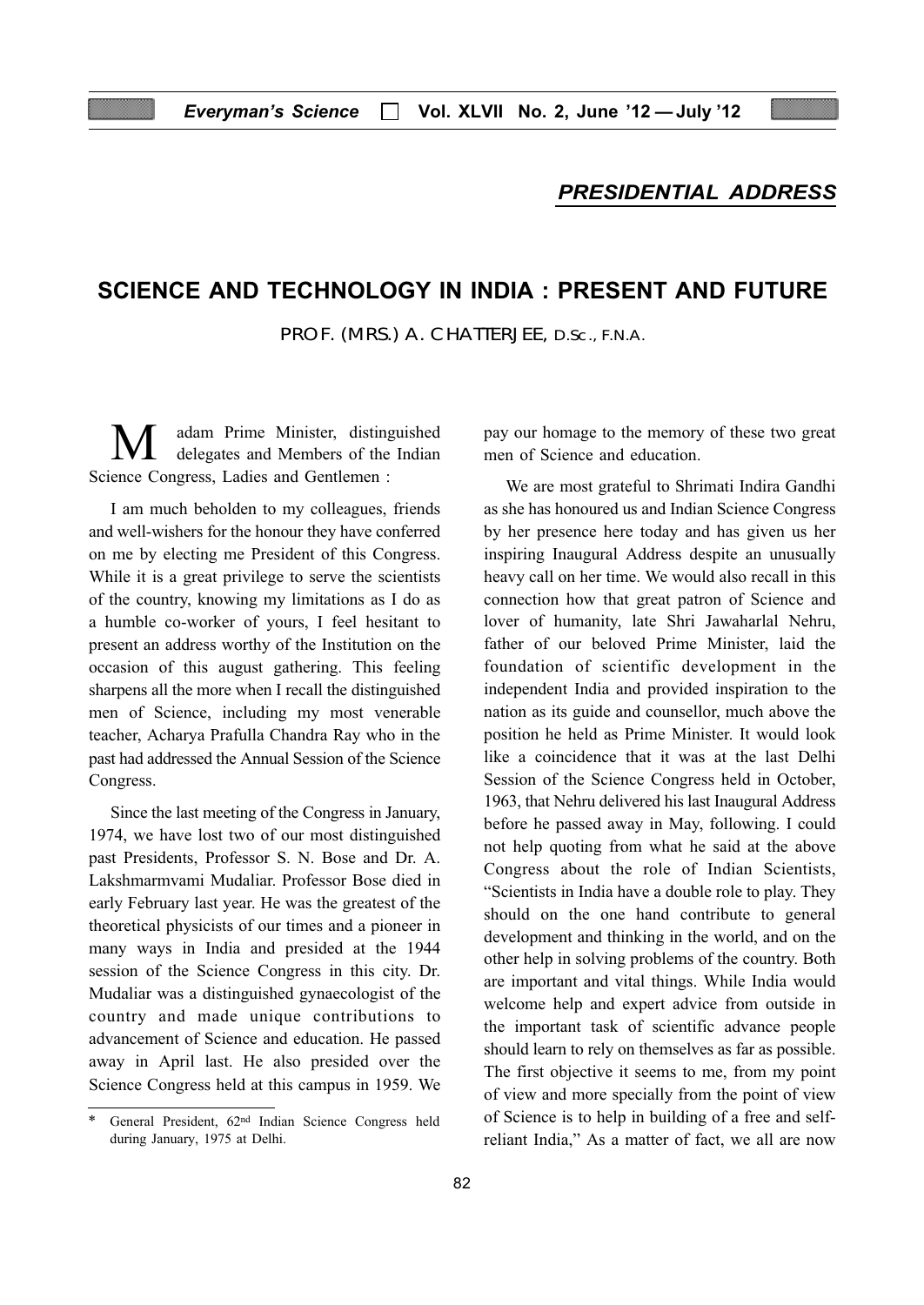## PRESIDENTIAL ADDRESS

# SCIENCE AND TECHNOLOGY IN INDIA : PRESENT AND FUTURE

PROF. (MRS.) A. CHATTERJEE, D.Sc., F.N.A.

Madam Prime Minister, distinguished delegates and Members of the Indian Science Congress, Ladies and Gentlemen :

I am much beholden to my colleagues, friends and well-wishers for the honour they have conferred on me by electing me President of this Congress. While it is a great privilege to serve the scientists of the country, knowing my limitations as I do as a humble co-worker of yours, I feel hesitant to present an address worthy of the Institution on the occasion of this august gathering. This feeling sharpens all the more when I recall the distinguished men of Science, including my most venerable teacher, Acharya Prafulla Chandra Ray who in the past had addressed the Annual Session of the Science Congress.

Since the last meeting of the Congress in January, 1974, we have lost two of our most distinguished past Presidents, Professor S. N. Bose and Dr. A. Lakshmarmvami Mudaliar. Professor Bose died in early February last year. He was the greatest of the theoretical physicists of our times and a pioneer in many ways in India and presided at the 1944 session of the Science Congress in this city. Dr. Mudaliar was a distinguished gynaecologist of the country and made unique contributions to advancement of Science and education. He passed away in April last. He also presided over the Science Congress held at this campus in 1959. We pay our homage to the memory of these two great men of Science and education.

We are most grateful to Shrimati Indira Gandhi as she has honoured us and Indian Science Congress by her presence here today and has given us her inspiring Inaugural Address despite an unusually heavy call on her time. We would also recall in this connection how that great patron of Science and lover of humanity, late Shri Jawaharlal Nehru, father of our beloved Prime Minister, laid the foundation of scientific development in the independent India and provided inspiration to the nation as its guide and counsellor, much above the position he held as Prime Minister. It would look like a coincidence that it was at the last Delhi Session of the Science Congress held in October, 1963, that Nehru delivered his last Inaugural Address before he passed away in May, following. I could not help quoting from what he said at the above Congress about the role of Indian Scientists, "Scientists in India have a double role to play. They should on the one hand contribute to general development and thinking in the world, and on the other help in solving problems of the country. Both are important and vital things. While India would welcome help and expert advice from outside in the important task of scientific advance people should learn to rely on themselves as far as possible. The first objective it seems to me, from my point of view and more specially from the point of view of Science is to help in building of a free and self-reliant India," As a matter of fact, we all are now

---

\* General President, 62nd Indian Science Congress held during January, 1975 at Delhi.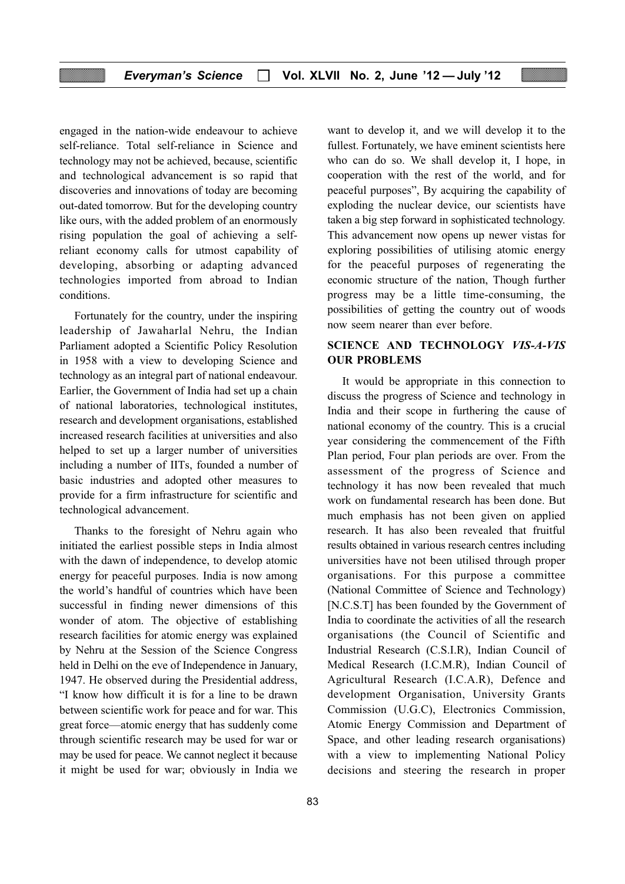engaged in the nation-wide endeavour to achieve self-reliance. Total self-reliance in Science and technology may not be achieved, because, scientific and technological advancement is so rapid that discoveries and innovations of today are becoming out-dated tomorrow. But for the developing country like ours, with the added problem of an enormously rising population the goal of achieving a self-reliant economy calls for utmost capability of developing, absorbing or adapting advanced technologies imported from abroad to Indian conditions.

Fortunately for the country, under the inspiring leadership of Jawaharlal Nehru, the Indian Parliament adopted a Scientific Policy Resolution in 1958 with a view to developing Science and technology as an integral part of national endeavour. Earlier, the Government of India had set up a chain of national laboratories, technological institutes, research and development organisations, established increased research facilities at universities and also helped to set up a larger number of universities including a number of IITs, founded a number of basic industries and adopted other measures to provide for a firm infrastructure for scientific and technological advancement.

Thanks to the foresight of Nehru again who initiated the earliest possible steps in India almost with the dawn of independence, to develop atomic energy for peaceful purposes. India is now among the world's handful of countries which have been successful in finding newer dimensions of this wonder of atom. The objective of establishing research facilities for atomic energy was explained by Nehru at the Session of the Science Congress held in Delhi on the eve of Independence in January, 1947. He observed during the Presidential address, "I know how difficult it is for a line to be drawn between scientific work for peace and for war. This great force—atomic energy that has suddenly come through scientific research may be used for war or may be used for peace. We cannot neglect it because it might be used for war; obviously in India we want to develop it, and we will develop it to the fullest. Fortunately, we have eminent scientists here who can do so. We shall develop it, I hope, in cooperation with the rest of the world, and for peaceful purposes", By acquiring the capability of exploding the nuclear device, our scientists have taken a big step forward in sophisticated technology. This advancement now opens up newer vistas for exploring possibilities of utilising atomic energy for the peaceful purposes of regenerating the economic structure of the nation, Though further progress may be a little time-consuming, the possibilities of getting the country out of woods now seem nearer than ever before.

## SCIENCE AND TECHNOLOGY *VIS-A-VIS* OUR PROBLEMS

It would be appropriate in this connection to discuss the progress of Science and technology in India and their scope in furthering the cause of national economy of the country. This is a crucial year considering the commencement of the Fifth Plan period, Four plan periods are over. From the assessment of the progress of Science and technology it has now been revealed that much work on fundamental research has been done. But much emphasis has not been given on applied research. It has also been revealed that fruitful results obtained in various research centres including universities have not been utilised through proper organisations. For this purpose a committee (National Committee of Science and Technology) [N.C.S.T] has been founded by the Government of India to coordinate the activities of all the research organisations (the Council of Scientific and Industrial Research (C.S.I.R), Indian Council of Medical Research (I.C.M.R), Indian Council of Agricultural Research (I.C.A.R), Defence and development Organisation, University Grants Commission (U.G.C), Electronics Commission, Atomic Energy Commission and Department of Space, and other leading research organisations) with a view to implementing National Policy decisions and steering the research in proper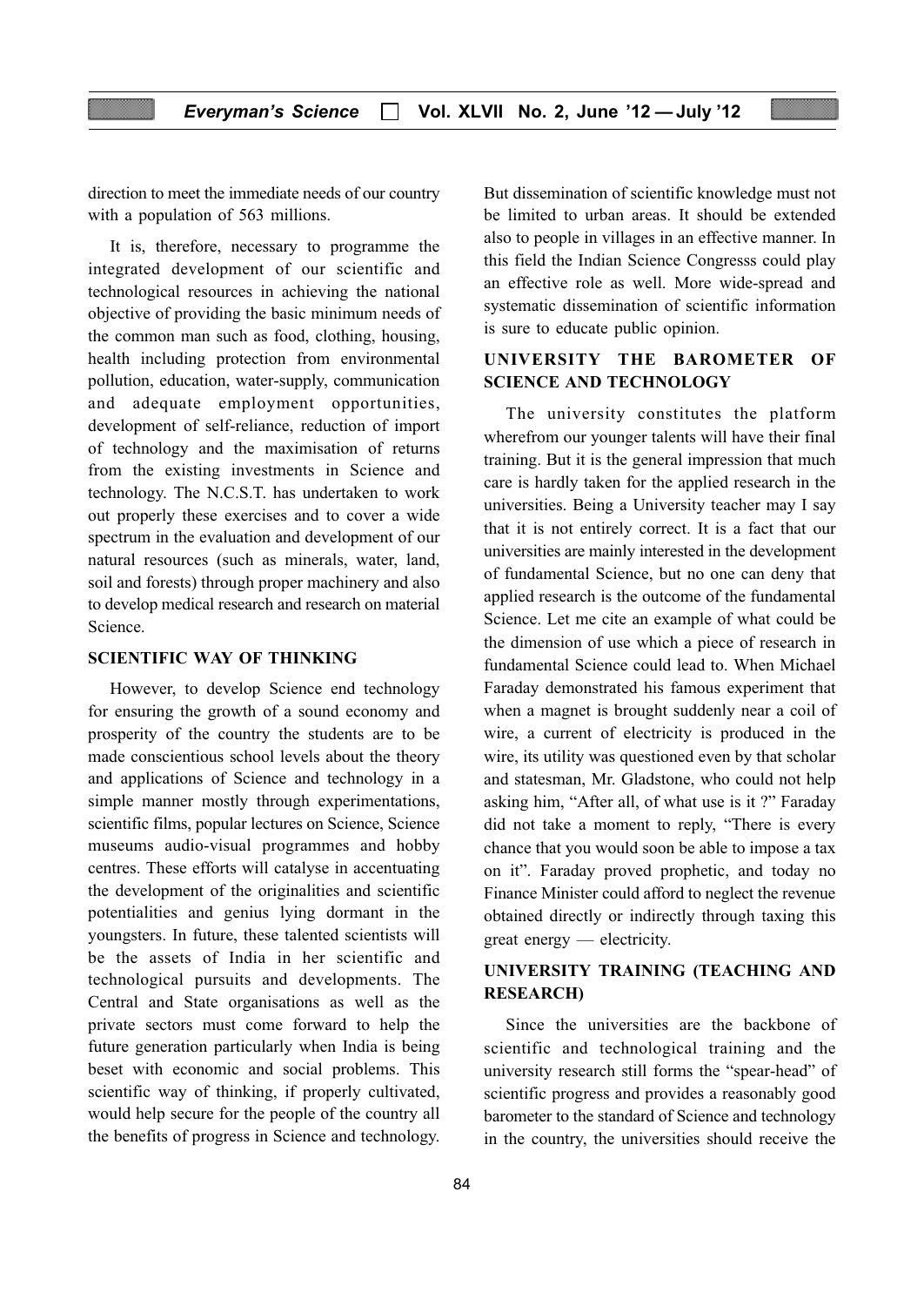direction to meet the immediate needs of our country with a population of 563 millions.

It is, therefore, necessary to programme the integrated development of our scientific and technological resources in achieving the national objective of providing the basic minimum needs of the common man such as food, clothing, housing, health including protection from environmental pollution, education, water-supply, communication and adequate employment opportunities, development of self-reliance, reduction of import of technology and the maximisation of returns from the existing investments in Science and technology. The N.C.S.T. has undertaken to work out properly these exercises and to cover a wide spectrum in the evaluation and development of our natural resources (such as minerals, water, land, soil and forests) through proper machinery and also to develop medical research and research on material Science.

## SCIENTIFIC WAY OF THINKING

However, to develop Science end technology for ensuring the growth of a sound economy and prosperity of the country the students are to be made conscientious school levels about the theory and applications of Science and technology in a simple manner mostly through experimentations, scientific films, popular lectures on Science, Science museums audio-visual programmes and hobby centres. These efforts will catalyse in accentuating the development of the originalities and scientific potentialities and genius lying dormant in the youngsters. In future, these talented scientists will be the assets of India in her scientific and technological pursuits and developments. The Central and State organisations as well as the private sectors must come forward to help the future generation particularly when India is being beset with economic and social problems. This scientific way of thinking, if properly cultivated, would help secure for the people of the country all the benefits of progress in Science and technology.

But dissemination of scientific knowledge must not be limited to urban areas. It should be extended also to people in villages in an effective manner. In this field the Indian Science Congresss could play an effective role as well. More wide-spread and systematic dissemination of scientific information is sure to educate public opinion.

## UNIVERSITY THE BAROMETER OF SCIENCE AND TECHNOLOGY

The university constitutes the platform wherefrom our younger talents will have their final training. But it is the general impression that much care is hardly taken for the applied research in the universities. Being a University teacher may I say that it is not entirely correct. It is a fact that our universities are mainly interested in the development of fundamental Science, but no one can deny that applied research is the outcome of the fundamental Science. Let me cite an example of what could be the dimension of use which a piece of research in fundamental Science could lead to. When Michael Faraday demonstrated his famous experiment that when a magnet is brought suddenly near a coil of wire, a current of electricity is produced in the wire, its utility was questioned even by that scholar and statesman, Mr. Gladstone, who could not help asking him, "After all, of what use is it ?" Faraday did not take a moment to reply, "There is every chance that you would soon be able to impose a tax on it". Faraday proved prophetic, and today no Finance Minister could afford to neglect the revenue obtained directly or indirectly through taxing this great energy — electricity.

## UNIVERSITY TRAINING (TEACHING AND RESEARCH)

Since the universities are the backbone of scientific and technological training and the university research still forms the "spear-head" of scientific progress and provides a reasonably good barometer to the standard of Science and technology in the country, the universities should receive the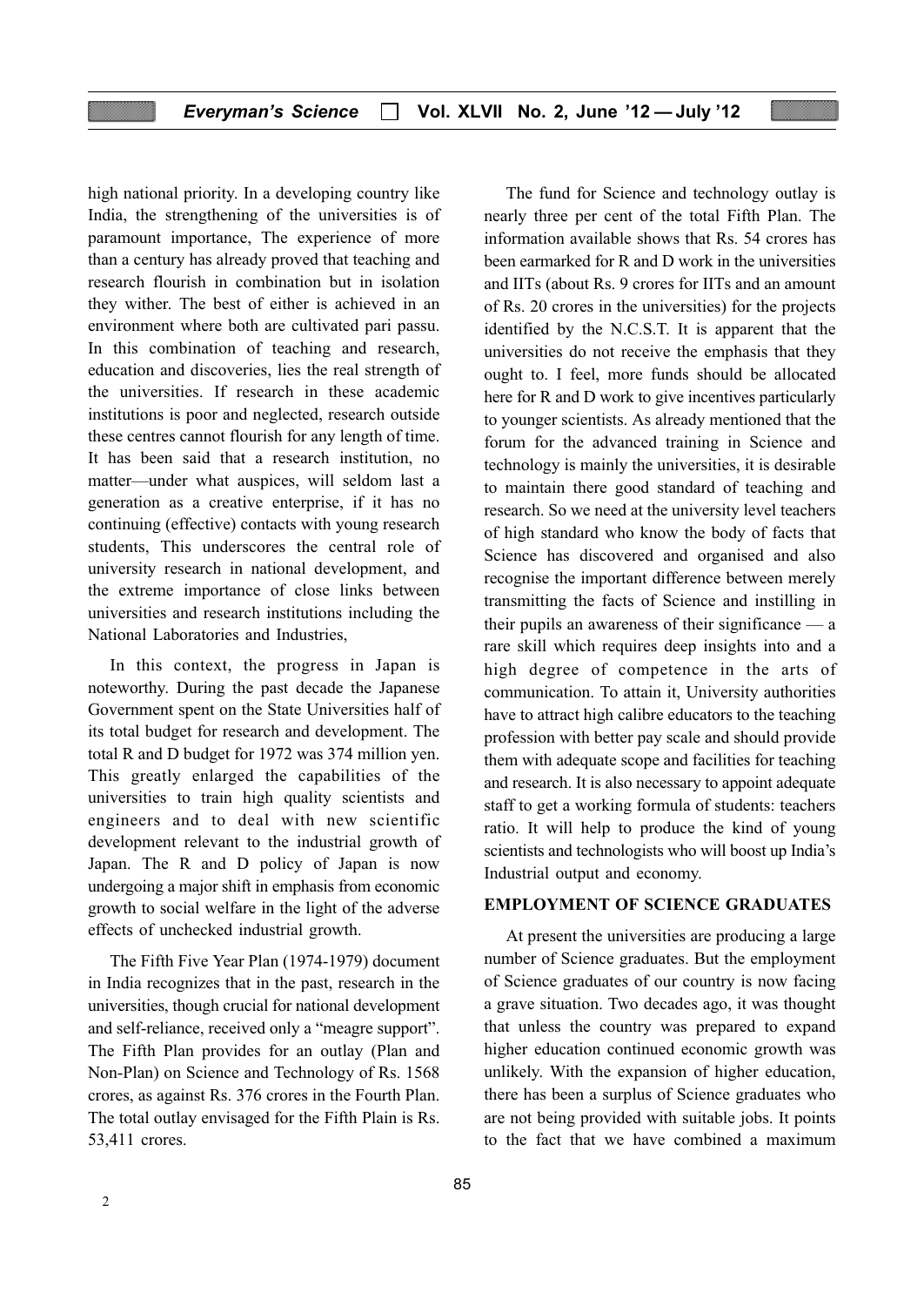high national priority. In a developing country like India, the strengthening of the universities is of paramount importance, The experience of more than a century has already proved that teaching and research flourish in combination but in isolation they wither. The best of either is achieved in an environment where both are cultivated pari passu. In this combination of teaching and research, education and discoveries, lies the real strength of the universities. If research in these academic institutions is poor and neglected, research outside these centres cannot flourish for any length of time. It has been said that a research institution, no matter—under what auspices, will seldom last a generation as a creative enterprise, if it has no continuing (effective) contacts with young research students, This underscores the central role of university research in national development, and the extreme importance of close links between universities and research institutions including the National Laboratories and Industries,

In this context, the progress in Japan is noteworthy. During the past decade the Japanese Government spent on the State Universities half of its total budget for research and development. The total R and D budget for 1972 was 374 million yen. This greatly enlarged the capabilities of the universities to train high quality scientists and engineers and to deal with new scientific development relevant to the industrial growth of Japan. The R and D policy of Japan is now undergoing a major shift in emphasis from economic growth to social welfare in the light of the adverse effects of unchecked industrial growth.

The Fifth Five Year Plan (1974-1979) document in India recognizes that in the past, research in the universities, though crucial for national development and self-reliance, received only a "meagre support". The Fifth Plan provides for an outlay (Plan and Non-Plan) on Science and Technology of Rs. 1568 crores, as against Rs. 376 crores in the Fourth Plan. The total outlay envisaged for the Fifth Plain is Rs. 53,411 crores.

The fund for Science and technology outlay is nearly three per cent of the total Fifth Plan. The information available shows that Rs. 54 crores has been earmarked for R and D work in the universities and IITs (about Rs. 9 crores for IITs and an amount of Rs. 20 crores in the universities) for the projects identified by the N.C.S.T. It is apparent that the universities do not receive the emphasis that they ought to. I feel, more funds should be allocated here for R and D work to give incentives particularly to younger scientists. As already mentioned that the forum for the advanced training in Science and technology is mainly the universities, it is desirable to maintain there good standard of teaching and research. So we need at the university level teachers of high standard who know the body of facts that Science has discovered and organised and also recognise the important difference between merely transmitting the facts of Science and instilling in their pupils an awareness of their significance — a rare skill which requires deep insights into and a high degree of competence in the arts of communication. To attain it, University authorities have to attract high calibre educators to the teaching profession with better pay scale and should provide them with adequate scope and facilities for teaching and research. It is also necessary to appoint adequate staff to get a working formula of students: teachers ratio. It will help to produce the kind of young scientists and technologists who will boost up India's Industrial output and economy.

## EMPLOYMENT OF SCIENCE GRADUATES

At present the universities are producing a large number of Science graduates. But the employment of Science graduates of our country is now facing a grave situation. Two decades ago, it was thought that unless the country was prepared to expand higher education continued economic growth was unlikely. With the expansion of higher education, there has been a surplus of Science graduates who are not being provided with suitable jobs. It points to the fact that we have combined a maximum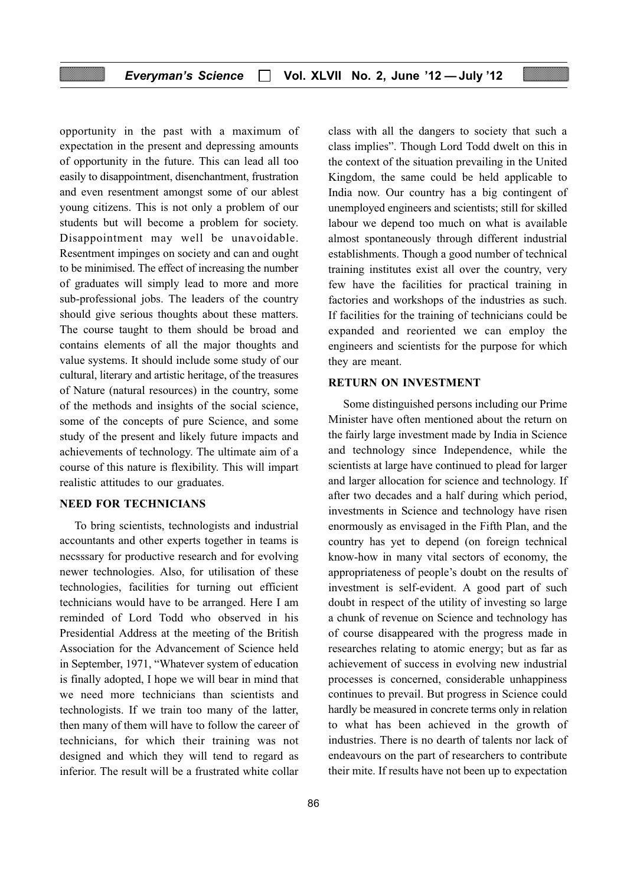opportunity in the past with a maximum of expectation in the present and depressing amounts of opportunity in the future. This can lead all too easily to disappointment, disenchantment, frustration and even resentment amongst some of our ablest young citizens. This is not only a problem of our students but will become a problem for society. Disappointment may well be unavoidable. Resentment impinges on society and can and ought to be minimised. The effect of increasing the number of graduates will simply lead to more and more sub-professional jobs. The leaders of the country should give serious thoughts about these matters. The course taught to them should be broad and contains elements of all the major thoughts and value systems. It should include some study of our cultural, literary and artistic heritage, of the treasures of Nature (natural resources) in the country, some of the methods and insights of the social science, some of the concepts of pure Science, and some study of the present and likely future impacts and achievements of technology. The ultimate aim of a course of this nature is flexibility. This will impart realistic attitudes to our graduates.

## NEED FOR TECHNICIANS

To bring scientists, technologists and industrial accountants and other experts together in teams is necsssary for productive research and for evolving newer technologies. Also, for utilisation of these technologies, facilities for turning out efficient technicians would have to be arranged. Here I am reminded of Lord Todd who observed in his Presidential Address at the meeting of the British Association for the Advancement of Science held in September, 1971, "Whatever system of education is finally adopted, I hope we will bear in mind that we need more technicians than scientists and technologists. If we train too many of the latter, then many of them will have to follow the career of technicians, for which their training was not designed and which they will tend to regard as inferior. The result will be a frustrated white collar class with all the dangers to society that such a class implies". Though Lord Todd dwelt on this in the context of the situation prevailing in the United Kingdom, the same could be held applicable to India now. Our country has a big contingent of unemployed engineers and scientists; still for skilled labour we depend too much on what is available almost spontaneously through different industrial establishments. Though a good number of technical training institutes exist all over the country, very few have the facilities for practical training in factories and workshops of the industries as such. If facilities for the training of technicians could be expanded and reoriented we can employ the engineers and scientists for the purpose for which they are meant.

## RETURN ON INVESTMENT

Some distinguished persons including our Prime Minister have often mentioned about the return on the fairly large investment made by India in Science and technology since Independence, while the scientists at large have continued to plead for larger and larger allocation for science and technology. If after two decades and a half during which period, investments in Science and technology have risen enormously as envisaged in the Fifth Plan, and the country has yet to depend (on foreign technical know-how in many vital sectors of economy, the appropriateness of people's doubt on the results of investment is self-evident. A good part of such doubt in respect of the utility of investing so large a chunk of revenue on Science and technology has of course disappeared with the progress made in researches relating to atomic energy; but as far as achievement of success in evolving new industrial processes is concerned, considerable unhappiness continues to prevail. But progress in Science could hardly be measured in concrete terms only in relation to what has been achieved in the growth of industries. There is no dearth of talents nor lack of endeavours on the part of researchers to contribute their mite. If results have not been up to expectation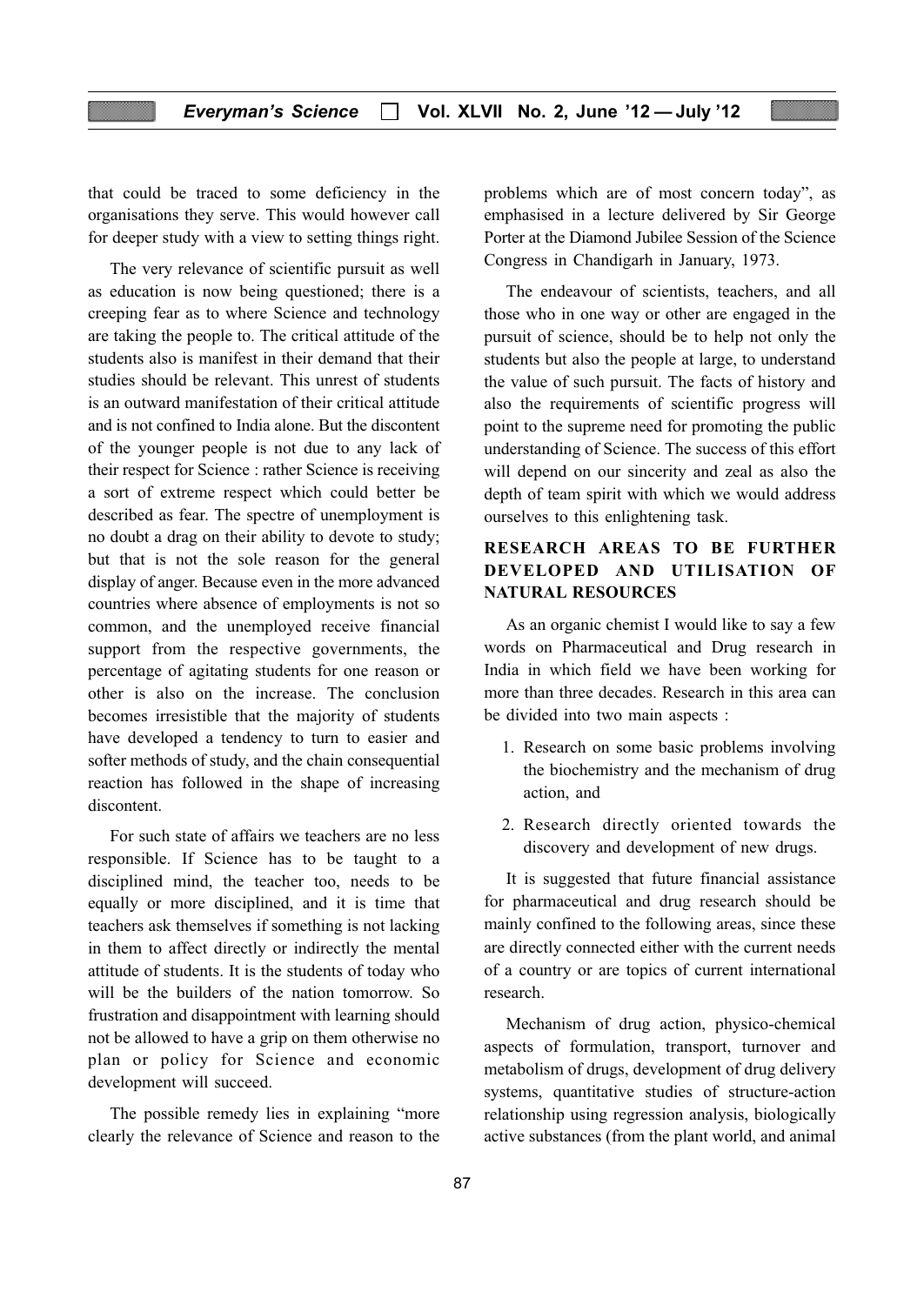that could be traced to some deficiency in the organisations they serve. This would however call for deeper study with a view to setting things right.

The very relevance of scientific pursuit as well as education is now being questioned; there is a creeping fear as to where Science and technology are taking the people to. The critical attitude of the students also is manifest in their demand that their studies should be relevant. This unrest of students is an outward manifestation of their critical attitude and is not confined to India alone. But the discontent of the younger people is not due to any lack of their respect for Science : rather Science is receiving a sort of extreme respect which could better be described as fear. The spectre of unemployment is no doubt a drag on their ability to devote to study; but that is not the sole reason for the general display of anger. Because even in the more advanced countries where absence of employments is not so common, and the unemployed receive financial support from the respective governments, the percentage of agitating students for one reason or other is also on the increase. The conclusion becomes irresistible that the majority of students have developed a tendency to turn to easier and softer methods of study, and the chain consequential reaction has followed in the shape of increasing discontent.

For such state of affairs we teachers are no less responsible. If Science has to be taught to a disciplined mind, the teacher too, needs to be equally or more disciplined, and it is time that teachers ask themselves if something is not lacking in them to affect directly or indirectly the mental attitude of students. It is the students of today who will be the builders of the nation tomorrow. So frustration and disappointment with learning should not be allowed to have a grip on them otherwise no plan or policy for Science and economic development will succeed.

The possible remedy lies in explaining "more clearly the relevance of Science and reason to the problems which are of most concern today", as emphasised in a lecture delivered by Sir George Porter at the Diamond Jubilee Session of the Science Congress in Chandigarh in January, 1973.

The endeavour of scientists, teachers, and all those who in one way or other are engaged in the pursuit of science, should be to help not only the students but also the people at large, to understand the value of such pursuit. The facts of history and also the requirements of scientific progress will point to the supreme need for promoting the public understanding of Science. The success of this effort will depend on our sincerity and zeal as also the depth of team spirit with which we would address ourselves to this enlightening task.

## RESEARCH AREAS TO BE FURTHER DEVELOPED AND UTILISATION OF NATURAL RESOURCES

As an organic chemist I would like to say a few words on Pharmaceutical and Drug research in India in which field we have been working for more than three decades. Research in this area can be divided into two main aspects :

1. Research on some basic problems involving the biochemistry and the mechanism of drug action, and
2. Research directly oriented towards the discovery and development of new drugs.

It is suggested that future financial assistance for pharmaceutical and drug research should be mainly confined to the following areas, since these are directly connected either with the current needs of a country or are topics of current international research.

Mechanism of drug action, physico-chemical aspects of formulation, transport, turnover and metabolism of drugs, development of drug delivery systems, quantitative studies of structure-action relationship using regression analysis, biologically active substances (from the plant world, and animal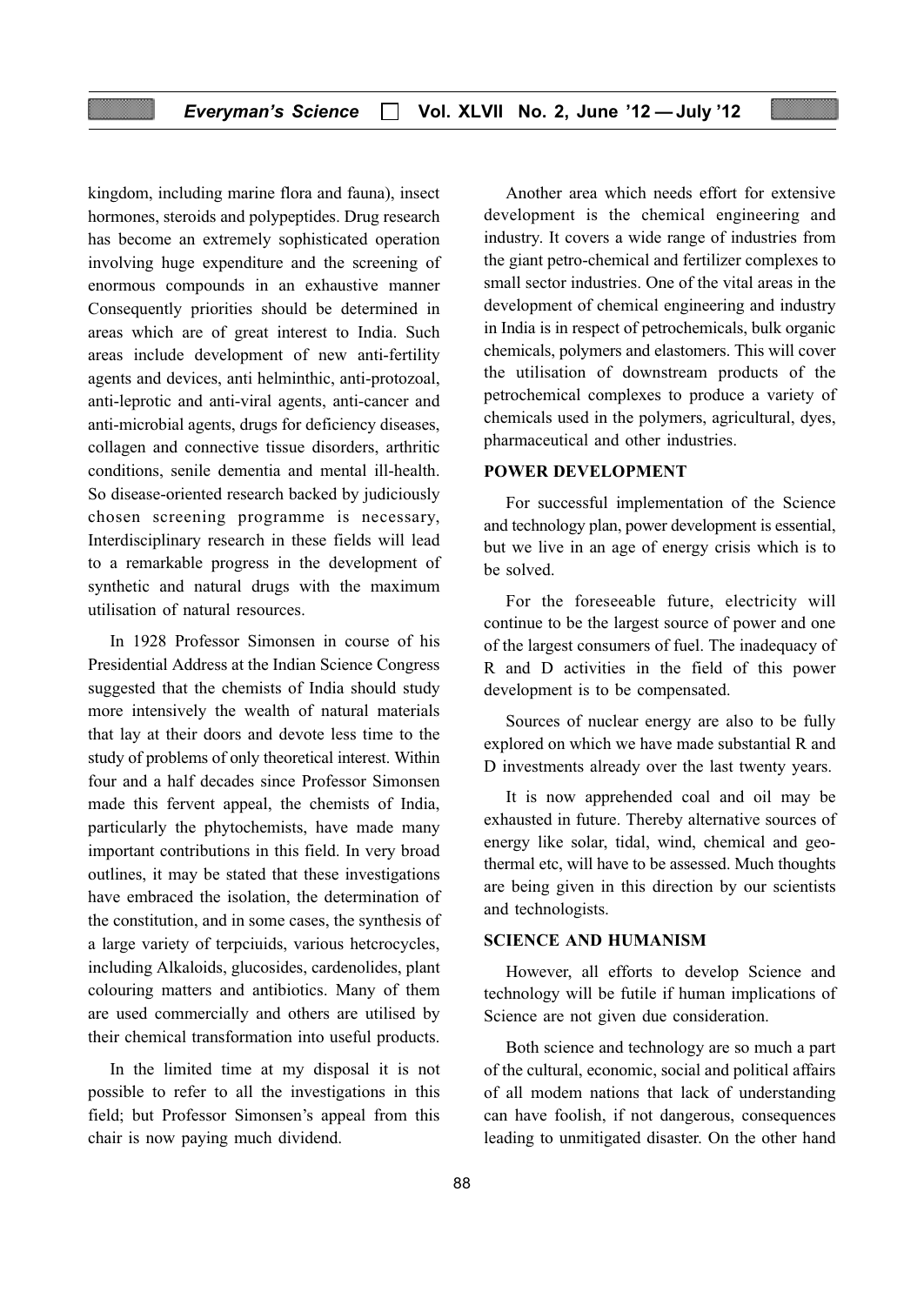kingdom, including marine flora and fauna), insect hormones, steroids and polypeptides. Drug research has become an extremely sophisticated operation involving huge expenditure and the screening of enormous compounds in an exhaustive manner Consequently priorities should be determined in areas which are of great interest to India. Such areas include development of new anti-fertility agents and devices, anti helminthic, anti-protozoal, anti-leprotic and anti-viral agents, anti-cancer and anti-microbial agents, drugs for deficiency diseases, collagen and connective tissue disorders, arthritic conditions, senile dementia and mental ill-health. So disease-oriented research backed by judiciously chosen screening programme is necessary, Interdisciplinary research in these fields will lead to a remarkable progress in the development of synthetic and natural drugs with the maximum utilisation of natural resources.

In 1928 Professor Simonsen in course of his Presidential Address at the Indian Science Congress suggested that the chemists of India should study more intensively the wealth of natural materials that lay at their doors and devote less time to the study of problems of only theoretical interest. Within four and a half decades since Professor Simonsen made this fervent appeal, the chemists of India, particularly the phytochemists, have made many important contributions in this field. In very broad outlines, it may be stated that these investigations have embraced the isolation, the determination of the constitution, and in some cases, the synthesis of a large variety of terpciuids, various hetcrocycles, including Alkaloids, glucosides, cardenolides, plant colouring matters and antibiotics. Many of them are used commercially and others are utilised by their chemical transformation into useful products.

In the limited time at my disposal it is not possible to refer to all the investigations in this field; but Professor Simonsen's appeal from this chair is now paying much dividend.

Another area which needs effort for extensive development is the chemical engineering and industry. It covers a wide range of industries from the giant petro-chemical and fertilizer complexes to small sector industries. One of the vital areas in the development of chemical engineering and industry in India is in respect of petrochemicals, bulk organic chemicals, polymers and elastomers. This will cover the utilisation of downstream products of the petrochemical complexes to produce a variety of chemicals used in the polymers, agricultural, dyes, pharmaceutical and other industries.

## POWER DEVELOPMENT

For successful implementation of the Science and technology plan, power development is essential, but we live in an age of energy crisis which is to be solved.

For the foreseeable future, electricity will continue to be the largest source of power and one of the largest consumers of fuel. The inadequacy of R and D activities in the field of this power development is to be compensated.

Sources of nuclear energy are also to be fully explored on which we have made substantial R and D investments already over the last twenty years.

It is now apprehended coal and oil may be exhausted in future. Thereby alternative sources of energy like solar, tidal, wind, chemical and geo-thermal etc, will have to be assessed. Much thoughts are being given in this direction by our scientists and technologists.

## SCIENCE AND HUMANISM

However, all efforts to develop Science and technology will be futile if human implications of Science are not given due consideration.

Both science and technology are so much a part of the cultural, economic, social and political affairs of all modem nations that lack of understanding can have foolish, if not dangerous, consequences leading to unmitigated disaster. On the other hand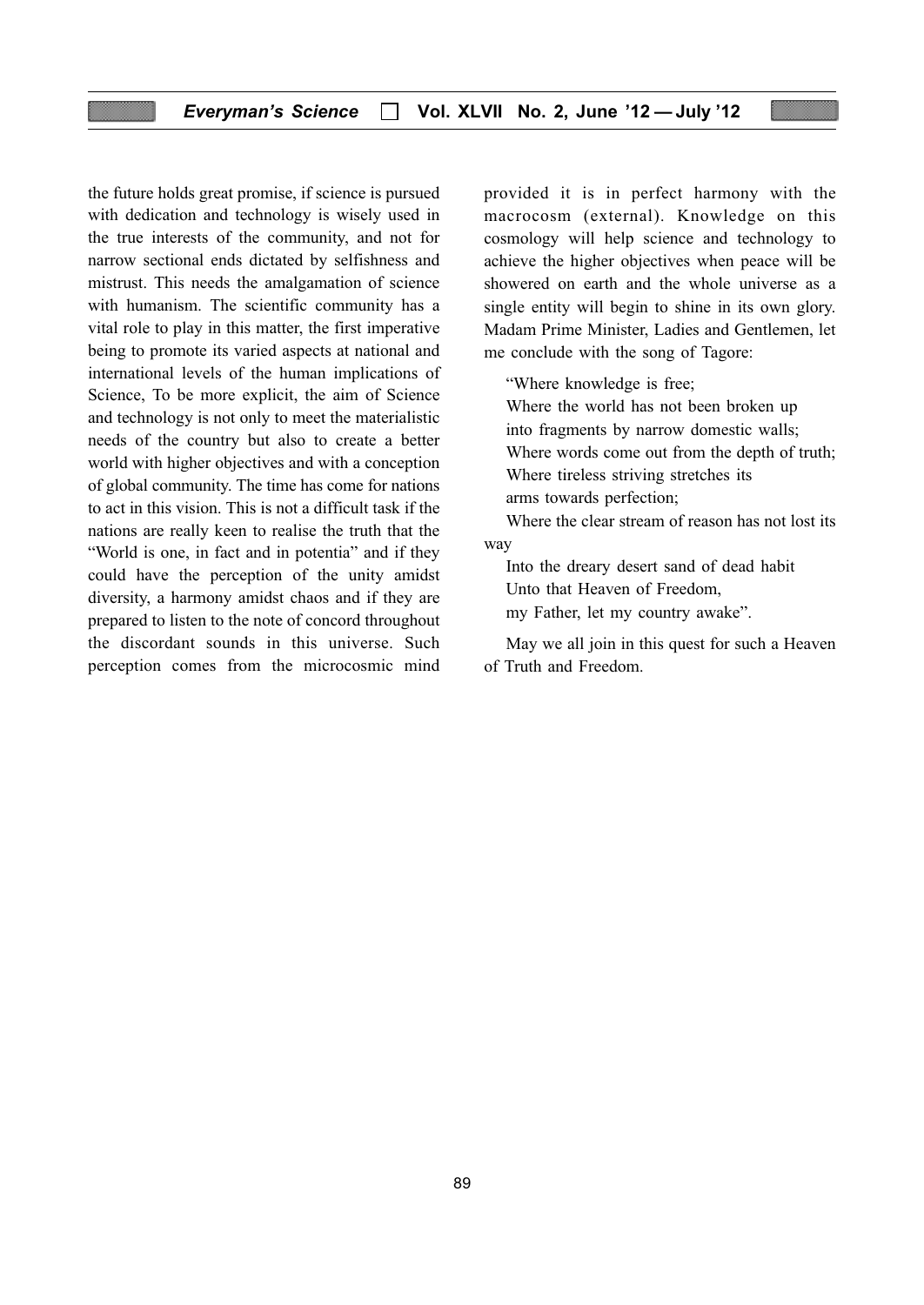the future holds great promise, if science is pursued with dedication and technology is wisely used in the true interests of the community, and not for narrow sectional ends dictated by selfishness and mistrust. This needs the amalgamation of science with humanism. The scientific community has a vital role to play in this matter, the first imperative being to promote its varied aspects at national and international levels of the human implications of Science, To be more explicit, the aim of Science and technology is not only to meet the materialistic needs of the country but also to create a better world with higher objectives and with a conception of global community. The time has come for nations to act in this vision. This is not a difficult task if the nations are really keen to realise the truth that the "World is one, in fact and in potentia" and if they could have the perception of the unity amidst diversity, a harmony amidst chaos and if they are prepared to listen to the note of concord throughout the discordant sounds in this universe. Such perception comes from the microcosmic mind provided it is in perfect harmony with the macrocosm (external). Knowledge on this cosmology will help science and technology to achieve the higher objectives when peace will be showered on earth and the whole universe as a single entity will begin to shine in its own glory. Madam Prime Minister, Ladies and Gentlemen, let me conclude with the song of Tagore:

"Where knowledge is free;
Where the world has not been broken up
into fragments by narrow domestic walls;
Where words come out from the depth of truth;
Where tireless striving stretches its
arms towards perfection;
Where the clear stream of reason has not lost its way
Into the dreary desert sand of dead habit
Unto that Heaven of Freedom,
my Father, let my country awake".

May we all join in this quest for such a Heaven of Truth and Freedom.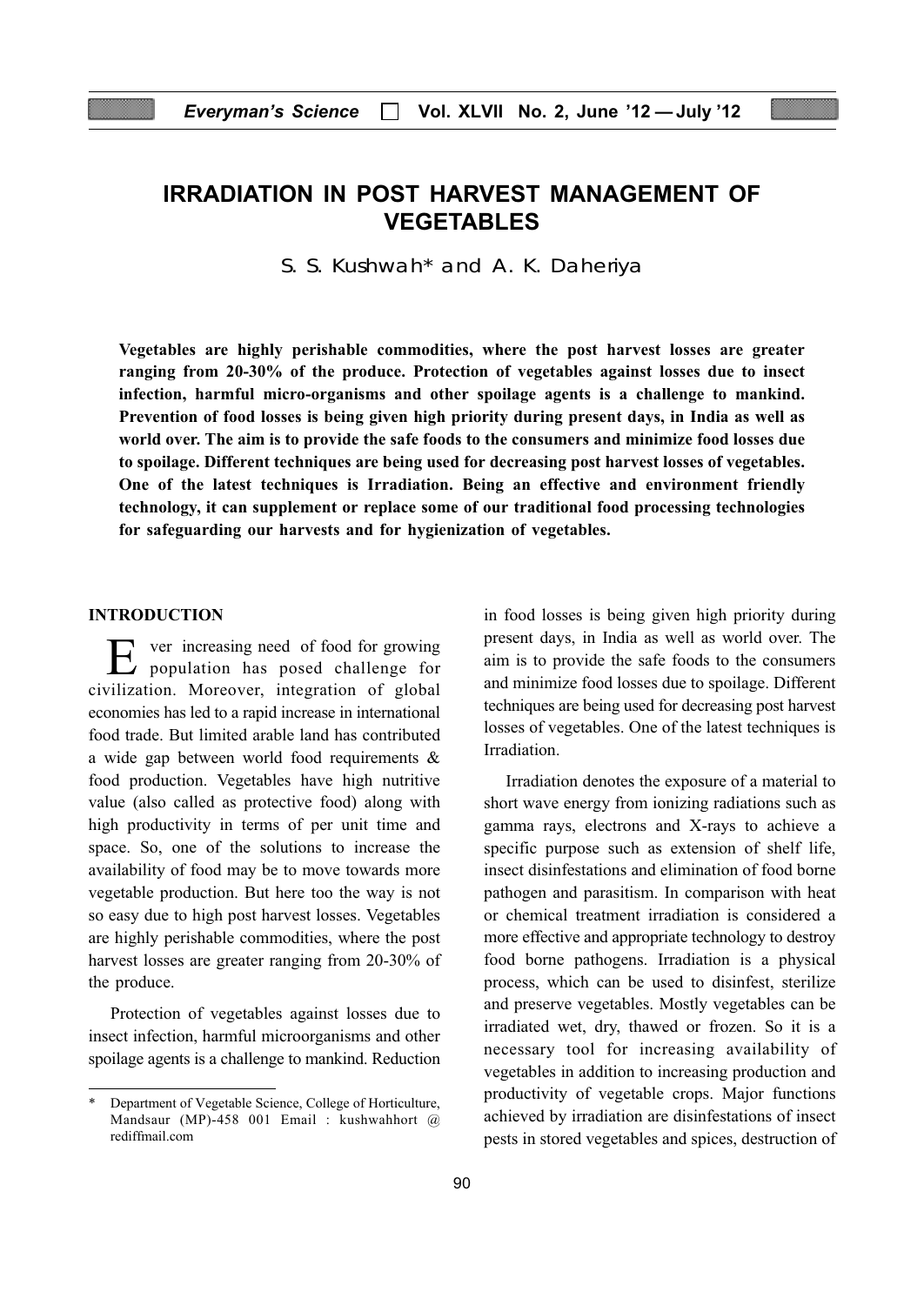# IRRADIATION IN POST HARVEST MANAGEMENT OF VEGETABLES

S. S. Kushwah* and A. K. Daheriya

**Vegetables are highly perishable commodities, where the post harvest losses are greater ranging from 20-30% of the produce. Protection of vegetables against losses due to insect infection, harmful micro-organisms and other spoilage agents is a challenge to mankind. Prevention of food losses is being given high priority during present days, in India as well as world over. The aim is to provide the safe foods to the consumers and minimize food losses due to spoilage. Different techniques are being used for decreasing post harvest losses of vegetables. One of the latest techniques is Irradiation. Being an effective and environment friendly technology, it can supplement or replace some of our traditional food processing technologies for safeguarding our harvests and for hygienization of vegetables.**

## INTRODUCTION

Ever increasing need of food for growing population has posed challenge for civilization. Moreover, integration of global economies has led to a rapid increase in international food trade. But limited arable land has contributed a wide gap between world food requirements & food production. Vegetables have high nutritive value (also called as protective food) along with high productivity in terms of per unit time and space. So, one of the solutions to increase the availability of food may be to move towards more vegetable production. But here too the way is not so easy due to high post harvest losses. Vegetables are highly perishable commodities, where the post harvest losses are greater ranging from 20-30% of the produce.

Protection of vegetables against losses due to insect infection, harmful microorganisms and other spoilage agents is a challenge to mankind. Reduction in food losses is being given high priority during present days, in India as well as world over. The aim is to provide the safe foods to the consumers and minimize food losses due to spoilage. Different techniques are being used for decreasing post harvest losses of vegetables. One of the latest techniques is Irradiation.

Irradiation denotes the exposure of a material to short wave energy from ionizing radiations such as gamma rays, electrons and X-rays to achieve a specific purpose such as extension of shelf life, insect disinfestations and elimination of food borne pathogen and parasitism. In comparison with heat or chemical treatment irradiation is considered a more effective and appropriate technology to destroy food borne pathogens. Irradiation is a physical process, which can be used to disinfest, sterilize and preserve vegetables. Mostly vegetables can be irradiated wet, dry, thawed or frozen. So it is a necessary tool for increasing availability of vegetables in addition to increasing production and productivity of vegetable crops. Major functions achieved by irradiation are disinfestations of insect pests in stored vegetables and spices, destruction of

---

\* Department of Vegetable Science, College of Horticulture, Mandsaur (MP)-458 001 Email : kushwahhort @ rediffmail.com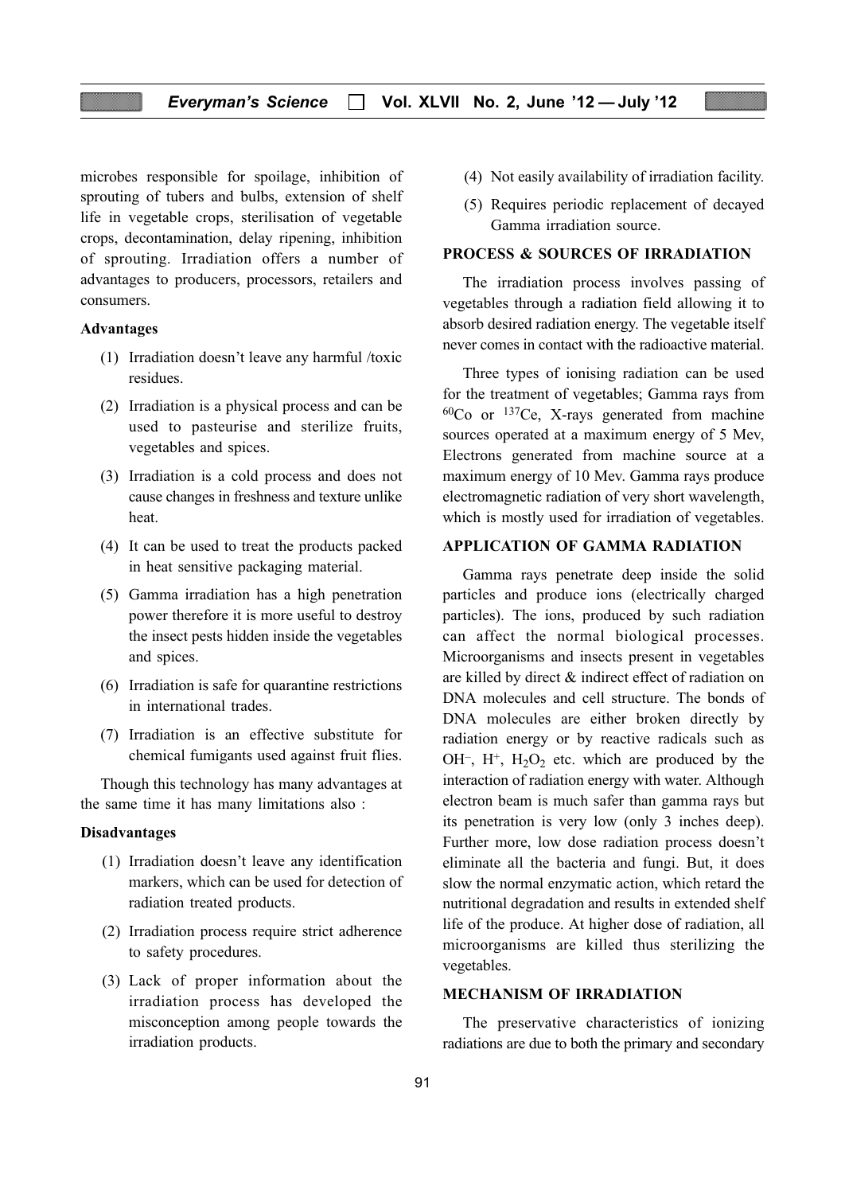microbes responsible for spoilage, inhibition of sprouting of tubers and bulbs, extension of shelf life in vegetable crops, sterilisation of vegetable crops, decontamination, delay ripening, inhibition of sprouting. Irradiation offers a number of advantages to producers, processors, retailers and consumers.

**Advantages**

(1) Irradiation doesn't leave any harmful /toxic residues.

(2) Irradiation is a physical process and can be used to pasteurise and sterilize fruits, vegetables and spices.

(3) Irradiation is a cold process and does not cause changes in freshness and texture unlike heat.

(4) It can be used to treat the products packed in heat sensitive packaging material.

(5) Gamma irradiation has a high penetration power therefore it is more useful to destroy the insect pests hidden inside the vegetables and spices.

(6) Irradiation is safe for quarantine restrictions in international trades.

(7) Irradiation is an effective substitute for chemical fumigants used against fruit flies.

Though this technology has many advantages at the same time it has many limitations also :

**Disadvantages**

(1) Irradiation doesn't leave any identification markers, which can be used for detection of radiation treated products.

(2) Irradiation process require strict adherence to safety procedures.

(3) Lack of proper information about the irradiation process has developed the misconception among people towards the irradiation products.

(4) Not easily availability of irradiation facility.

(5) Requires periodic replacement of decayed Gamma irradiation source.

## PROCESS & SOURCES OF IRRADIATION

The irradiation process involves passing of vegetables through a radiation field allowing it to absorb desired radiation energy. The vegetable itself never comes in contact with the radioactive material.

Three types of ionising radiation can be used for the treatment of vegetables; Gamma rays from $^{60}Co$ or $^{137}Ce$, X-rays generated from machine sources operated at a maximum energy of 5 Mev, Electrons generated from machine source at a maximum energy of 10 Mev. Gamma rays produce electromagnetic radiation of very short wavelength, which is mostly used for irradiation of vegetables.

## APPLICATION OF GAMMA RADIATION

Gamma rays penetrate deep inside the solid particles and produce ions (electrically charged particles). The ions, produced by such radiation can affect the normal biological processes. Microorganisms and insects present in vegetables are killed by direct & indirect effect of radiation on DNA molecules and cell structure. The bonds of DNA molecules are either broken directly by radiation energy or by reactive radicals such as $OH^-$, $H^+$, $H_2O_2$ etc. which are produced by the interaction of radiation energy with water. Although electron beam is much safer than gamma rays but its penetration is very low (only 3 inches deep). Further more, low dose radiation process doesn't eliminate all the bacteria and fungi. But, it does slow the normal enzymatic action, which retard the nutritional degradation and results in extended shelf life of the produce. At higher dose of radiation, all microorganisms are killed thus sterilizing the vegetables.

## MECHANISM OF IRRADIATION

The preservative characteristics of ionizing radiations are due to both the primary and secondary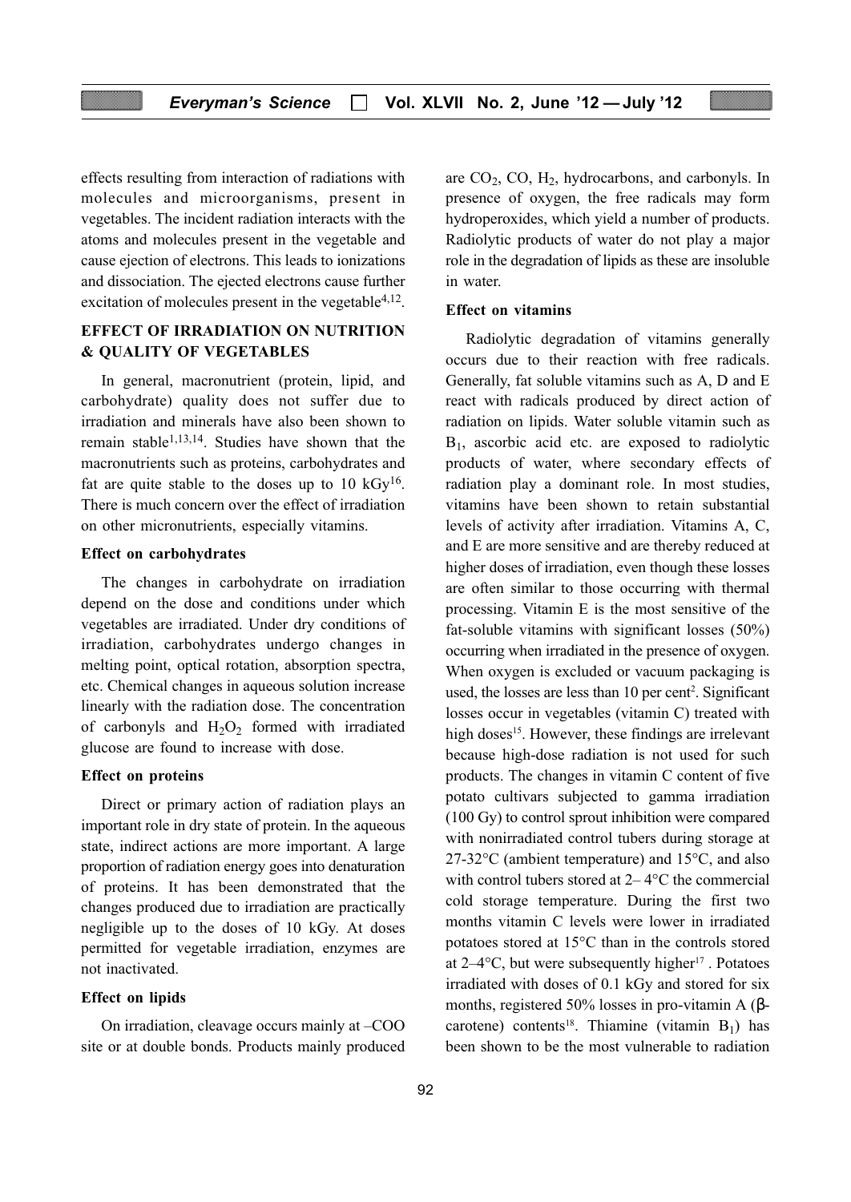effects resulting from interaction of radiations with molecules and microorganisms, present in vegetables. The incident radiation interacts with the atoms and molecules present in the vegetable and cause ejection of electrons. This leads to ionizations and dissociation. The ejected electrons cause further excitation of molecules present in the vegetable[4,12].

## EFFECT OF IRRADIATION ON NUTRITION & QUALITY OF VEGETABLES

In general, macronutrient (protein, lipid, and carbohydrate) quality does not suffer due to irradiation and minerals have also been shown to remain stable[1,13,14]. Studies have shown that the macronutrients such as proteins, carbohydrates and fat are quite stable to the doses up to 10 kGy[16]. There is much concern over the effect of irradiation on other micronutrients, especially vitamins.

### Effect on carbohydrates

The changes in carbohydrate on irradiation depend on the dose and conditions under which vegetables are irradiated. Under dry conditions of irradiation, carbohydrates undergo changes in melting point, optical rotation, absorption spectra, etc. Chemical changes in aqueous solution increase linearly with the radiation dose. The concentration of carbonyls and $H_2O_2$ formed with irradiated glucose are found to increase with dose.

### Effect on proteins

Direct or primary action of radiation plays an important role in dry state of protein. In the aqueous state, indirect actions are more important. A large proportion of radiation energy goes into denaturation of proteins. It has been demonstrated that the changes produced due to irradiation are practically negligible up to the doses of 10 kGy. At doses permitted for vegetable irradiation, enzymes are not inactivated.

### Effect on lipids

On irradiation, cleavage occurs mainly at –COO site or at double bonds. Products mainly produced are $CO_2$, CO, $H_2$, hydrocarbons, and carbonyls. In presence of oxygen, the free radicals may form hydroperoxides, which yield a number of products. Radiolytic products of water do not play a major role in the degradation of lipids as these are insoluble in water.

### Effect on vitamins

Radiolytic degradation of vitamins generally occurs due to their reaction with free radicals. Generally, fat soluble vitamins such as A, D and E react with radicals produced by direct action of radiation on lipids. Water soluble vitamin such as $B_1$, ascorbic acid etc. are exposed to radiolytic products of water, where secondary effects of radiation play a dominant role. In most studies, vitamins have been shown to retain substantial levels of activity after irradiation. Vitamins A, C, and E are more sensitive and are thereby reduced at higher doses of irradiation, even though these losses are often similar to those occurring with thermal processing. Vitamin E is the most sensitive of the fat-soluble vitamins with significant losses (50%) occurring when irradiated in the presence of oxygen. When oxygen is excluded or vacuum packaging is used, the losses are less than 10 per cent[2]. Significant losses occur in vegetables (vitamin C) treated with high doses[15]. However, these findings are irrelevant because high-dose radiation is not used for such products. The changes in vitamin C content of five potato cultivars subjected to gamma irradiation (100 Gy) to control sprout inhibition were compared with nonirradiated control tubers during storage at 27-32°C (ambient temperature) and 15°C, and also with control tubers stored at 2– 4°C the commercial cold storage temperature. During the first two months vitamin C levels were lower in irradiated potatoes stored at 15°C than in the controls stored at 2–4°C, but were subsequently higher[17] . Potatoes irradiated with doses of 0.1 kGy and stored for six months, registered 50% losses in pro-vitamin A (β-carotene) contents[18]. Thiamine (vitamin $B_1$) has been shown to be the most vulnerable to radiation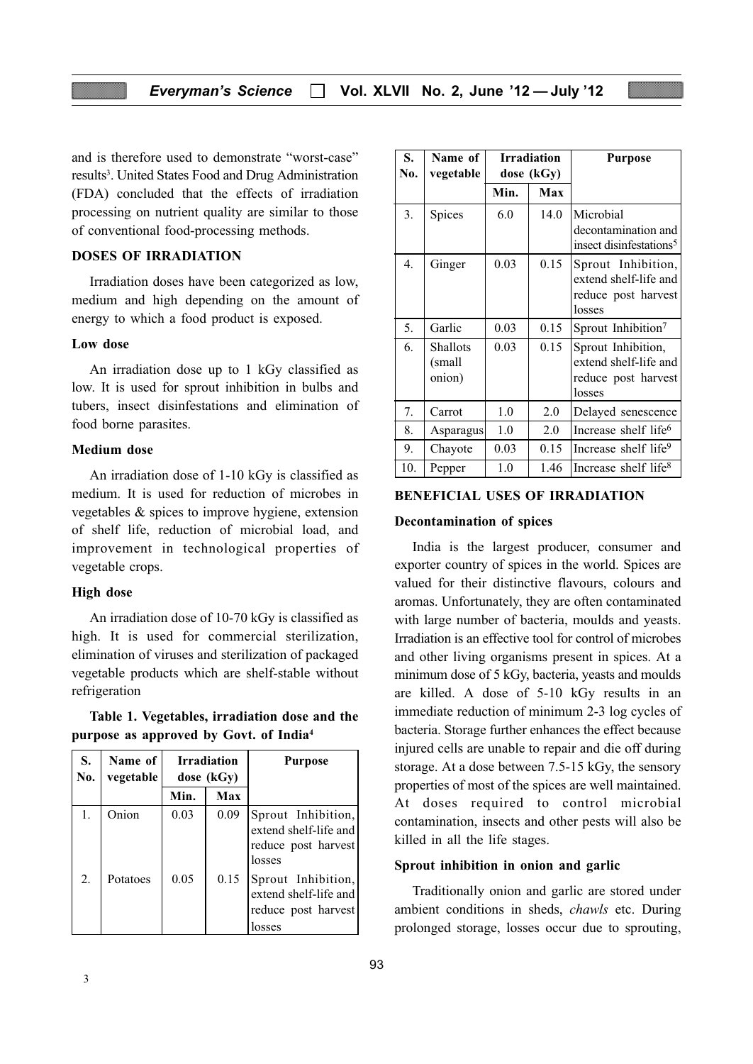and is therefore used to demonstrate "worst-case" results[3]. United States Food and Drug Administration (FDA) concluded that the effects of irradiation processing on nutrient quality are similar to those of conventional food-processing methods.

## DOSES OF IRRADIATION

Irradiation doses have been categorized as low, medium and high depending on the amount of energy to which a food product is exposed.

### Low dose

An irradiation dose up to 1 kGy classified as low. It is used for sprout inhibition in bulbs and tubers, insect disinfestations and elimination of food borne parasites.

### Medium dose

An irradiation dose of 1-10 kGy is classified as medium. It is used for reduction of microbes in vegetables & spices to improve hygiene, extension of shelf life, reduction of microbial load, and improvement in technological properties of vegetable crops.

### High dose

An irradiation dose of 10-70 kGy is classified as high. It is used for commercial sterilization, elimination of viruses and sterilization of packaged vegetable products which are shelf-stable without refrigeration

**Table 1. Vegetables, irradiation dose and the purpose as approved by Govt. of India[4]**

| S. No. | Name of vegetable | Irradiation dose (kGy) | | Purpose |
|---|---|---|---|---|
| | | Min. | Max | |
| 1. | Onion | 0.03 | 0.09 | Sprout Inhibition, extend shelf-life and reduce post harvest losses |
| 2. | Potatoes | 0.05 | 0.15 | Sprout Inhibition, extend shelf-life and reduce post harvest losses |
| 3. | Spices | 6.0 | 14.0 | Microbial decontamination and insect disinfestations[5] |
| 4. | Ginger | 0.03 | 0.15 | Sprout Inhibition, extend shelf-life and reduce post harvest losses |
| 5. | Garlic | 0.03 | 0.15 | Sprout Inhibition[7] |
| 6. | Shallots (small onion) | 0.03 | 0.15 | Sprout Inhibition, extend shelf-life and reduce post harvest losses |
| 7. | Carrot | 1.0 | 2.0 | Delayed senescence |
| 8. | Asparagus | 1.0 | 2.0 | Increase shelf life[6] |
| 9. | Chayote | 0.03 | 0.15 | Increase shelf life[9] |
| 10. | Pepper | 1.0 | 1.46 | Increase shelf life[8] |

## BENEFICIAL USES OF IRRADIATION

### Decontamination of spices

India is the largest producer, consumer and exporter country of spices in the world. Spices are valued for their distinctive flavours, colours and aromas. Unfortunately, they are often contaminated with large number of bacteria, moulds and yeasts. Irradiation is an effective tool for control of microbes and other living organisms present in spices. At a minimum dose of 5 kGy, bacteria, yeasts and moulds are killed. A dose of 5-10 kGy results in an immediate reduction of minimum 2-3 log cycles of bacteria. Storage further enhances the effect because injured cells are unable to repair and die off during storage. At a dose between 7.5-15 kGy, the sensory properties of most of the spices are well maintained. At doses required to control microbial contamination, insects and other pests will also be killed in all the life stages.

### Sprout inhibition in onion and garlic

Traditionally onion and garlic are stored under ambient conditions in sheds, *chawls* etc. During prolonged storage, losses occur due to sprouting,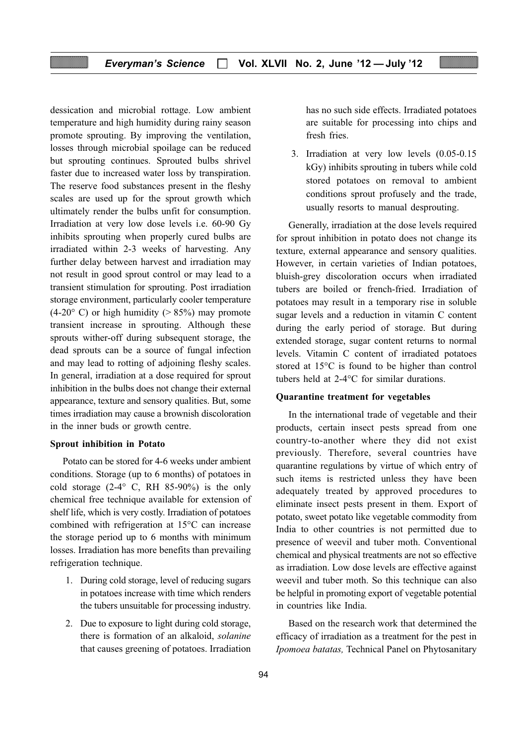dessication and microbial rottage. Low ambient temperature and high humidity during rainy season promote sprouting. By improving the ventilation, losses through microbial spoilage can be reduced but sprouting continues. Sprouted bulbs shrivel faster due to increased water loss by transpiration. The reserve food substances present in the fleshy scales are used up for the sprout growth which ultimately render the bulbs unfit for consumption. Irradiation at very low dose levels i.e. 60-90 Gy inhibits sprouting when properly cured bulbs are irradiated within 2-3 weeks of harvesting. Any further delay between harvest and irradiation may not result in good sprout control or may lead to a transient stimulation for sprouting. Post irradiation storage environment, particularly cooler temperature (4-20° C) or high humidity (> 85%) may promote transient increase in sprouting. Although these sprouts wither-off during subsequent storage, the dead sprouts can be a source of fungal infection and may lead to rotting of adjoining fleshy scales. In general, irradiation at a dose required for sprout inhibition in the bulbs does not change their external appearance, texture and sensory qualities. But, some times irradiation may cause a brownish discoloration in the inner buds or growth centre.

**Sprout inhibition in Potato**

Potato can be stored for 4-6 weeks under ambient conditions. Storage (up to 6 months) of potatoes in cold storage (2-4° C, RH 85-90%) is the only chemical free technique available for extension of shelf life, which is very costly. Irradiation of potatoes combined with refrigeration at 15°C can increase the storage period up to 6 months with minimum losses. Irradiation has more benefits than prevailing refrigeration technique.

1. During cold storage, level of reducing sugars in potatoes increase with time which renders the tubers unsuitable for processing industry.
2. Due to exposure to light during cold storage, there is formation of an alkaloid, *solanine* that causes greening of potatoes. Irradiation has no such side effects. Irradiated potatoes are suitable for processing into chips and fresh fries.
3. Irradiation at very low levels (0.05-0.15 kGy) inhibits sprouting in tubers while cold stored potatoes on removal to ambient conditions sprout profusely and the trade, usually resorts to manual desprouting.

Generally, irradiation at the dose levels required for sprout inhibition in potato does not change its texture, external appearance and sensory qualities. However, in certain varieties of Indian potatoes, bluish-grey discoloration occurs when irradiated tubers are boiled or french-fried. Irradiation of potatoes may result in a temporary rise in soluble sugar levels and a reduction in vitamin C content during the early period of storage. But during extended storage, sugar content returns to normal levels. Vitamin C content of irradiated potatoes stored at 15°C is found to be higher than control tubers held at 2-4°C for similar durations.

**Quarantine treatment for vegetables**

In the international trade of vegetable and their products, certain insect pests spread from one country-to-another where they did not exist previously. Therefore, several countries have quarantine regulations by virtue of which entry of such items is restricted unless they have been adequately treated by approved procedures to eliminate insect pests present in them. Export of potato, sweet potato like vegetable commodity from India to other countries is not permitted due to presence of weevil and tuber moth. Conventional chemical and physical treatments are not so effective as irradiation. Low dose levels are effective against weevil and tuber moth. So this technique can also be helpful in promoting export of vegetable potential in countries like India.

Based on the research work that determined the efficacy of irradiation as a treatment for the pest in *Ipomoea batatas,* Technical Panel on Phytosanitary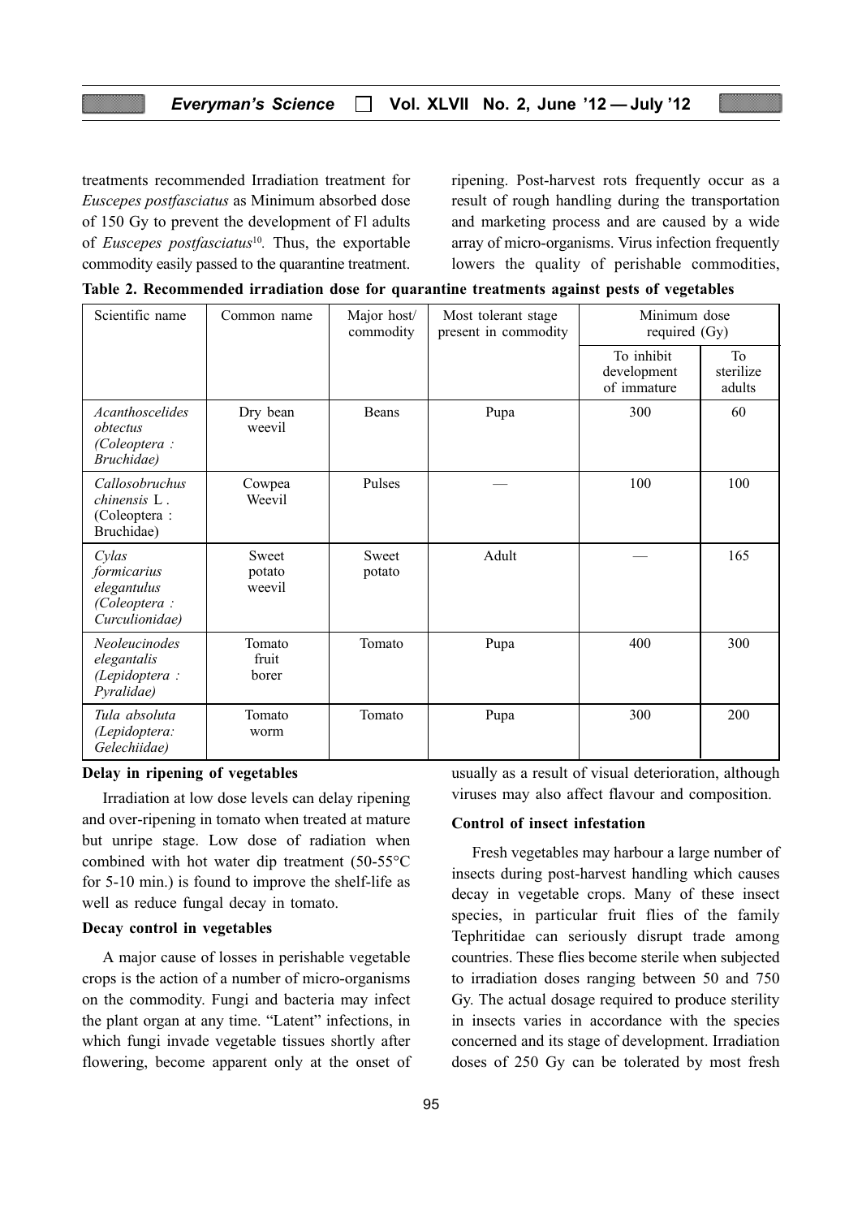treatments recommended Irradiation treatment for *Euscepes postfasciatus* as Minimum absorbed dose of 150 Gy to prevent the development of Fl adults of *Euscepes postfasciatus*[10]. Thus, the exportable commodity easily passed to the quarantine treatment.

ripening. Post-harvest rots frequently occur as a result of rough handling during the transportation and marketing process and are caused by a wide array of micro-organisms. Virus infection frequently lowers the quality of perishable commodities, usually as a result of visual deterioration, although viruses may also affect flavour and composition.

**Table 2. Recommended irradiation dose for quarantine treatments against pests of vegetables**

| Scientific name | Common name | Major host/ commodity | Most tolerant stage present in commodity | Minimum dose required (Gy) | |
|---|---|---|---|---|---|
| | | | | To inhibit development of immature | To sterilize adults |
| *Acanthoscelides obtectus (Coleoptera : Bruchidae)* | Dry bean weevil | Beans | Pupa | 300 | 60 |
| *Callosobruchus chinensis* L . (Coleoptera : Bruchidae) | Cowpea Weevil | Pulses | — | 100 | 100 |
| *Cylas formicarius elegantulus (Coleoptera : Curculionidae)* | Sweet potato weevil | Sweet potato | Adult | — | 165 |
| *Neoleucinodes elegantalis (Lepidoptera : Pyralidae)* | Tomato fruit borer | Tomato | Pupa | 400 | 300 |
| *Tula absoluta (Lepidoptera: Gelechiidae)* | Tomato worm | Tomato | Pupa | 300 | 200 |

**Delay in ripening of vegetables**

Irradiation at low dose levels can delay ripening and over-ripening in tomato when treated at mature but unripe stage. Low dose of radiation when combined with hot water dip treatment (50-55°C for 5-10 min.) is found to improve the shelf-life as well as reduce fungal decay in tomato.

**Decay control in vegetables**

A major cause of losses in perishable vegetable crops is the action of a number of micro-organisms on the commodity. Fungi and bacteria may infect the plant organ at any time. "Latent" infections, in which fungi invade vegetable tissues shortly after flowering, become apparent only at the onset of ripening.

**Control of insect infestation**

Fresh vegetables may harbour a large number of insects during post-harvest handling which causes decay in vegetable crops. Many of these insect species, in particular fruit flies of the family Tephritidae can seriously disrupt trade among countries. These flies become sterile when subjected to irradiation doses ranging between 50 and 750 Gy. The actual dosage required to produce sterility in insects varies in accordance with the species concerned and its stage of development. Irradiation doses of 250 Gy can be tolerated by most fresh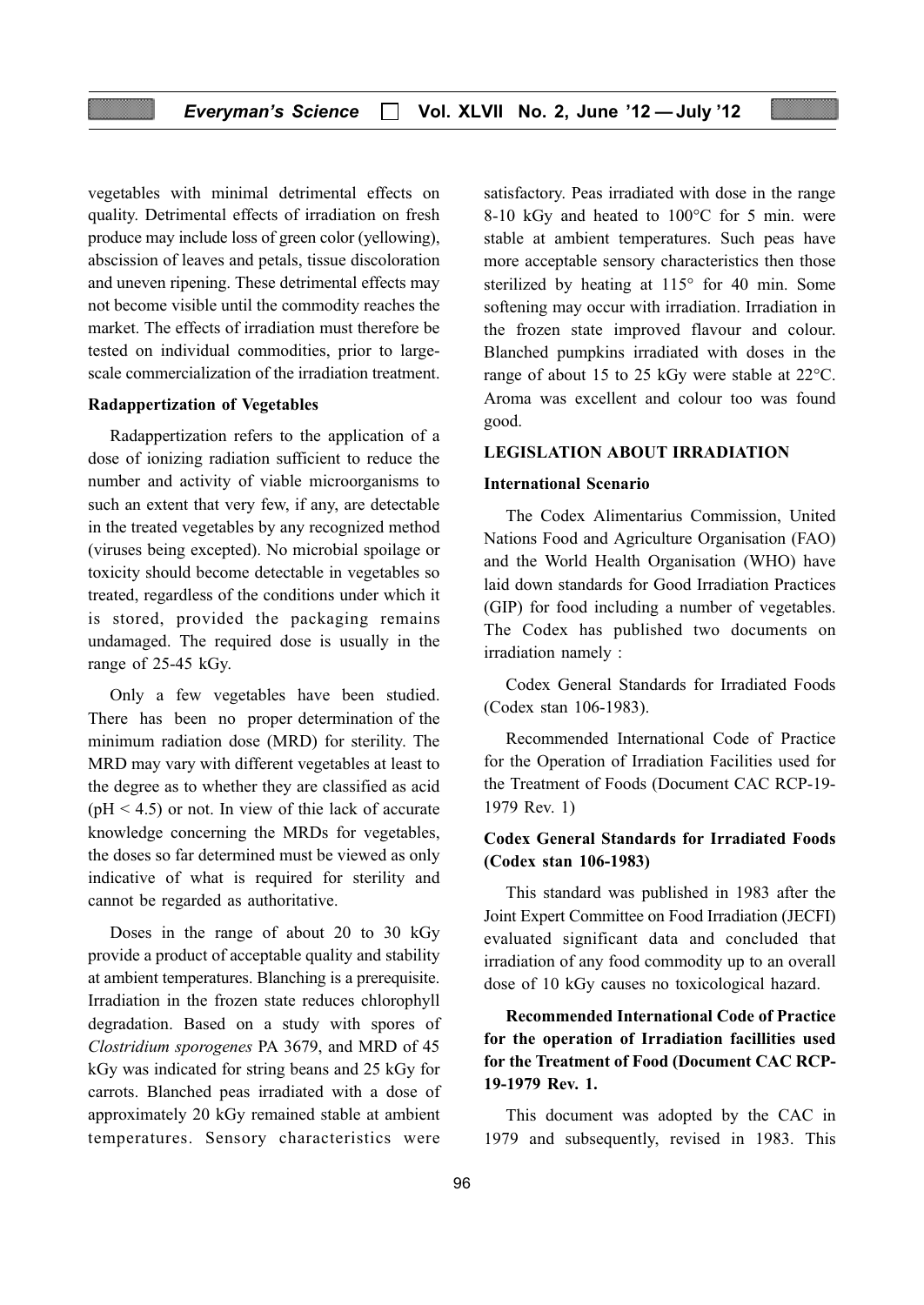vegetables with minimal detrimental effects on quality. Detrimental effects of irradiation on fresh produce may include loss of green color (yellowing), abscission of leaves and petals, tissue discoloration and uneven ripening. These detrimental effects may not become visible until the commodity reaches the market. The effects of irradiation must therefore be tested on individual commodities, prior to large-scale commercialization of the irradiation treatment.

### Radappertization of Vegetables

Radappertization refers to the application of a dose of ionizing radiation sufficient to reduce the number and activity of viable microorganisms to such an extent that very few, if any, are detectable in the treated vegetables by any recognized method (viruses being excepted). No microbial spoilage or toxicity should become detectable in vegetables so treated, regardless of the conditions under which it is stored, provided the packaging remains undamaged. The required dose is usually in the range of 25-45 kGy.

Only a few vegetables have been studied. There has been no proper determination of the minimum radiation dose (MRD) for sterility. The MRD may vary with different vegetables at least to the degree as to whether they are classified as acid ($pH < 4.5$) or not. In view of thie lack of accurate knowledge concerning the MRDs for vegetables, the doses so far determined must be viewed as only indicative of what is required for sterility and cannot be regarded as authoritative.

Doses in the range of about 20 to 30 kGy provide a product of acceptable quality and stability at ambient temperatures. Blanching is a prerequisite. Irradiation in the frozen state reduces chlorophyll degradation. Based on a study with spores of *Clostridium sporogenes* PA 3679, and MRD of 45 kGy was indicated for string beans and 25 kGy for carrots. Blanched peas irradiated with a dose of approximately 20 kGy remained stable at ambient temperatures. Sensory characteristics were satisfactory. Peas irradiated with dose in the range 8-10 kGy and heated to 100°C for 5 min. were stable at ambient temperatures. Such peas have more acceptable sensory characteristics then those sterilized by heating at 115° for 40 min. Some softening may occur with irradiation. Irradiation in the frozen state improved flavour and colour. Blanched pumpkins irradiated with doses in the range of about 15 to 25 kGy were stable at 22°C. Aroma was excellent and colour too was found good.

## LEGISLATION ABOUT IRRADIATION

### International Scenario

The Codex Alimentarius Commission, United Nations Food and Agriculture Organisation (FAO) and the World Health Organisation (WHO) have laid down standards for Good Irradiation Practices (GIP) for food including a number of vegetables. The Codex has published two documents on irradiation namely :

Codex General Standards for Irradiated Foods (Codex stan 106-1983).

Recommended International Code of Practice for the Operation of Irradiation Facilities used for the Treatment of Foods (Document CAC RCP-19-1979 Rev. 1)

### Codex General Standards for Irradiated Foods (Codex stan 106-1983)

This standard was published in 1983 after the Joint Expert Committee on Food Irradiation (JECFI) evaluated significant data and concluded that irradiation of any food commodity up to an overall dose of 10 kGy causes no toxicological hazard.

### Recommended International Code of Practice for the operation of Irradiation facillities used for the Treatment of Food (Document CAC RCP-19-1979 Rev. 1.

This document was adopted by the CAC in 1979 and subsequently, revised in 1983. This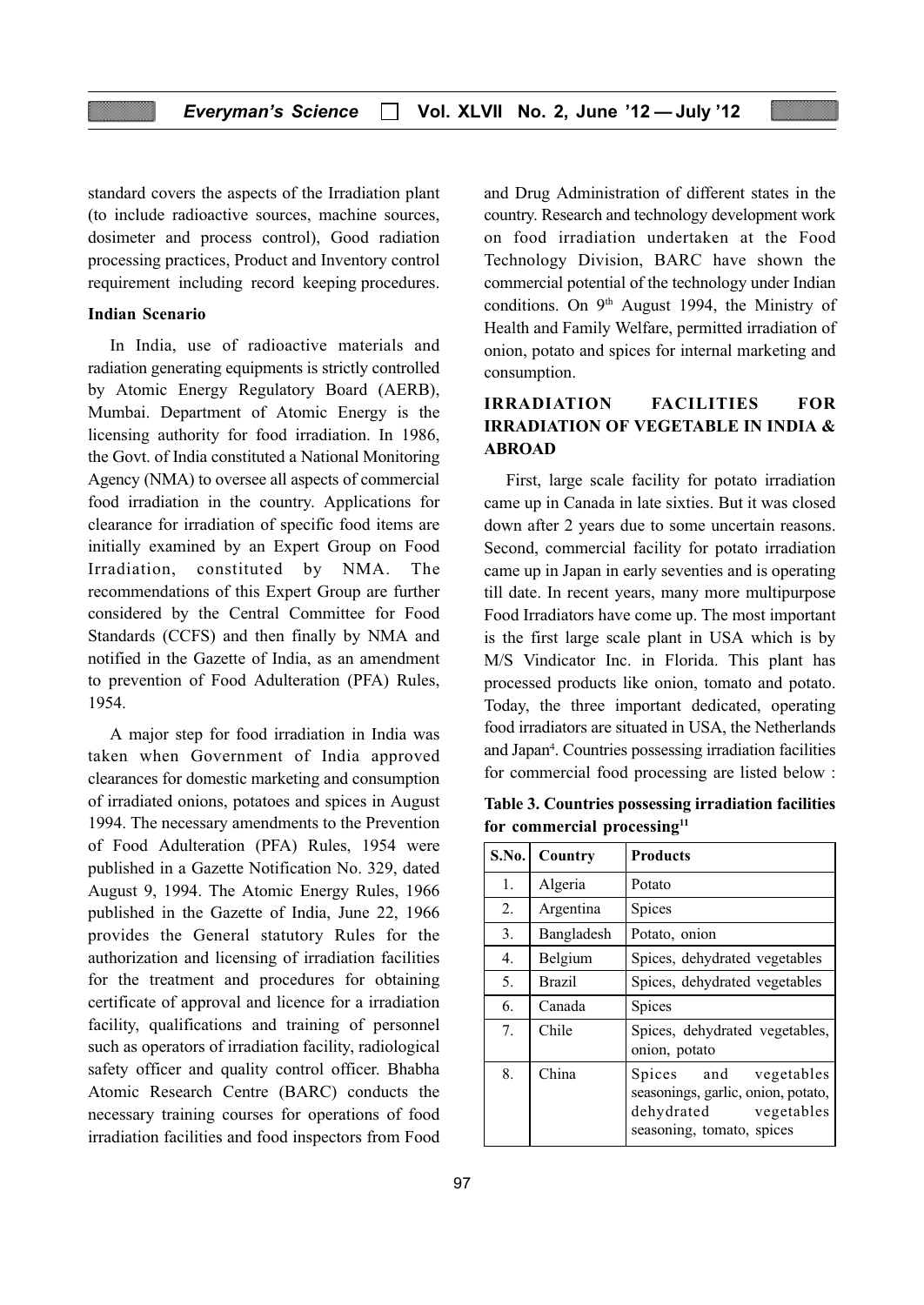standard covers the aspects of the Irradiation plant (to include radioactive sources, machine sources, dosimeter and process control), Good radiation processing practices, Product and Inventory control requirement including record keeping procedures.

**Indian Scenario**

In India, use of radioactive materials and radiation generating equipments is strictly controlled by Atomic Energy Regulatory Board (AERB), Mumbai. Department of Atomic Energy is the licensing authority for food irradiation. In 1986, the Govt. of India constituted a National Monitoring Agency (NMA) to oversee all aspects of commercial food irradiation in the country. Applications for clearance for irradiation of specific food items are initially examined by an Expert Group on Food Irradiation, constituted by NMA. The recommendations of this Expert Group are further considered by the Central Committee for Food Standards (CCFS) and then finally by NMA and notified in the Gazette of India, as an amendment to prevention of Food Adulteration (PFA) Rules, 1954.

A major step for food irradiation in India was taken when Government of India approved clearances for domestic marketing and consumption of irradiated onions, potatoes and spices in August 1994. The necessary amendments to the Prevention of Food Adulteration (PFA) Rules, 1954 were published in a Gazette Notification No. 329, dated August 9, 1994. The Atomic Energy Rules, 1966 published in the Gazette of India, June 22, 1966 provides the General statutory Rules for the authorization and licensing of irradiation facilities for the treatment and procedures for obtaining certificate of approval and licence for a irradiation facility, qualifications and training of personnel such as operators of irradiation facility, radiological safety officer and quality control officer. Bhabha Atomic Research Centre (BARC) conducts the necessary training courses for operations of food irradiation facilities and food inspectors from Food and Drug Administration of different states in the country. Research and technology development work on food irradiation undertaken at the Food Technology Division, BARC have shown the commercial potential of the technology under Indian conditions. On 9th August 1994, the Ministry of Health and Family Welfare, permitted irradiation of onion, potato and spices for internal marketing and consumption.

## IRRADIATION FACILITIES FOR IRRADIATION OF VEGETABLE IN INDIA & ABROAD

First, large scale facility for potato irradiation came up in Canada in late sixties. But it was closed down after 2 years due to some uncertain reasons. Second, commercial facility for potato irradiation came up in Japan in early seventies and is operating till date. In recent years, many more multipurpose Food Irradiators have come up. The most important is the first large scale plant in USA which is by M/S Vindicator Inc. in Florida. This plant has processed products like onion, tomato and potato. Today, the three important dedicated, operating food irradiators are situated in USA, the Netherlands and Japan[4]. Countries possessing irradiation facilities for commercial food processing are listed below :

**Table 3. Countries possessing irradiation facilities for commercial processing[11]**

| S.No. | Country | Products |
|---|---|---|
| 1. | Algeria | Potato |
| 2. | Argentina | Spices |
| 3. | Bangladesh | Potato, onion |
| 4. | Belgium | Spices, dehydrated vegetables |
| 5. | Brazil | Spices, dehydrated vegetables |
| 6. | Canada | Spices |
| 7. | Chile | Spices, dehydrated vegetables, onion, potato |
| 8. | China | Spices and vegetables seasonings, garlic, onion, potato, dehydrated vegetables seasoning, tomato, spices |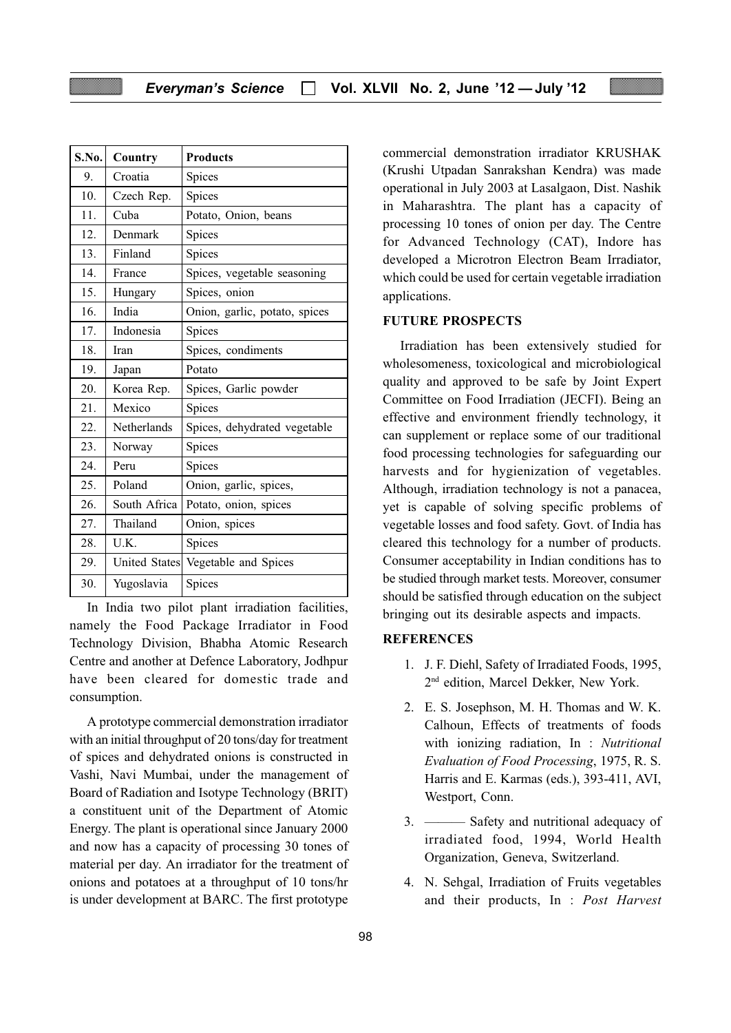| S.No. | Country | Products |
|---|---|---|
| 9. | Croatia | Spices |
| 10. | Czech Rep. | Spices |
| 11. | Cuba | Potato, Onion, beans |
| 12. | Denmark | Spices |
| 13. | Finland | Spices |
| 14. | France | Spices, vegetable seasoning |
| 15. | Hungary | Spices, onion |
| 16. | India | Onion, garlic, potato, spices |
| 17. | Indonesia | Spices |
| 18. | Iran | Spices, condiments |
| 19. | Japan | Potato |
| 20. | Korea Rep. | Spices, Garlic powder |
| 21. | Mexico | Spices |
| 22. | Netherlands | Spices, dehydrated vegetable |
| 23. | Norway | Spices |
| 24. | Peru | Spices |
| 25. | Poland | Onion, garlic, spices, |
| 26. | South Africa | Potato, onion, spices |
| 27. | Thailand | Onion, spices |
| 28. | U.K. | Spices |
| 29. | United States | Vegetable and Spices |
| 30. | Yugoslavia | Spices |

In India two pilot plant irradiation facilities, namely the Food Package Irradiator in Food Technology Division, Bhabha Atomic Research Centre and another at Defence Laboratory, Jodhpur have been cleared for domestic trade and consumption.

A prototype commercial demonstration irradiator with an initial throughput of 20 tons/day for treatment of spices and dehydrated onions is constructed in Vashi, Navi Mumbai, under the management of Board of Radiation and Isotype Technology (BRIT) a constituent unit of the Department of Atomic Energy. The plant is operational since January 2000 and now has a capacity of processing 30 tones of material per day. An irradiator for the treatment of onions and potatoes at a throughput of 10 tons/hr is under development at BARC. The first prototype commercial demonstration irradiator KRUSHAK (Krushi Utpadan Sanrakshan Kendra) was made operational in July 2003 at Lasalgaon, Dist. Nashik in Maharashtra. The plant has a capacity of processing 10 tones of onion per day. The Centre for Advanced Technology (CAT), Indore has developed a Microtron Electron Beam Irradiator, which could be used for certain vegetable irradiation applications.

## FUTURE PROSPECTS

Irradiation has been extensively studied for wholesomeness, toxicological and microbiological quality and approved to be safe by Joint Expert Committee on Food Irradiation (JECFI). Being an effective and environment friendly technology, it can supplement or replace some of our traditional food processing technologies for safeguarding our harvests and for hygienization of vegetables. Although, irradiation technology is not a panacea, yet is capable of solving specific problems of vegetable losses and food safety. Govt. of India has cleared this technology for a number of products. Consumer acceptability in Indian conditions has to be studied through market tests. Moreover, consumer should be satisfied through education on the subject bringing out its desirable aspects and impacts.

## REFERENCES

1. J. F. Diehl, Safety of Irradiated Foods, 1995, 2nd edition, Marcel Dekker, New York.
2. E. S. Josephson, M. H. Thomas and W. K. Calhoun, Effects of treatments of foods with ionizing radiation, In : *Nutritional Evaluation of Food Processing*, 1975, R. S. Harris and E. Karmas (eds.), 393-411, AVI, Westport, Conn.
3. ——— Safety and nutritional adequacy of irradiated food, 1994, World Health Organization, Geneva, Switzerland.
4. N. Sehgal, Irradiation of Fruits vegetables and their products, In : *Post Harvest*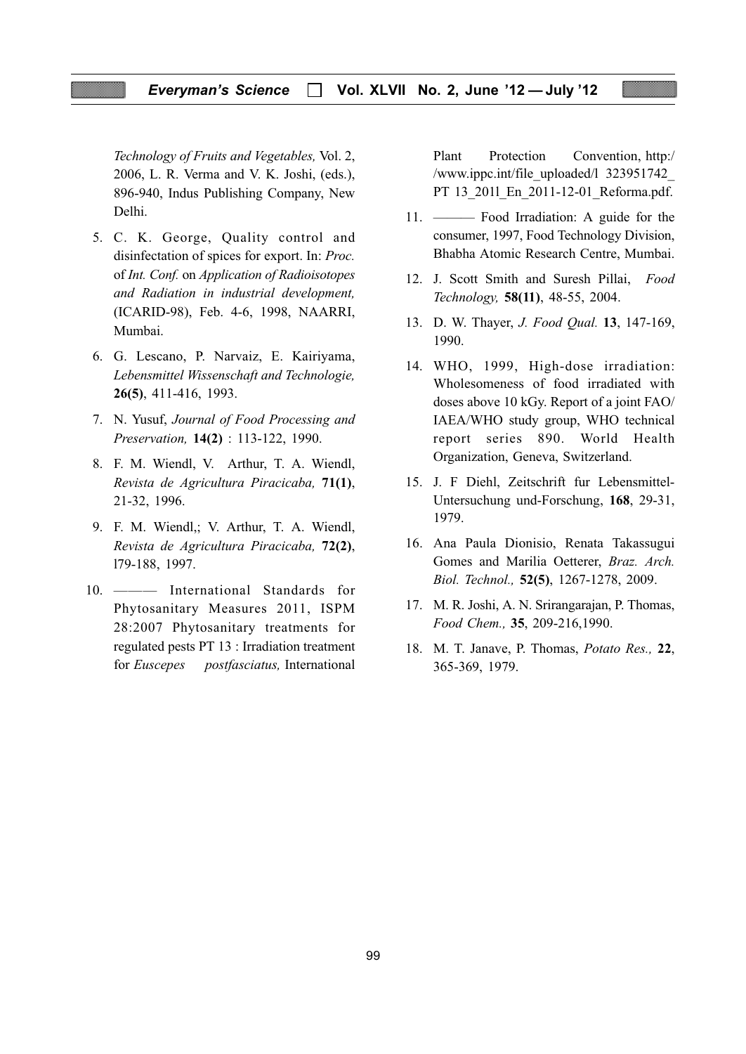*Technology of Fruits and Vegetables,* Vol. 2, 2006, L. R. Verma and V. K. Joshi, (eds.), 896-940, Indus Publishing Company, New Delhi.

5. C. K. George, Quality control and disinfectation of spices for export. In: *Proc.* of *Int. Conf.* on *Application of Radioisotopes and Radiation in industrial development,* (ICARID-98), Feb. 4-6, 1998, NAARRI, Mumbai.
6. G. Lescano, P. Narvaiz, E. Kairiyama, *Lebensmittel Wissenschaft and Technologie,* **26(5)**, 411-416, 1993.
7. N. Yusuf, *Journal of Food Processing and Preservation,* **14(2)** : 113-122, 1990.
8. F. M. Wiendl, V. Arthur, T. A. Wiendl, *Revista de Agricultura Piracicaba,* **71(1)**, 21-32, 1996.
9. F. M. Wiendl,; V. Arthur, T. A. Wiendl, *Revista de Agricultura Piracicaba,* **72(2)**, l79-188, 1997.
10. ——— International Standards for Phytosanitary Measures 2011, ISPM 28:2007 Phytosanitary treatments for regulated pests PT 13 : Irradiation treatment for *Euscepes postfasciatus,* International Plant Protection Convention, http://www.ippc.int/file_uploaded/l 323951742_PT 13_201l_En_2011-12-01_Reforma.pdf.
11. ——— Food Irradiation: A guide for the consumer, 1997, Food Technology Division, Bhabha Atomic Research Centre, Mumbai.
12. J. Scott Smith and Suresh Pillai, *Food Technology,* **58(11)**, 48-55, 2004.
13. D. W. Thayer, *J. Food Qual.* **13**, 147-169, 1990.
14. WHO, 1999, High-dose irradiation: Wholesomeness of food irradiated with doses above 10 kGy. Report of a joint FAO/IAEA/WHO study group, WHO technical report series 890. World Health Organization, Geneva, Switzerland.
15. J. F Diehl, Zeitschrift fur Lebensmittel-Untersuchung und-Forschung, **168**, 29-31, 1979.
16. Ana Paula Dionisio, Renata Takassugui Gomes and Marilia Oetterer, *Braz. Arch. Biol. Technol.,* **52(5)**, 1267-1278, 2009.
17. M. R. Joshi, A. N. Srirangarajan, P. Thomas, *Food Chem.,* **35**, 209-216,1990.
18. M. T. Janave, P. Thomas, *Potato Res.,* **22**, 365-369, 1979.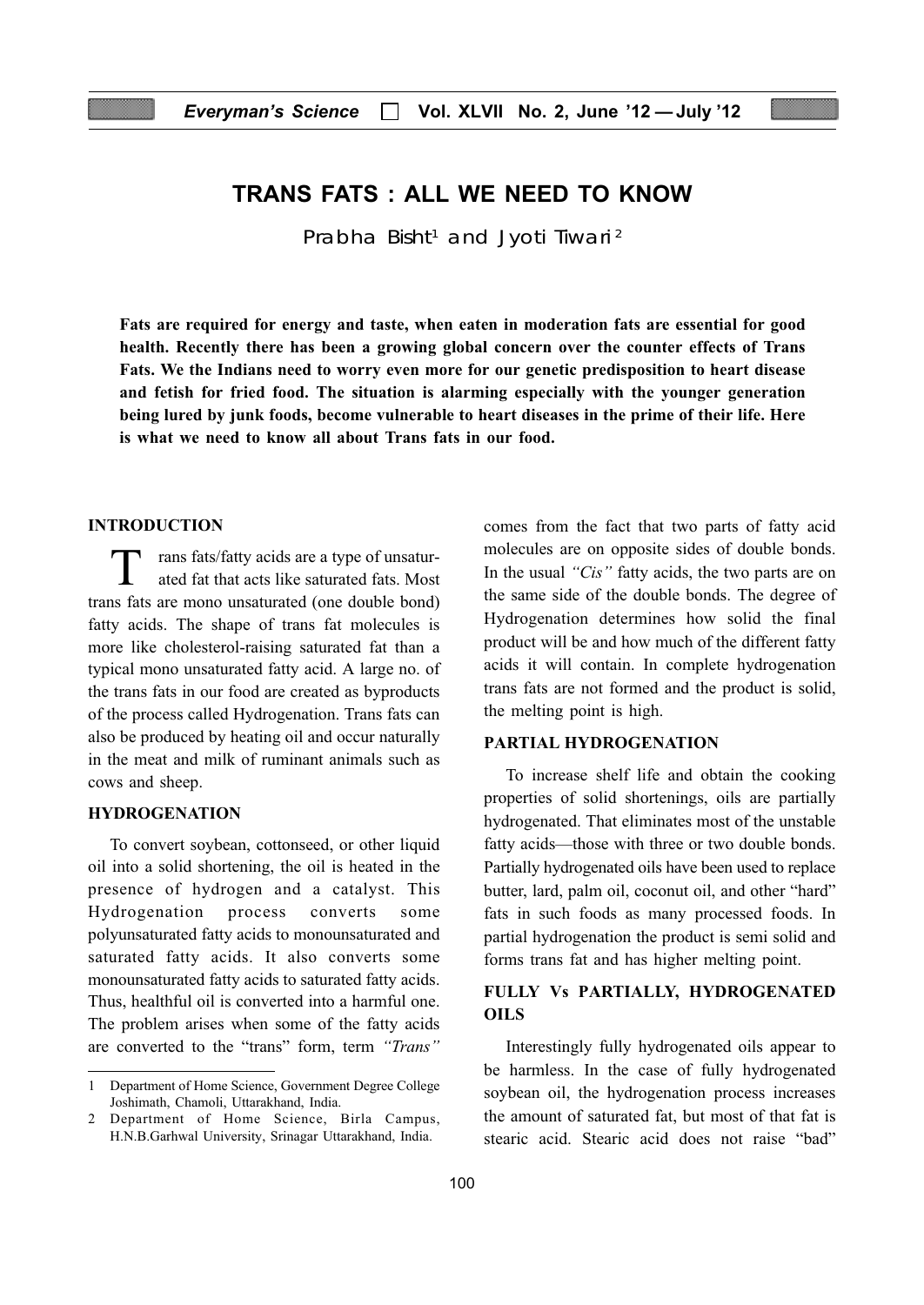# TRANS FATS : ALL WE NEED TO KNOW

Prabha Bisht[1] and Jyoti Tiwari[2]

**Fats are required for energy and taste, when eaten in moderation fats are essential for good health. Recently there has been a growing global concern over the counter effects of Trans Fats. We the Indians need to worry even more for our genetic predisposition to heart disease and fetish for fried food. The situation is alarming especially with the younger generation being lured by junk foods, become vulnerable to heart diseases in the prime of their life. Here is what we need to know all about Trans fats in our food.**

## INTRODUCTION

Trans fats/fatty acids are a type of unsaturated fat that acts like saturated fats. Most trans fats are mono unsaturated (one double bond) fatty acids. The shape of trans fat molecules is more like cholesterol-raising saturated fat than a typical mono unsaturated fatty acid. A large no. of the trans fats in our food are created as byproducts of the process called Hydrogenation. Trans fats can also be produced by heating oil and occur naturally in the meat and milk of ruminant animals such as cows and sheep.

## HYDROGENATION

To convert soybean, cottonseed, or other liquid oil into a solid shortening, the oil is heated in the presence of hydrogen and a catalyst. This Hydrogenation process converts some polyunsaturated fatty acids to monounsaturated and saturated fatty acids. It also converts some monounsaturated fatty acids to saturated fatty acids. Thus, healthful oil is converted into a harmful one. The problem arises when some of the fatty acids are converted to the "trans" form, term *"Trans"* comes from the fact that two parts of fatty acid molecules are on opposite sides of double bonds. In the usual *"Cis"* fatty acids, the two parts are on the same side of the double bonds. The degree of Hydrogenation determines how solid the final product will be and how much of the different fatty acids it will contain. In complete hydrogenation trans fats are not formed and the product is solid, the melting point is high.

## PARTIAL HYDROGENATION

To increase shelf life and obtain the cooking properties of solid shortenings, oils are partially hydrogenated. That eliminates most of the unstable fatty acids—those with three or two double bonds. Partially hydrogenated oils have been used to replace butter, lard, palm oil, coconut oil, and other "hard" fats in such foods as many processed foods. In partial hydrogenation the product is semi solid and forms trans fat and has higher melting point.

## FULLY Vs PARTIALLY, HYDROGENATED OILS

Interestingly fully hydrogenated oils appear to be harmless. In the case of fully hydrogenated soybean oil, the hydrogenation process increases the amount of saturated fat, but most of that fat is stearic acid. Stearic acid does not raise "bad"

---

1 Department of Home Science, Government Degree College Joshimath, Chamoli, Uttarakhand, India.

2 Department of Home Science, Birla Campus, H.N.B.Garhwal University, Srinagar Uttarakhand, India.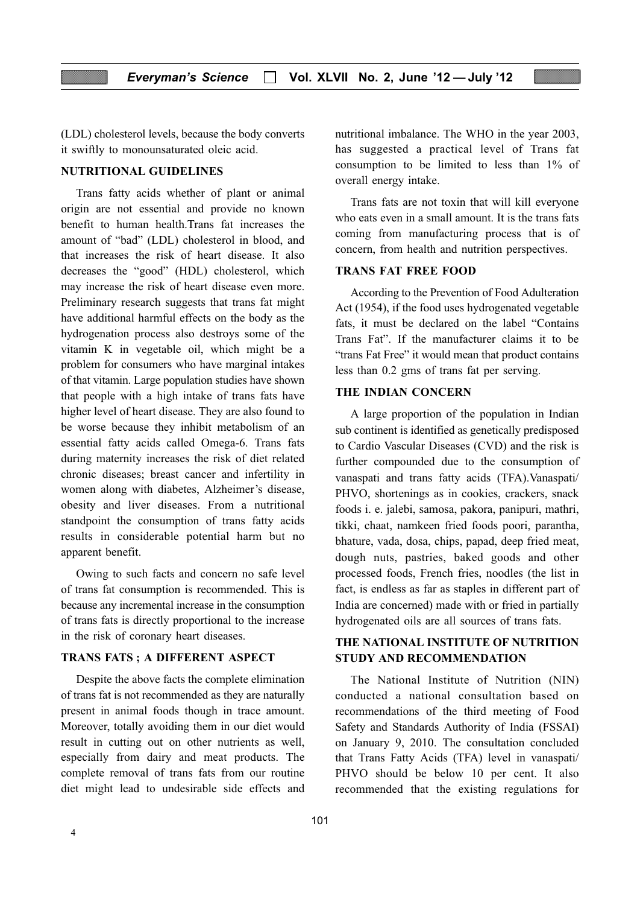(LDL) cholesterol levels, because the body converts it swiftly to monounsaturated oleic acid.

## NUTRITIONAL GUIDELINES

Trans fatty acids whether of plant or animal origin are not essential and provide no known benefit to human health.Trans fat increases the amount of "bad" (LDL) cholesterol in blood, and that increases the risk of heart disease. It also decreases the "good" (HDL) cholesterol, which may increase the risk of heart disease even more. Preliminary research suggests that trans fat might have additional harmful effects on the body as the hydrogenation process also destroys some of the vitamin K in vegetable oil, which might be a problem for consumers who have marginal intakes of that vitamin. Large population studies have shown that people with a high intake of trans fats have higher level of heart disease. They are also found to be worse because they inhibit metabolism of an essential fatty acids called Omega-6. Trans fats during maternity increases the risk of diet related chronic diseases; breast cancer and infertility in women along with diabetes, Alzheimer's disease, obesity and liver diseases. From a nutritional standpoint the consumption of trans fatty acids results in considerable potential harm but no apparent benefit.

Owing to such facts and concern no safe level of trans fat consumption is recommended. This is because any incremental increase in the consumption of trans fats is directly proportional to the increase in the risk of coronary heart diseases.

## TRANS FATS ; A DIFFERENT ASPECT

Despite the above facts the complete elimination of trans fat is not recommended as they are naturally present in animal foods though in trace amount. Moreover, totally avoiding them in our diet would result in cutting out on other nutrients as well, especially from dairy and meat products. The complete removal of trans fats from our routine diet might lead to undesirable side effects and nutritional imbalance. The WHO in the year 2003, has suggested a practical level of Trans fat consumption to be limited to less than 1% of overall energy intake.

Trans fats are not toxin that will kill everyone who eats even in a small amount. It is the trans fats coming from manufacturing process that is of concern, from health and nutrition perspectives.

## TRANS FAT FREE FOOD

According to the Prevention of Food Adulteration Act (1954), if the food uses hydrogenated vegetable fats, it must be declared on the label "Contains Trans Fat". If the manufacturer claims it to be "trans Fat Free" it would mean that product contains less than 0.2 gms of trans fat per serving.

## THE INDIAN CONCERN

A large proportion of the population in Indian sub continent is identified as genetically predisposed to Cardio Vascular Diseases (CVD) and the risk is further compounded due to the consumption of vanaspati and trans fatty acids (TFA).Vanaspati/ PHVO, shortenings as in cookies, crackers, snack foods i. e. jalebi, samosa, pakora, panipuri, mathri, tikki, chaat, namkeen fried foods poori, parantha, bhature, vada, dosa, chips, papad, deep fried meat, dough nuts, pastries, baked goods and other processed foods, French fries, noodles (the list in fact, is endless as far as staples in different part of India are concerned) made with or fried in partially hydrogenated oils are all sources of trans fats.

## THE NATIONAL INSTITUTE OF NUTRITION STUDY AND RECOMMENDATION

The National Institute of Nutrition (NIN) conducted a national consultation based on recommendations of the third meeting of Food Safety and Standards Authority of India (FSSAI) on January 9, 2010. The consultation concluded that Trans Fatty Acids (TFA) level in vanaspati/ PHVO should be below 10 per cent. It also recommended that the existing regulations for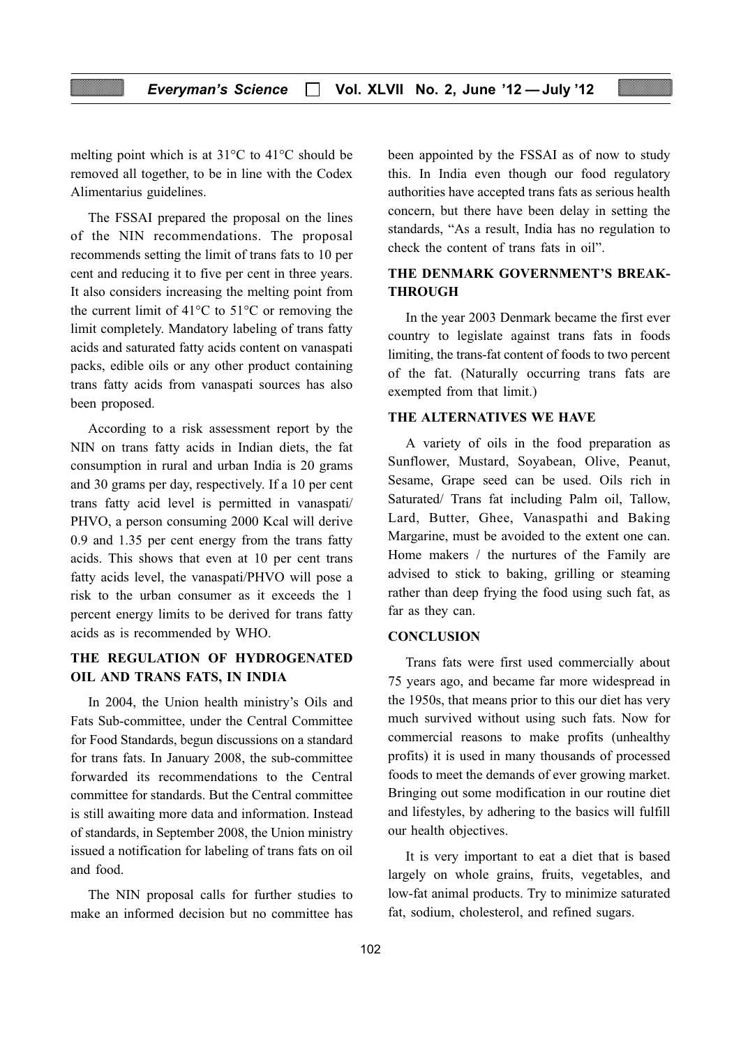melting point which is at 31°C to 41°C should be removed all together, to be in line with the Codex Alimentarius guidelines.

The FSSAI prepared the proposal on the lines of the NIN recommendations. The proposal recommends setting the limit of trans fats to 10 per cent and reducing it to five per cent in three years. It also considers increasing the melting point from the current limit of 41°C to 51°C or removing the limit completely. Mandatory labeling of trans fatty acids and saturated fatty acids content on vanaspati packs, edible oils or any other product containing trans fatty acids from vanaspati sources has also been proposed.

According to a risk assessment report by the NIN on trans fatty acids in Indian diets, the fat consumption in rural and urban India is 20 grams and 30 grams per day, respectively. If a 10 per cent trans fatty acid level is permitted in vanaspati/ PHVO, a person consuming 2000 Kcal will derive 0.9 and 1.35 per cent energy from the trans fatty acids. This shows that even at 10 per cent trans fatty acids level, the vanaspati/PHVO will pose a risk to the urban consumer as it exceeds the 1 percent energy limits to be derived for trans fatty acids as is recommended by WHO.

## THE REGULATION OF HYDROGENATED OIL AND TRANS FATS, IN INDIA

In 2004, the Union health ministry's Oils and Fats Sub-committee, under the Central Committee for Food Standards, begun discussions on a standard for trans fats. In January 2008, the sub-committee forwarded its recommendations to the Central committee for standards. But the Central committee is still awaiting more data and information. Instead of standards, in September 2008, the Union ministry issued a notification for labeling of trans fats on oil and food.

The NIN proposal calls for further studies to make an informed decision but no committee has been appointed by the FSSAI as of now to study this. In India even though our food regulatory authorities have accepted trans fats as serious health concern, but there have been delay in setting the standards, "As a result, India has no regulation to check the content of trans fats in oil".

## THE DENMARK GOVERNMENT'S BREAK-THROUGH

In the year 2003 Denmark became the first ever country to legislate against trans fats in foods limiting, the trans-fat content of foods to two percent of the fat. (Naturally occurring trans fats are exempted from that limit.)

## THE ALTERNATIVES WE HAVE

A variety of oils in the food preparation as Sunflower, Mustard, Soyabean, Olive, Peanut, Sesame, Grape seed can be used. Oils rich in Saturated/ Trans fat including Palm oil, Tallow, Lard, Butter, Ghee, Vanaspathi and Baking Margarine, must be avoided to the extent one can. Home makers / the nurtures of the Family are advised to stick to baking, grilling or steaming rather than deep frying the food using such fat, as far as they can.

## CONCLUSION

Trans fats were first used commercially about 75 years ago, and became far more widespread in the 1950s, that means prior to this our diet has very much survived without using such fats. Now for commercial reasons to make profits (unhealthy profits) it is used in many thousands of processed foods to meet the demands of ever growing market. Bringing out some modification in our routine diet and lifestyles, by adhering to the basics will fulfill our health objectives.

It is very important to eat a diet that is based largely on whole grains, fruits, vegetables, and low-fat animal products. Try to minimize saturated fat, sodium, cholesterol, and refined sugars.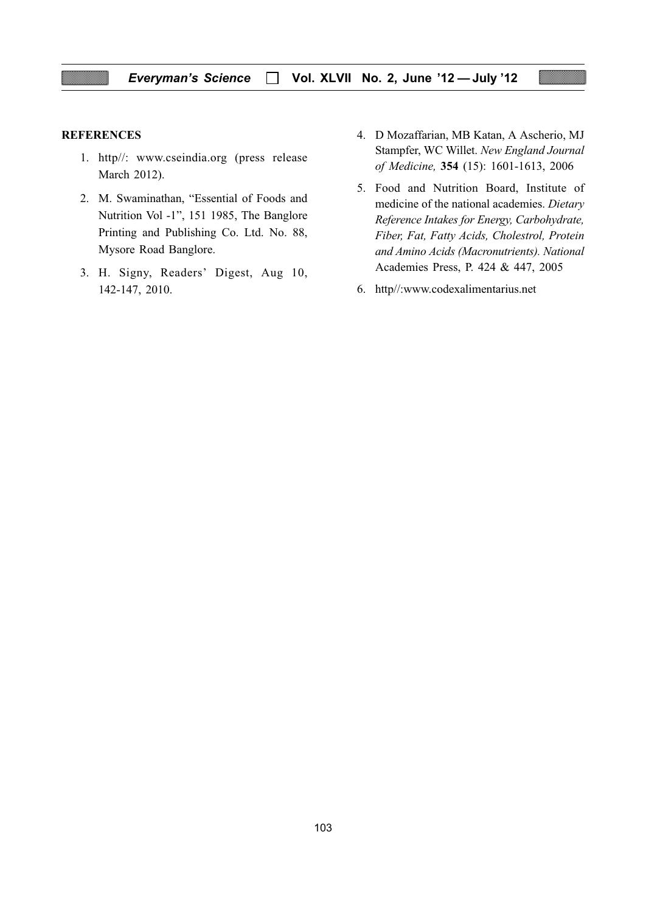**REFERENCES**

1. http//: www.cseindia.org (press release March 2012).
2. M. Swaminathan, "Essential of Foods and Nutrition Vol -1", 151 1985, The Banglore Printing and Publishing Co. Ltd. No. 88, Mysore Road Banglore.
3. H. Signy, Readers' Digest, Aug 10, 142-147, 2010.
4. D Mozaffarian, MB Katan, A Ascherio, MJ Stampfer, WC Willet. *New England Journal of Medicine,* **354** (15): 1601-1613, 2006
5. Food and Nutrition Board, Institute of medicine of the national academies. *Dietary Reference Intakes for Energy, Carbohydrate, Fiber, Fat, Fatty Acids, Cholestrol, Protein and Amino Acids (Macronutrients). National* Academies Press, P. 424 & 447, 2005
6. http//:www.codexalimentarius.net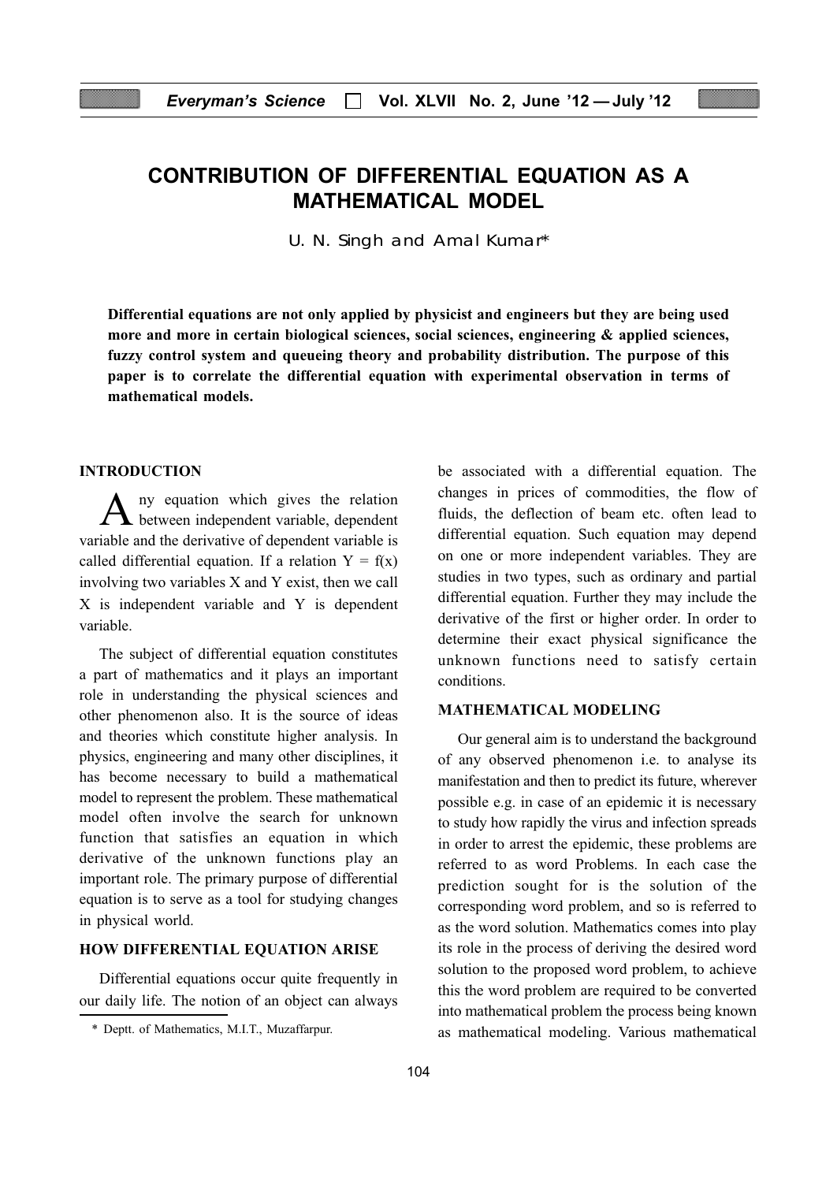# CONTRIBUTION OF DIFFERENTIAL EQUATION AS A MATHEMATICAL MODEL

U. N. Singh and Amal Kumar*

**Differential equations are not only applied by physicist and engineers but they are being used more and more in certain biological sciences, social sciences, engineering & applied sciences, fuzzy control system and queueing theory and probability distribution. The purpose of this paper is to correlate the differential equation with experimental observation in terms of mathematical models.**

## INTRODUCTION

Any equation which gives the relation between independent variable, dependent variable and the derivative of dependent variable is called differential equation. If a relation Y = f(x) involving two variables X and Y exist, then we call X is independent variable and Y is dependent variable.

The subject of differential equation constitutes a part of mathematics and it plays an important role in understanding the physical sciences and other phenomenon also. It is the source of ideas and theories which constitute higher analysis. In physics, engineering and many other disciplines, it has become necessary to build a mathematical model to represent the problem. These mathematical model often involve the search for unknown function that satisfies an equation in which derivative of the unknown functions play an important role. The primary purpose of differential equation is to serve as a tool for studying changes in physical world.

## HOW DIFFERENTIAL EQUATION ARISE

Differential equations occur quite frequently in our daily life. The notion of an object can always be associated with a differential equation. The changes in prices of commodities, the flow of fluids, the deflection of beam etc. often lead to differential equation. Such equation may depend on one or more independent variables. They are studies in two types, such as ordinary and partial differential equation. Further they may include the derivative of the first or higher order. In order to determine their exact physical significance the unknown functions need to satisfy certain conditions.

## MATHEMATICAL MODELING

Our general aim is to understand the background of any observed phenomenon i.e. to analyse its manifestation and then to predict its future, wherever possible e.g. in case of an epidemic it is necessary to study how rapidly the virus and infection spreads in order to arrest the epidemic, these problems are referred to as word Problems. In each case the prediction sought for is the solution of the corresponding word problem, and so is referred to as the word solution. Mathematics comes into play its role in the process of deriving the desired word solution to the proposed word problem, to achieve this the word problem are required to be converted into mathematical problem the process being known as mathematical modeling. Various mathematical

\* Deptt. of Mathematics, M.I.T., Muzaffarpur.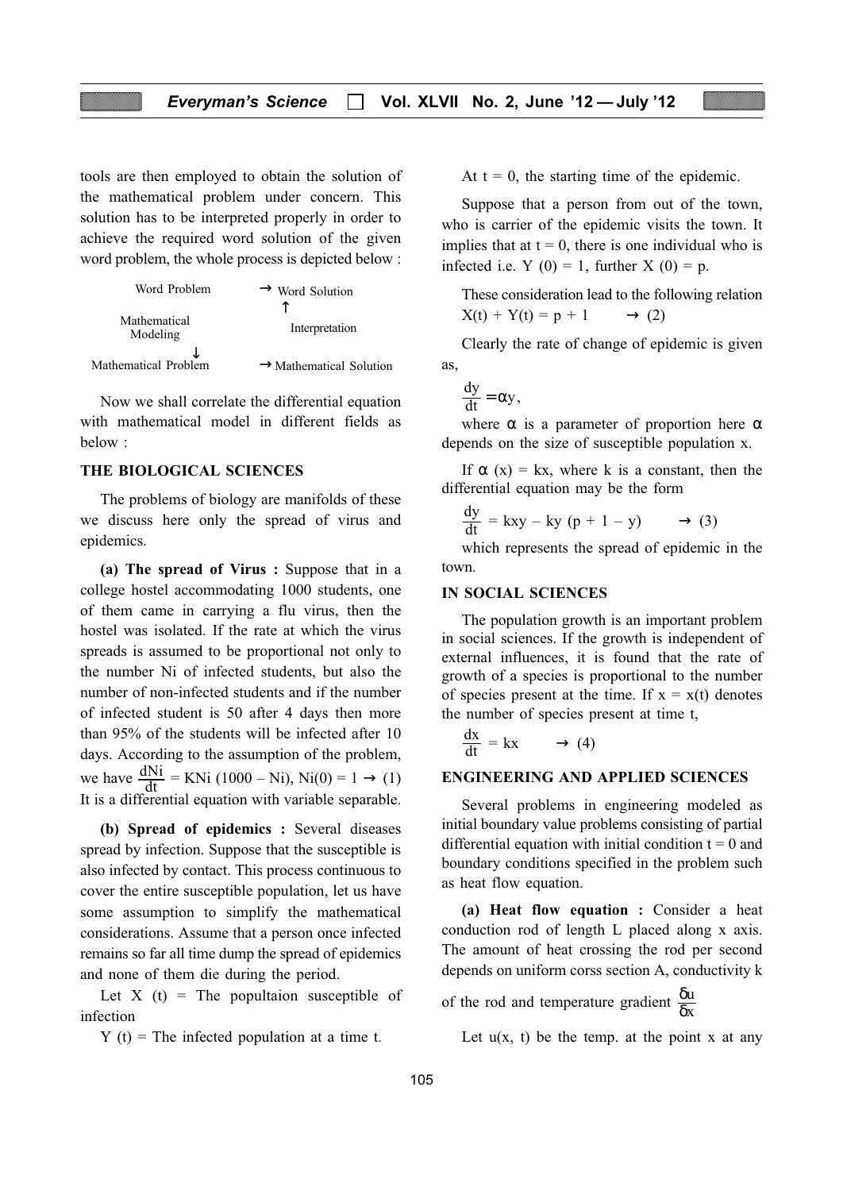tools are then employed to obtain the solution of the mathematical problem under concern. This solution has to be interpreted properly in order to achieve the required word solution of the given word problem, the whole process is depicted below :

```
Word Problem            →  Word Solution
                              ↑
Mathematical               Interpretation
Modeling
     ↓
Mathematical Problem    →  Mathematical Solution
```

Now we shall correlate the differential equation with mathematical model in different fields as below :

**THE BIOLOGICAL SCIENCES**

The problems of biology are manifolds of these we discuss here only the spread of virus and epidemics.

**(a) The spread of Virus :** Suppose that in a college hostel accommodating 1000 students, one of them came in carrying a flu virus, then the hostel was isolated. If the rate at which the virus spreads is assumed to be proportional not only to the number Ni of infected students, but also the number of non-infected students and if the number of infected student is 50 after 4 days then more than 95% of the students will be infected after 10 days. According to the assumption of the problem, we have $\frac{dNi}{dt}$ = KNi (1000 – Ni), Ni(0) = 1 → (1) It is a differential equation with variable separable.

**(b) Spread of epidemics :** Several diseases spread by infection. Suppose that the susceptible is also infected by contact. This process continuous to cover the entire susceptible population, let us have some assumption to simplify the mathematical considerations. Assume that a person once infected remains so far all time dump the spread of epidemics and none of them die during the period.

Let X (t) = The popultaion susceptible of infection

Y (t) = The infected population at a time t.

At t = 0, the starting time of the epidemic.

Suppose that a person from out of the town, who is carrier of the epidemic visits the town. It implies that at t = 0, there is one individual who is infected i.e. Y (0) = 1, further X (0) = p.

These consideration lead to the following relation X(t) + Y(t) = p + 1 → (2)

Clearly the rate of change of epidemic is given as,

$$\frac{dy}{dt} = \alpha y,$$

where $\alpha$ is a parameter of proportion here $\alpha$ depends on the size of susceptible population x.

If $\alpha$ (x) = kx, where k is a constant, then the differential equation may be the form

$$\frac{dy}{dt} = kxy - ky\,(p + 1 - y) \quad \rightarrow (3)$$

which represents the spread of epidemic in the town.

**IN SOCIAL SCIENCES**

The population growth is an important problem in social sciences. If the growth is independent of external influences, it is found that the rate of growth of a species is proportional to the number of species present at the time. If x = x(t) denotes the number of species present at time t,

$$\frac{dx}{dt} = kx \quad \rightarrow (4)$$

**ENGINEERING AND APPLIED SCIENCES**

Several problems in engineering modeled as initial boundary value problems consisting of partial differential equation with initial condition t = 0 and boundary conditions specified in the problem such as heat flow equation.

**(a) Heat flow equation :** Consider a heat conduction rod of length L placed along x axis. The amount of heat crossing the rod per second depends on uniform corss section A, conductivity k of the rod and temperature gradient $\frac{\delta u}{\delta x}$

Let u(x, t) be the temp. at the point x at any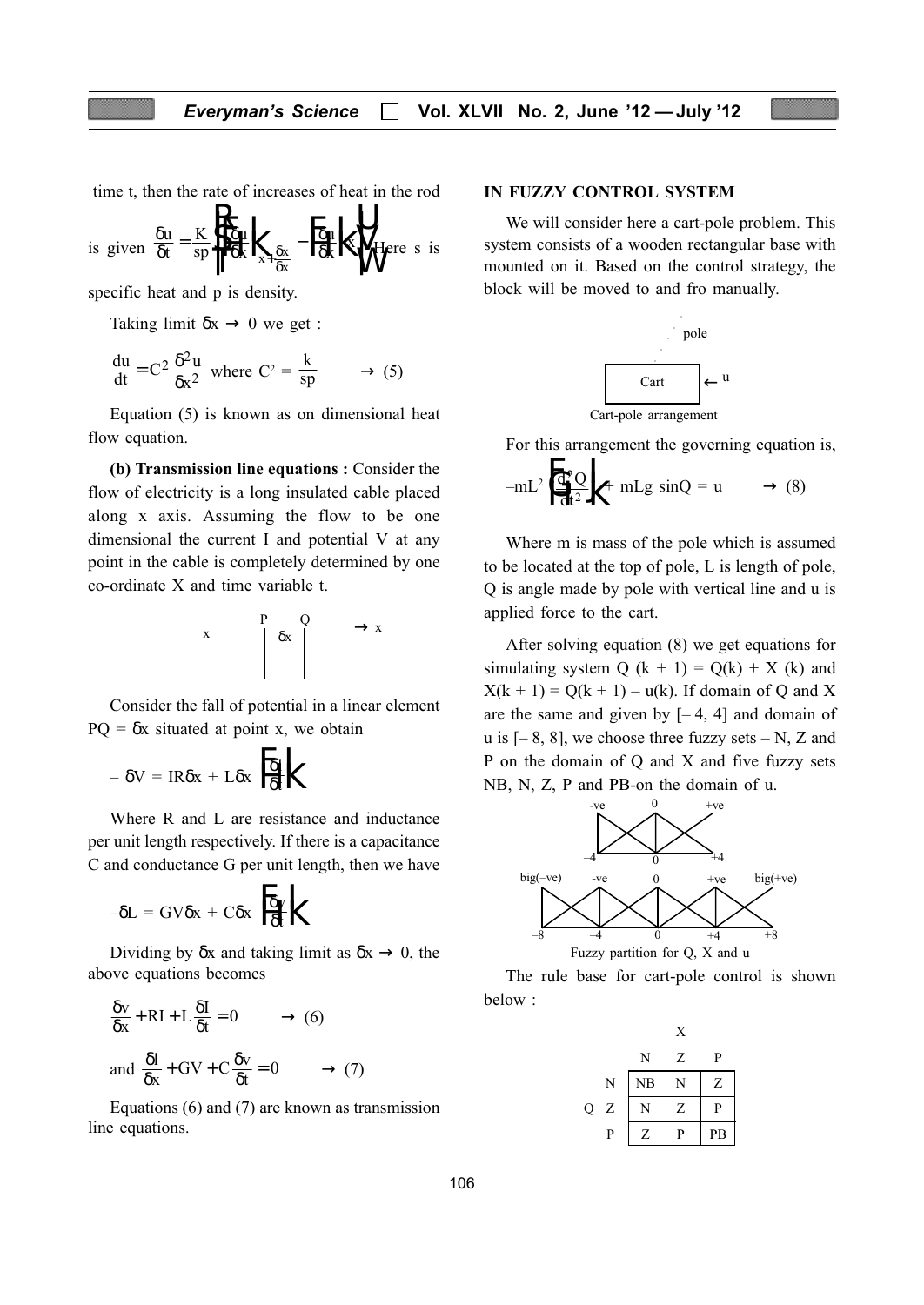time t, then the rate of increases of heat in the rod is given $\frac{\delta u}{\delta t} = \frac{K}{sp}\left[\left(\frac{\delta u}{\delta x}\right)_{x+\delta x} - \left(\frac{\delta u}{\delta x}\right)_x\right]$ Here s is specific heat and p is density.

Taking limit $\delta x \to 0$ we get :

$$\frac{du}{dt} = C^2 \frac{\delta^2 u}{\delta x^2} \text{ where } C^2 = \frac{k}{sp} \qquad \to (5)$$

Equation (5) is known as on dimensional heat flow equation.

**(b) Transmission line equations :** Consider the flow of electricity is a long insulated cable placed along x axis. Assuming the flow to be one dimensional the current I and potential V at any point in the cable is completely determined by one co-ordinate X and time variable t.

Consider the fall of potential in a linear element $PQ = \delta x$ situated at point x, we obtain

$$-\delta V = IR\delta x + L\delta x \left(\frac{\delta I}{\delta t}\right)$$

Where R and L are resistance and inductance per unit length respectively. If there is a capacitance C and conductance G per unit length, then we have

$$-\delta L = GV\delta x + C\delta x \left(\frac{\delta v}{\delta t}\right)$$

Dividing by $\delta x$ and taking limit as $\delta x \to 0$, the above equations becomes

$$\frac{\delta v}{\delta x} + RI + L\frac{\delta I}{\delta t} = 0 \qquad \to (6)$$

and $\frac{\delta I}{\delta x} + GV + C\frac{\delta v}{\delta t} = 0 \qquad \to (7)$

Equations (6) and (7) are known as transmission line equations.

**IN FUZZY CONTROL SYSTEM**

We will consider here a cart-pole problem. This system consists of a wooden rectangular base with mounted on it. Based on the control strategy, the block will be moved to and fro manually.

Cart-pole arrangement

For this arrangement the governing equation is,

$$-mL^2\left(\frac{d^2Q}{dt^2}\right) + mLg \sin Q = u \qquad \to (8)$$

Where m is mass of the pole which is assumed to be located at the top of pole, L is length of pole, Q is angle made by pole with vertical line and u is applied force to the cart.

After solving equation (8) we get equations for simulating system $Q(k+1) = Q(k) + X(k)$ and $X(k+1) = Q(k+1) - u(k)$. If domain of Q and X are the same and given by $[-4, 4]$ and domain of u is $[-8, 8]$, we choose three fuzzy sets – N, Z and P on the domain of Q and X and five fuzzy sets NB, N, Z, P and PB-on the domain of u.

Fuzzy partition for Q, X and u

The rule base for cart-pole control is shown below :

| Q \ X | N | Z | P |
|---|---|---|---|
| N | NB | N | Z |
| Z | N | Z | P |
| P | Z | P | PB |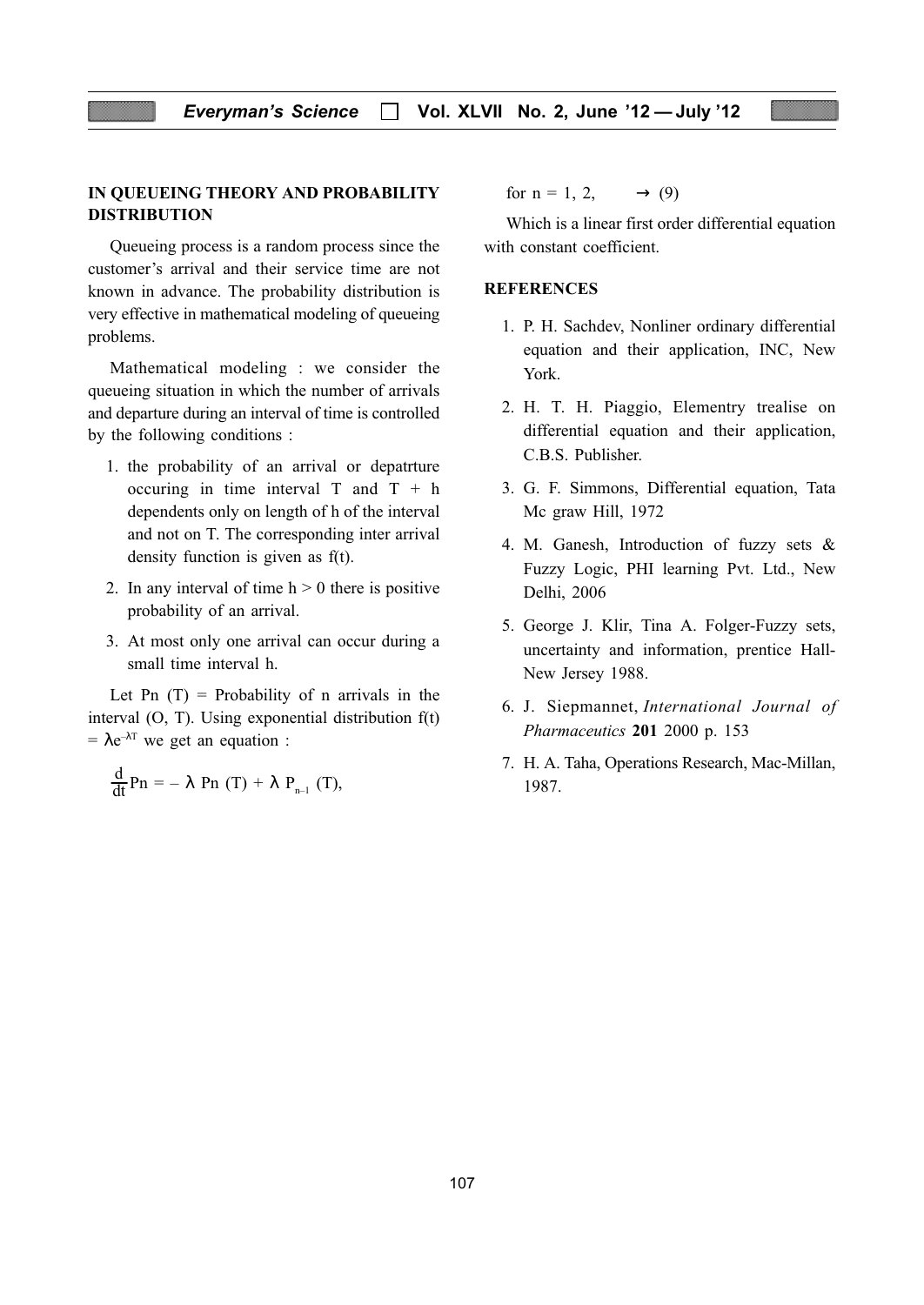## IN QUEUEING THEORY AND PROBABILITY DISTRIBUTION

Queueing process is a random process since the customer's arrival and their service time are not known in advance. The probability distribution is very effective in mathematical modeling of queueing problems.

Mathematical modeling : we consider the queueing situation in which the number of arrivals and departure during an interval of time is controlled by the following conditions :

1. the probability of an arrival or depatrture occuring in time interval T and T + h dependents only on length of h of the interval and not on T. The corresponding inter arrival density function is given as f(t).
2. In any interval of time h > 0 there is positive probability of an arrival.
3. At most only one arrival can occur during a small time interval h.

Let Pn (T) = Probability of n arrivals in the interval (O, T). Using exponential distribution $f(t) = \lambda e^{-\lambda T}$ we get an equation :

$$\frac{d}{dt} P_n = -\lambda P_n (T) + \lambda P_{n-1} (T),$$

for n = 1, 2, → (9)

Which is a linear first order differential equation with constant coefficient.

## REFERENCES

1. P. H. Sachdev, Nonliner ordinary differential equation and their application, INC, New York.
2. H. T. H. Piaggio, Elementry trealise on differential equation and their application, C.B.S. Publisher.
3. G. F. Simmons, Differential equation, Tata Mc graw Hill, 1972
4. M. Ganesh, Introduction of fuzzy sets & Fuzzy Logic, PHI learning Pvt. Ltd., New Delhi, 2006
5. George J. Klir, Tina A. Folger-Fuzzy sets, uncertainty and information, prentice Hall-New Jersey 1988.
6. J. Siepmannet, *International Journal of Pharmaceutics* **201** 2000 p. 153
7. H. A. Taha, Operations Research, Mac-Millan, 1987.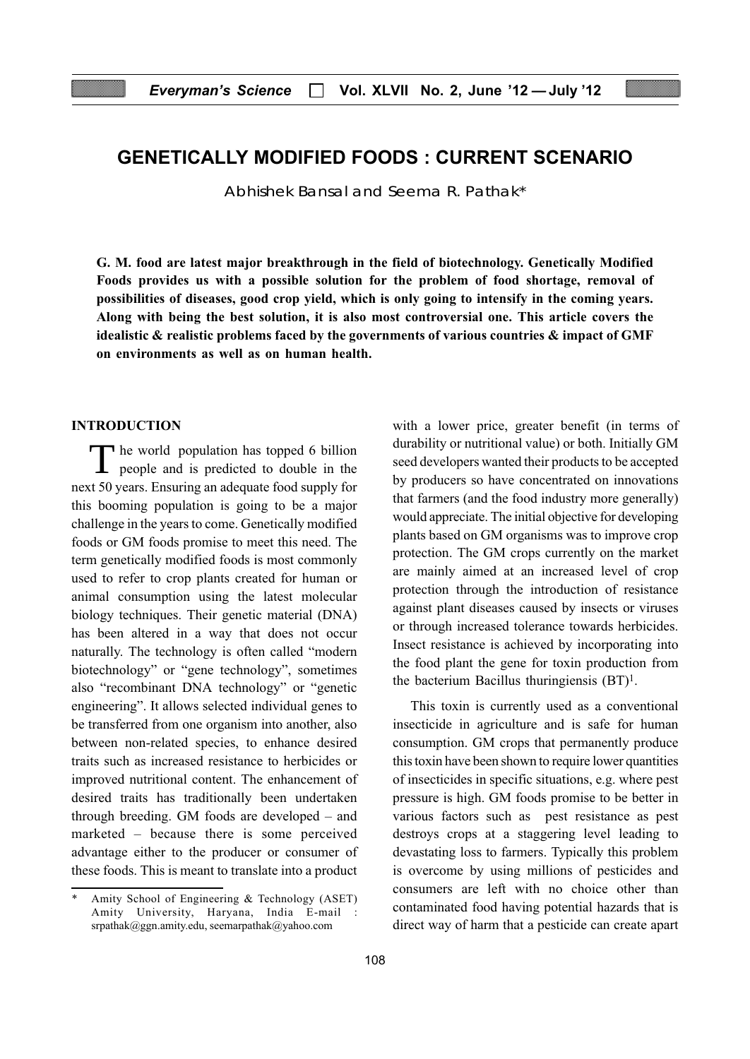# GENETICALLY MODIFIED FOODS : CURRENT SCENARIO

Abhishek Bansal and Seema R. Pathak*

**G. M. food are latest major breakthrough in the field of biotechnology. Genetically Modified Foods provides us with a possible solution for the problem of food shortage, removal of possibilities of diseases, good crop yield, which is only going to intensify in the coming years. Along with being the best solution, it is also most controversial one. This article covers the idealistic & realistic problems faced by the governments of various countries & impact of GMF on environments as well as on human health.**

## INTRODUCTION

The world population has topped 6 billion people and is predicted to double in the next 50 years. Ensuring an adequate food supply for this booming population is going to be a major challenge in the years to come. Genetically modified foods or GM foods promise to meet this need. The term genetically modified foods is most commonly used to refer to crop plants created for human or animal consumption using the latest molecular biology techniques. Their genetic material (DNA) has been altered in a way that does not occur naturally. The technology is often called "modern biotechnology" or "gene technology", sometimes also "recombinant DNA technology" or "genetic engineering". It allows selected individual genes to be transferred from one organism into another, also between non-related species, to enhance desired traits such as increased resistance to herbicides or improved nutritional content. The enhancement of desired traits has traditionally been undertaken through breeding. GM foods are developed – and marketed – because there is some perceived advantage either to the producer or consumer of these foods. This is meant to translate into a product with a lower price, greater benefit (in terms of durability or nutritional value) or both. Initially GM seed developers wanted their products to be accepted by producers so have concentrated on innovations that farmers (and the food industry more generally) would appreciate. The initial objective for developing plants based on GM organisms was to improve crop protection. The GM crops currently on the market are mainly aimed at an increased level of crop protection through the introduction of resistance against plant diseases caused by insects or viruses or through increased tolerance towards herbicides. Insect resistance is achieved by incorporating into the food plant the gene for toxin production from the bacterium Bacillus thuringiensis (BT)[1].

This toxin is currently used as a conventional insecticide in agriculture and is safe for human consumption. GM crops that permanently produce this toxin have been shown to require lower quantities of insecticides in specific situations, e.g. where pest pressure is high. GM foods promise to be better in various factors such as pest resistance as pest destroys crops at a staggering level leading to devastating loss to farmers. Typically this problem is overcome by using millions of pesticides and consumers are left with no choice other than contaminated food having potential hazards that is direct way of harm that a pesticide can create apart

* Amity School of Engineering & Technology (ASET) Amity University, Haryana, India E-mail : srpathak@ggn.amity.edu, seemarpathak@yahoo.com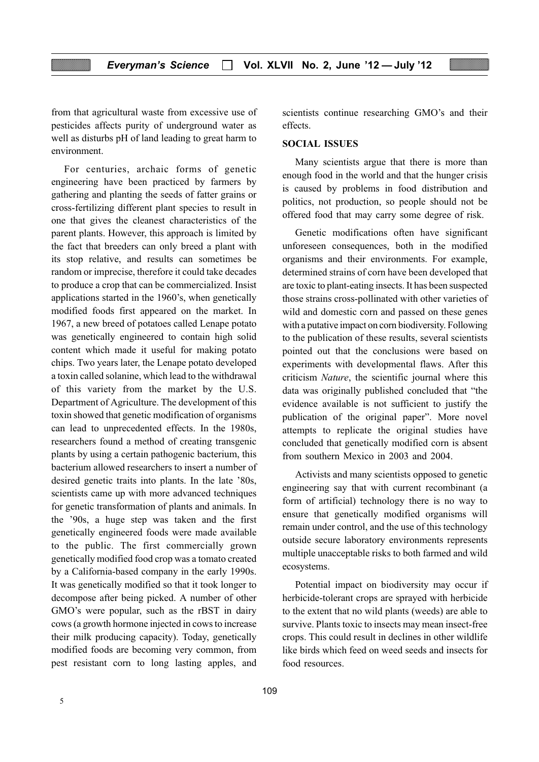from that agricultural waste from excessive use of pesticides affects purity of underground water as well as disturbs pH of land leading to great harm to environment.

For centuries, archaic forms of genetic engineering have been practiced by farmers by gathering and planting the seeds of fatter grains or cross-fertilizing different plant species to result in one that gives the cleanest characteristics of the parent plants. However, this approach is limited by the fact that breeders can only breed a plant with its stop relative, and results can sometimes be random or imprecise, therefore it could take decades to produce a crop that can be commercialized. Insist applications started in the 1960's, when genetically modified foods first appeared on the market. In 1967, a new breed of potatoes called Lenape potato was genetically engineered to contain high solid content which made it useful for making potato chips. Two years later, the Lenape potato developed a toxin called solanine, which lead to the withdrawal of this variety from the market by the U.S. Department of Agriculture. The development of this toxin showed that genetic modification of organisms can lead to unprecedented effects. In the 1980s, researchers found a method of creating transgenic plants by using a certain pathogenic bacterium, this bacterium allowed researchers to insert a number of desired genetic traits into plants. In the late '80s, scientists came up with more advanced techniques for genetic transformation of plants and animals. In the '90s, a huge step was taken and the first genetically engineered foods were made available to the public. The first commercially grown genetically modified food crop was a tomato created by a California-based company in the early 1990s. It was genetically modified so that it took longer to decompose after being picked. A number of other GMO's were popular, such as the rBST in dairy cows (a growth hormone injected in cows to increase their milk producing capacity). Today, genetically modified foods are becoming very common, from pest resistant corn to long lasting apples, and scientists continue researching GMO's and their effects.

## SOCIAL ISSUES

Many scientists argue that there is more than enough food in the world and that the hunger crisis is caused by problems in food distribution and politics, not production, so people should not be offered food that may carry some degree of risk.

Genetic modifications often have significant unforeseen consequences, both in the modified organisms and their environments. For example, determined strains of corn have been developed that are toxic to plant-eating insects. It has been suspected those strains cross-pollinated with other varieties of wild and domestic corn and passed on these genes with a putative impact on corn biodiversity. Following to the publication of these results, several scientists pointed out that the conclusions were based on experiments with developmental flaws. After this criticism *Nature*, the scientific journal where this data was originally published concluded that "the evidence available is not sufficient to justify the publication of the original paper". More novel attempts to replicate the original studies have concluded that genetically modified corn is absent from southern Mexico in 2003 and 2004.

Activists and many scientists opposed to genetic engineering say that with current recombinant (a form of artificial) technology there is no way to ensure that genetically modified organisms will remain under control, and the use of this technology outside secure laboratory environments represents multiple unacceptable risks to both farmed and wild ecosystems.

Potential impact on biodiversity may occur if herbicide-tolerant crops are sprayed with herbicide to the extent that no wild plants (weeds) are able to survive. Plants toxic to insects may mean insect-free crops. This could result in declines in other wildlife like birds which feed on weed seeds and insects for food resources.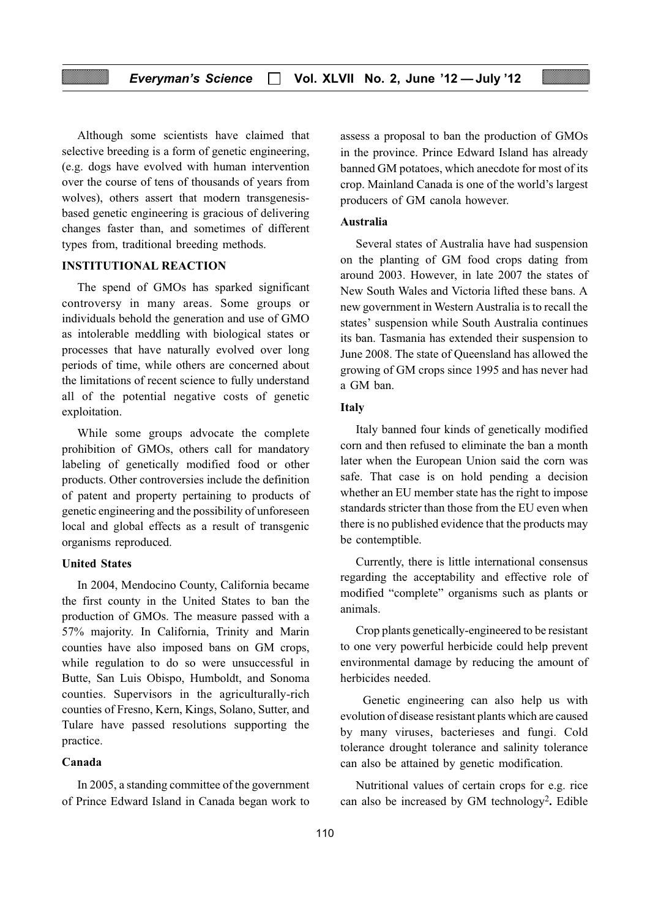Although some scientists have claimed that selective breeding is a form of genetic engineering, (e.g. dogs have evolved with human intervention over the course of tens of thousands of years from wolves), others assert that modern transgenesis-based genetic engineering is gracious of delivering changes faster than, and sometimes of different types from, traditional breeding methods.

## INSTITUTIONAL REACTION

The spend of GMOs has sparked significant controversy in many areas. Some groups or individuals behold the generation and use of GMO as intolerable meddling with biological states or processes that have naturally evolved over long periods of time, while others are concerned about the limitations of recent science to fully understand all of the potential negative costs of genetic exploitation.

While some groups advocate the complete prohibition of GMOs, others call for mandatory labeling of genetically modified food or other products. Other controversies include the definition of patent and property pertaining to products of genetic engineering and the possibility of unforeseen local and global effects as a result of transgenic organisms reproduced.

### United States

In 2004, Mendocino County, California became the first county in the United States to ban the production of GMOs. The measure passed with a 57% majority. In California, Trinity and Marin counties have also imposed bans on GM crops, while regulation to do so were unsuccessful in Butte, San Luis Obispo, Humboldt, and Sonoma counties. Supervisors in the agriculturally-rich counties of Fresno, Kern, Kings, Solano, Sutter, and Tulare have passed resolutions supporting the practice.

### Canada

In 2005, a standing committee of the government of Prince Edward Island in Canada began work to assess a proposal to ban the production of GMOs in the province. Prince Edward Island has already banned GM potatoes, which anecdote for most of its crop. Mainland Canada is one of the world's largest producers of GM canola however.

### Australia

Several states of Australia have had suspension on the planting of GM food crops dating from around 2003. However, in late 2007 the states of New South Wales and Victoria lifted these bans. A new government in Western Australia is to recall the states' suspension while South Australia continues its ban. Tasmania has extended their suspension to June 2008. The state of Queensland has allowed the growing of GM crops since 1995 and has never had a GM ban.

### Italy

Italy banned four kinds of genetically modified corn and then refused to eliminate the ban a month later when the European Union said the corn was safe. That case is on hold pending a decision whether an EU member state has the right to impose standards stricter than those from the EU even when there is no published evidence that the products may be contemptible.

Currently, there is little international consensus regarding the acceptability and effective role of modified "complete" organisms such as plants or animals.

Crop plants genetically-engineered to be resistant to one very powerful herbicide could help prevent environmental damage by reducing the amount of herbicides needed.

Genetic engineering can also help us with evolution of disease resistant plants which are caused by many viruses, bacterieses and fungi. Cold tolerance drought tolerance and salinity tolerance can also be attained by genetic modification.

Nutritional values of certain crops for e.g. rice can also be increased by GM technology[2]**.** Edible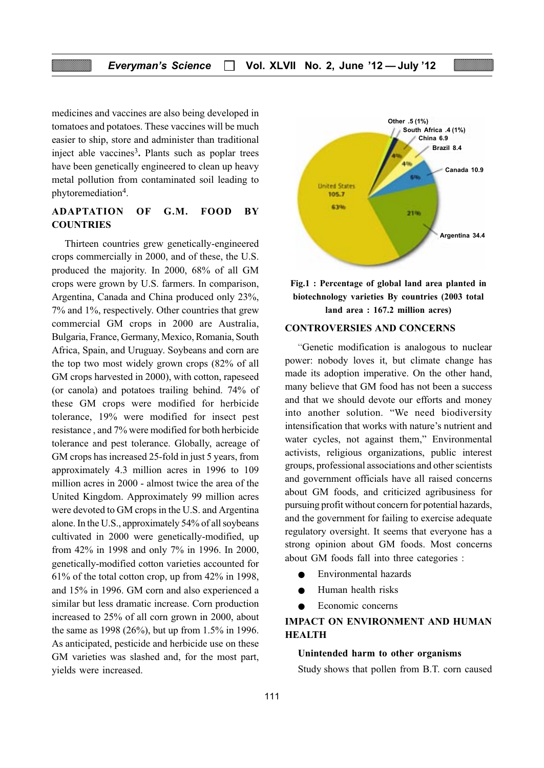medicines and vaccines are also being developed in tomatoes and potatoes. These vaccines will be much easier to ship, store and administer than traditional inject able vaccines[3]. Plants such as poplar trees have been genetically engineered to clean up heavy metal pollution from contaminated soil leading to phytoremediation[4].

## ADAPTATION OF G.M. FOOD BY COUNTRIES

Thirteen countries grew genetically-engineered crops commercially in 2000, and of these, the U.S. produced the majority. In 2000, 68% of all GM crops were grown by U.S. farmers. In comparison, Argentina, Canada and China produced only 23%, 7% and 1%, respectively. Other countries that grew commercial GM crops in 2000 are Australia, Bulgaria, France, Germany, Mexico, Romania, South Africa, Spain, and Uruguay. Soybeans and corn are the top two most widely grown crops (82% of all GM crops harvested in 2000), with cotton, rapeseed (or canola) and potatoes trailing behind. 74% of these GM crops were modified for herbicide tolerance, 19% were modified for insect pest resistance , and 7% were modified for both herbicide tolerance and pest tolerance. Globally, acreage of GM crops has increased 25-fold in just 5 years, from approximately 4.3 million acres in 1996 to 109 million acres in 2000 - almost twice the area of the United Kingdom. Approximately 99 million acres were devoted to GM crops in the U.S. and Argentina alone. In the U.S., approximately 54% of all soybeans cultivated in 2000 were genetically-modified, up from 42% in 1998 and only 7% in 1996. In 2000, genetically-modified cotton varieties accounted for 61% of the total cotton crop, up from 42% in 1998, and 15% in 1996. GM corn and also experienced a similar but less dramatic increase. Corn production increased to 25% of all corn grown in 2000, about the same as 1998 (26%), but up from 1.5% in 1996. As anticipated, pesticide and herbicide use on these GM varieties was slashed and, for the most part, yields were increased.

United States 105.7 (63%); Argentina 34.4 (21%); Canada 10.9 (6%); Brazil 8.4 (4%); China 6.9 (4%); South Africa .4 (1%); Other .5 (1%)

**Fig.1 : Percentage of global land area planted in biotechnology varieties By countries (2003 total land area : 167.2 million acres)**

## CONTROVERSIES AND CONCERNS

"Genetic modification is analogous to nuclear power: nobody loves it, but climate change has made its adoption imperative. On the other hand, many believe that GM food has not been a success and that we should devote our efforts and money into another solution. "We need biodiversity intensification that works with nature's nutrient and water cycles, not against them," Environmental activists, religious organizations, public interest groups, professional associations and other scientists and government officials have all raised concerns about GM foods, and criticized agribusiness for pursuing profit without concern for potential hazards, and the government for failing to exercise adequate regulatory oversight. It seems that everyone has a strong opinion about GM foods. Most concerns about GM foods fall into three categories :

- Environmental hazards
- Human health risks
- Economic concerns

## IMPACT ON ENVIRONMENT AND HUMAN HEALTH

### Unintended harm to other organisms

Study shows that pollen from B.T. corn caused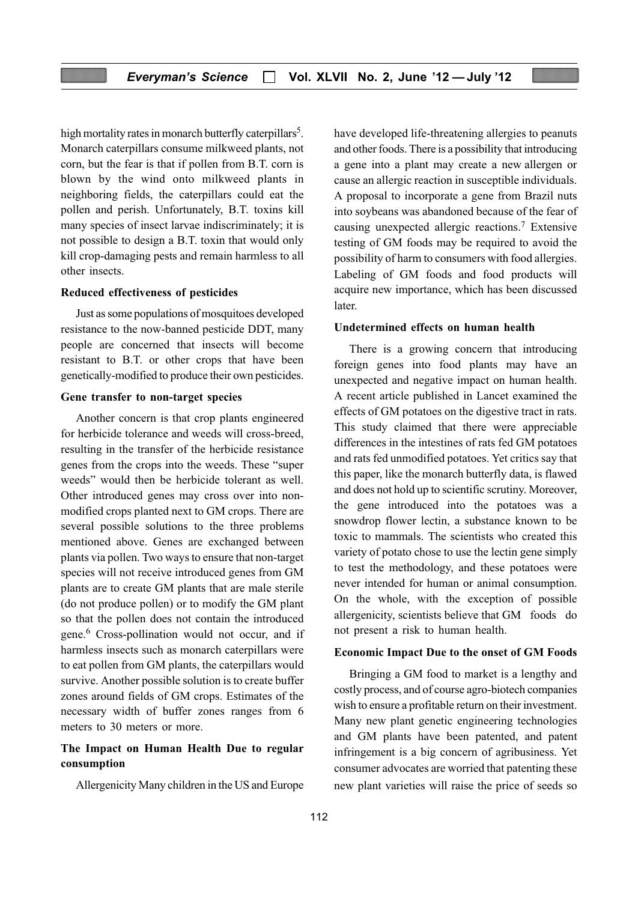high mortality rates in monarch butterfly caterpillars[5]. Monarch caterpillars consume milkweed plants, not corn, but the fear is that if pollen from B.T. corn is blown by the wind onto milkweed plants in neighboring fields, the caterpillars could eat the pollen and perish. Unfortunately, B.T. toxins kill many species of insect larvae indiscriminately; it is not possible to design a B.T. toxin that would only kill crop-damaging pests and remain harmless to all other insects.

**Reduced effectiveness of pesticides**

Just as some populations of mosquitoes developed resistance to the now-banned pesticide DDT, many people are concerned that insects will become resistant to B.T. or other crops that have been genetically-modified to produce their own pesticides.

**Gene transfer to non-target species**

Another concern is that crop plants engineered for herbicide tolerance and weeds will cross-breed, resulting in the transfer of the herbicide resistance genes from the crops into the weeds. These "super weeds" would then be herbicide tolerant as well. Other introduced genes may cross over into non-modified crops planted next to GM crops. There are several possible solutions to the three problems mentioned above. Genes are exchanged between plants via pollen. Two ways to ensure that non-target species will not receive introduced genes from GM plants are to create GM plants that are male sterile (do not produce pollen) or to modify the GM plant so that the pollen does not contain the introduced gene.[6] Cross-pollination would not occur, and if harmless insects such as monarch caterpillars were to eat pollen from GM plants, the caterpillars would survive. Another possible solution is to create buffer zones around fields of GM crops. Estimates of the necessary width of buffer zones ranges from 6 meters to 30 meters or more.

**The Impact on Human Health Due to regular consumption**

Allergenicity Many children in the US and Europe have developed life-threatening allergies to peanuts and other foods. There is a possibility that introducing a gene into a plant may create a new allergen or cause an allergic reaction in susceptible individuals. A proposal to incorporate a gene from Brazil nuts into soybeans was abandoned because of the fear of causing unexpected allergic reactions.[7] Extensive testing of GM foods may be required to avoid the possibility of harm to consumers with food allergies. Labeling of GM foods and food products will acquire new importance, which has been discussed later.

**Undetermined effects on human health**

There is a growing concern that introducing foreign genes into food plants may have an unexpected and negative impact on human health. A recent article published in Lancet examined the effects of GM potatoes on the digestive tract in rats. This study claimed that there were appreciable differences in the intestines of rats fed GM potatoes and rats fed unmodified potatoes. Yet critics say that this paper, like the monarch butterfly data, is flawed and does not hold up to scientific scrutiny. Moreover, the gene introduced into the potatoes was a snowdrop flower lectin, a substance known to be toxic to mammals. The scientists who created this variety of potato chose to use the lectin gene simply to test the methodology, and these potatoes were never intended for human or animal consumption. On the whole, with the exception of possible allergenicity, scientists believe that GM foods do not present a risk to human health.

**Economic Impact Due to the onset of GM Foods**

Bringing a GM food to market is a lengthy and costly process, and of course agro-biotech companies wish to ensure a profitable return on their investment. Many new plant genetic engineering technologies and GM plants have been patented, and patent infringement is a big concern of agribusiness. Yet consumer advocates are worried that patenting these new plant varieties will raise the price of seeds so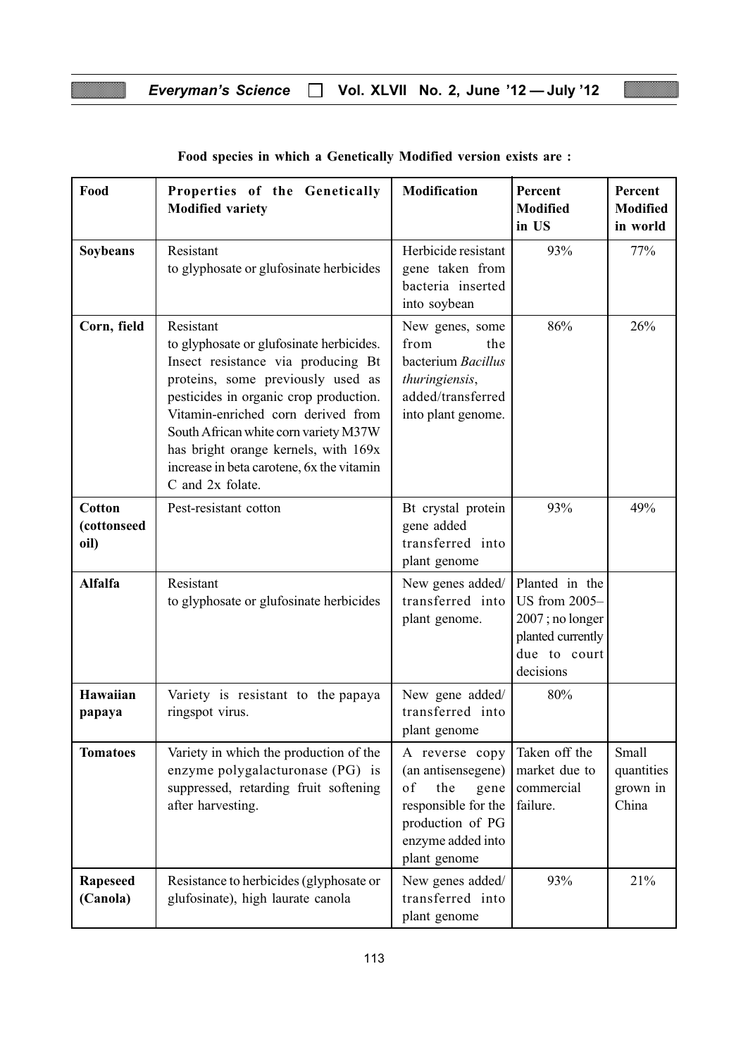**Food species in which a Genetically Modified version exists are :**

| Food | Properties of the Genetically Modified variety | Modification | Percent Modified in US | Percent Modified in world |
|---|---|---|---|---|
| **Soybeans** | Resistant to glyphosate or glufosinate herbicides | Herbicide resistant gene taken from bacteria inserted into soybean | 93% | 77% |
| **Corn, field** | Resistant to glyphosate or glufosinate herbicides. Insect resistance via producing Bt proteins, some previously used as pesticides in organic crop production. Vitamin-enriched corn derived from South African white corn variety M37W has bright orange kernels, with 169x increase in beta carotene, 6x the vitamin C and 2x folate. | New genes, some from the bacterium *Bacillus thuringiensis*, added/transferred into plant genome. | 86% | 26% |
| **Cotton (cottonseed oil)** | Pest-resistant cotton | Bt crystal protein gene added transferred into plant genome | 93% | 49% |
| **Alfalfa** | Resistant to glyphosate or glufosinate herbicides | New genes added/ transferred into plant genome. | Planted in the US from 2005–2007 ; no longer planted currently due to court decisions | |
| **Hawaiian papaya** | Variety is resistant to the papaya ringspot virus. | New gene added/ transferred into plant genome | 80% | |
| **Tomatoes** | Variety in which the production of the enzyme polygalacturonase (PG) is suppressed, retarding fruit softening after harvesting. | A reverse copy (an antisensegene) of the gene responsible for the production of PG enzyme added into plant genome | Taken off the market due to commercial failure. | Small quantities grown in China |
| **Rapeseed (Canola)** | Resistance to herbicides (glyphosate or glufosinate), high laurate canola | New genes added/ transferred into plant genome | 93% | 21% |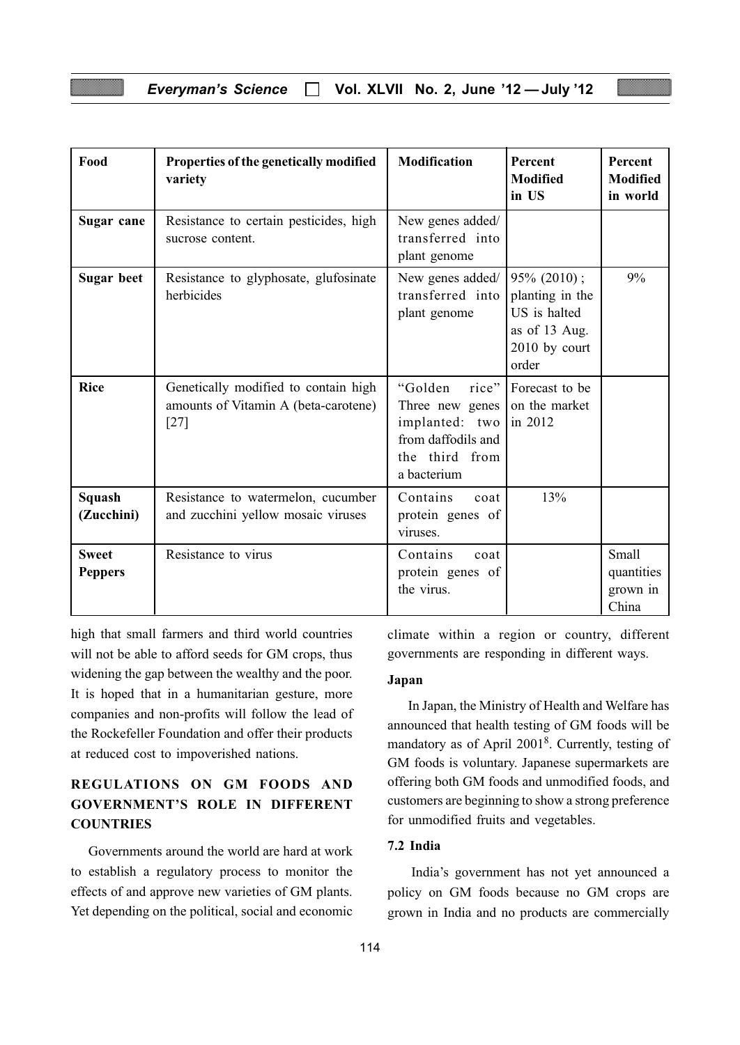| Food | Properties of the genetically modified variety | Modification | Percent Modified in US | Percent Modified in world |
|---|---|---|---|---|
| **Sugar cane** | Resistance to certain pesticides, high sucrose content. | New genes added/ transferred into plant genome | | |
| **Sugar beet** | Resistance to glyphosate, glufosinate herbicides | New genes added/ transferred into plant genome | 95% (2010) ; planting in the US is halted as of 13 Aug. 2010 by court order | 9% |
| **Rice** | Genetically modified to contain high amounts of Vitamin A (beta-carotene) [27] | "Golden rice" Three new genes implanted: two from daffodils and the third from a bacterium | Forecast to be on the market in 2012 | |
| **Squash (Zucchini)** | Resistance to watermelon, cucumber and zucchini yellow mosaic viruses | Contains coat protein genes of viruses. | 13% | |
| **Sweet Peppers** | Resistance to virus | Contains coat protein genes of the virus. | | Small quantities grown in China |

high that small farmers and third world countries will not be able to afford seeds for GM crops, thus widening the gap between the wealthy and the poor. It is hoped that in a humanitarian gesture, more companies and non-profits will follow the lead of the Rockefeller Foundation and offer their products at reduced cost to impoverished nations.

## REGULATIONS ON GM FOODS AND GOVERNMENT'S ROLE IN DIFFERENT COUNTRIES

Governments around the world are hard at work to establish a regulatory process to monitor the effects of and approve new varieties of GM plants. Yet depending on the political, social and economic climate within a region or country, different governments are responding in different ways.

### Japan

In Japan, the Ministry of Health and Welfare has announced that health testing of GM foods will be mandatory as of April 2001[8]. Currently, testing of GM foods is voluntary. Japanese supermarkets are offering both GM foods and unmodified foods, and customers are beginning to show a strong preference for unmodified fruits and vegetables.

### 7.2 India

India's government has not yet announced a policy on GM foods because no GM crops are grown in India and no products are commercially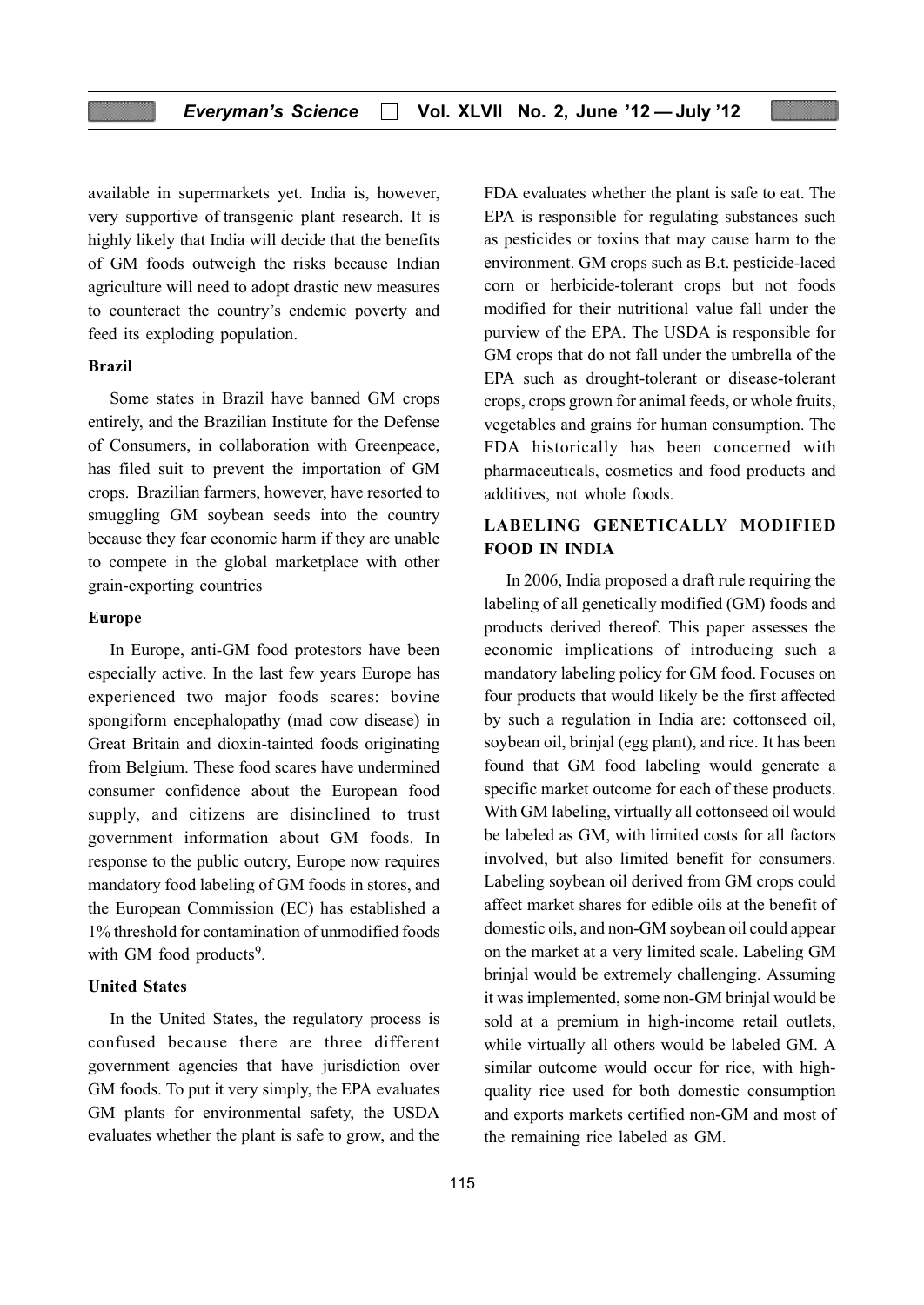available in supermarkets yet. India is, however, very supportive of transgenic plant research. It is highly likely that India will decide that the benefits of GM foods outweigh the risks because Indian agriculture will need to adopt drastic new measures to counteract the country's endemic poverty and feed its exploding population.

**Brazil**

Some states in Brazil have banned GM crops entirely, and the Brazilian Institute for the Defense of Consumers, in collaboration with Greenpeace, has filed suit to prevent the importation of GM crops. Brazilian farmers, however, have resorted to smuggling GM soybean seeds into the country because they fear economic harm if they are unable to compete in the global marketplace with other grain-exporting countries

**Europe**

In Europe, anti-GM food protestors have been especially active. In the last few years Europe has experienced two major foods scares: bovine spongiform encephalopathy (mad cow disease) in Great Britain and dioxin-tainted foods originating from Belgium. These food scares have undermined consumer confidence about the European food supply, and citizens are disinclined to trust government information about GM foods. In response to the public outcry, Europe now requires mandatory food labeling of GM foods in stores, and the European Commission (EC) has established a 1% threshold for contamination of unmodified foods with GM food products[9].

**United States**

In the United States, the regulatory process is confused because there are three different government agencies that have jurisdiction over GM foods. To put it very simply, the EPA evaluates GM plants for environmental safety, the USDA evaluates whether the plant is safe to grow, and the FDA evaluates whether the plant is safe to eat. The EPA is responsible for regulating substances such as pesticides or toxins that may cause harm to the environment. GM crops such as B.t. pesticide-laced corn or herbicide-tolerant crops but not foods modified for their nutritional value fall under the purview of the EPA. The USDA is responsible for GM crops that do not fall under the umbrella of the EPA such as drought-tolerant or disease-tolerant crops, crops grown for animal feeds, or whole fruits, vegetables and grains for human consumption. The FDA historically has been concerned with pharmaceuticals, cosmetics and food products and additives, not whole foods.

## LABELING GENETICALLY MODIFIED FOOD IN INDIA

In 2006, India proposed a draft rule requiring the labeling of all genetically modified (GM) foods and products derived thereof. This paper assesses the economic implications of introducing such a mandatory labeling policy for GM food. Focuses on four products that would likely be the first affected by such a regulation in India are: cottonseed oil, soybean oil, brinjal (egg plant), and rice. It has been found that GM food labeling would generate a specific market outcome for each of these products. With GM labeling, virtually all cottonseed oil would be labeled as GM, with limited costs for all factors involved, but also limited benefit for consumers. Labeling soybean oil derived from GM crops could affect market shares for edible oils at the benefit of domestic oils, and non-GM soybean oil could appear on the market at a very limited scale. Labeling GM brinjal would be extremely challenging. Assuming it was implemented, some non-GM brinjal would be sold at a premium in high-income retail outlets, while virtually all others would be labeled GM. A similar outcome would occur for rice, with high-quality rice used for both domestic consumption and exports markets certified non-GM and most of the remaining rice labeled as GM.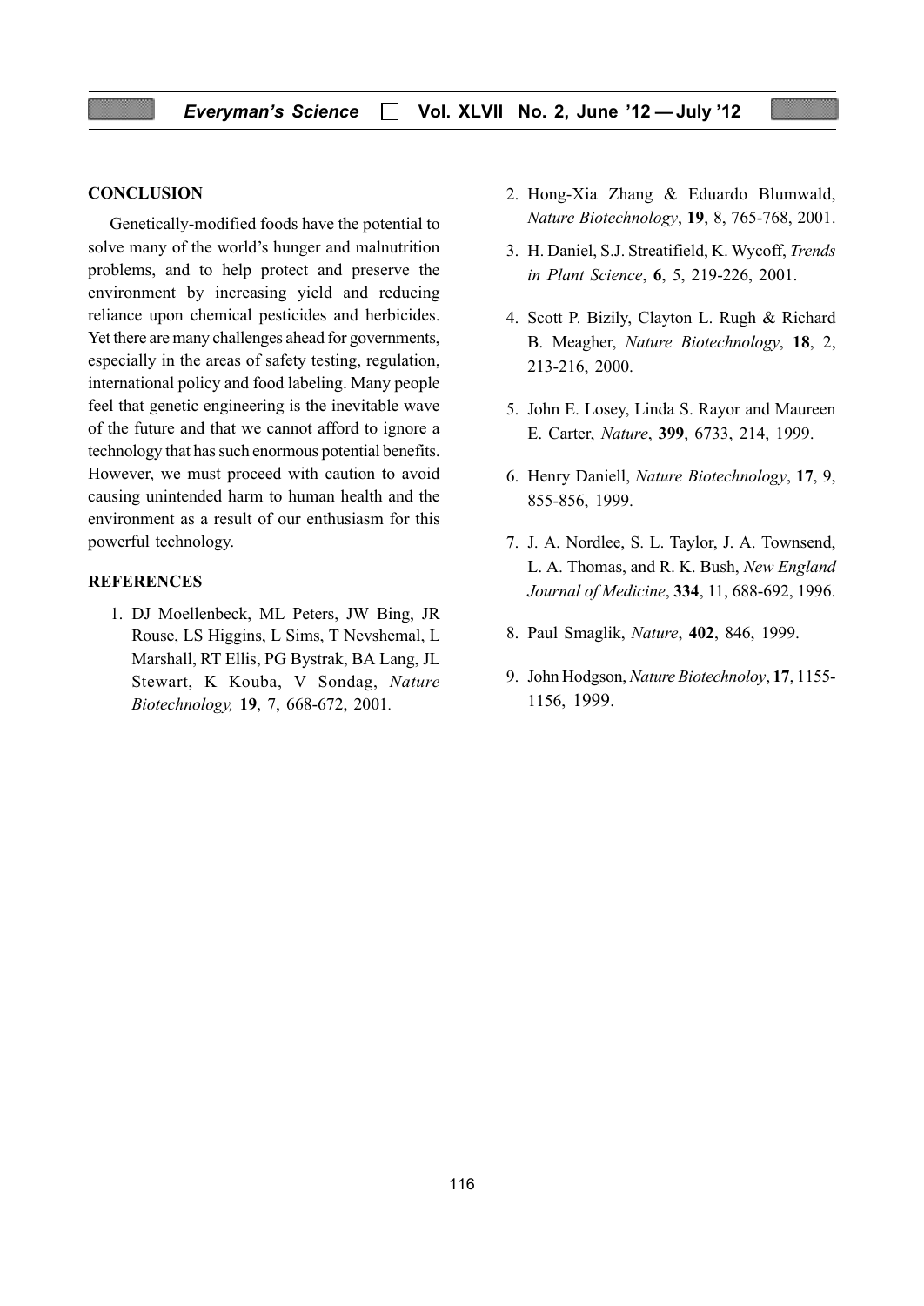## CONCLUSION

Genetically-modified foods have the potential to solve many of the world's hunger and malnutrition problems, and to help protect and preserve the environment by increasing yield and reducing reliance upon chemical pesticides and herbicides. Yet there are many challenges ahead for governments, especially in the areas of safety testing, regulation, international policy and food labeling. Many people feel that genetic engineering is the inevitable wave of the future and that we cannot afford to ignore a technology that has such enormous potential benefits. However, we must proceed with caution to avoid causing unintended harm to human health and the environment as a result of our enthusiasm for this powerful technology.

## REFERENCES

1. DJ Moellenbeck, ML Peters, JW Bing, JR Rouse, LS Higgins, L Sims, T Nevshemal, L Marshall, RT Ellis, PG Bystrak, BA Lang, JL Stewart, K Kouba, V Sondag, *Nature Biotechnology,* **19**, 7, 668-672, 2001.
2. Hong-Xia Zhang & Eduardo Blumwald, *Nature Biotechnology*, **19**, 8, 765-768, 2001.
3. H. Daniel, S.J. Streatifield, K. Wycoff, *Trends in Plant Science*, **6**, 5, 219-226, 2001.
4. Scott P. Bizily, Clayton L. Rugh & Richard B. Meagher, *Nature Biotechnology*, **18**, 2, 213-216, 2000.
5. John E. Losey, Linda S. Rayor and Maureen E. Carter, *Nature*, **399**, 6733, 214, 1999.
6. Henry Daniell, *Nature Biotechnology*, **17**, 9, 855-856, 1999.
7. J. A. Nordlee, S. L. Taylor, J. A. Townsend, L. A. Thomas, and R. K. Bush, *New England Journal of Medicine*, **334**, 11, 688-692, 1996.
8. Paul Smaglik, *Nature*, **402**, 846, 1999.
9. John Hodgson, *Nature Biotechnoloy*, **17**, 1155-1156, 1999.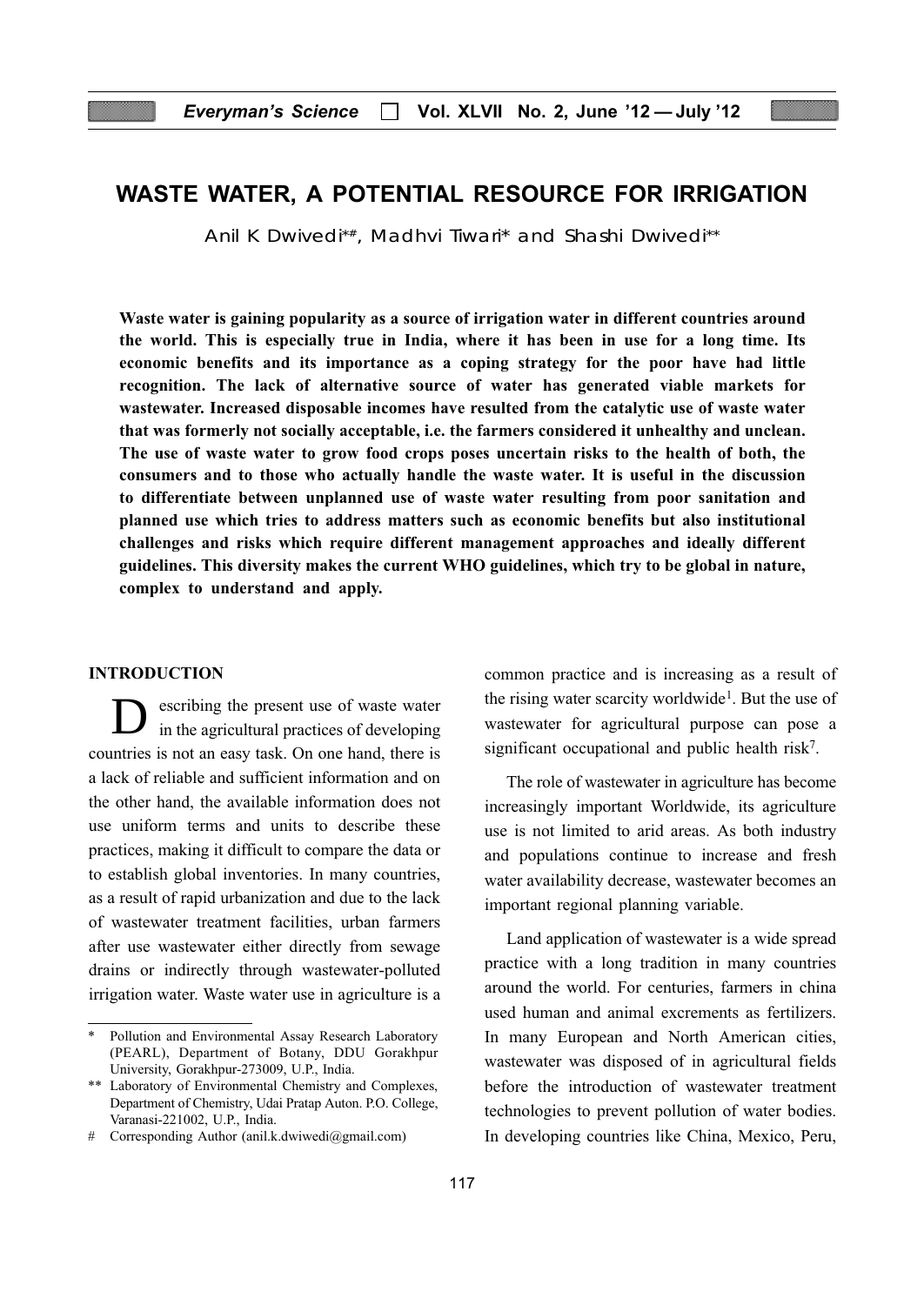# WASTE WATER, A POTENTIAL RESOURCE FOR IRRIGATION

Anil K Dwivedi*#, Madhvi Tiwari* and Shashi Dwivedi**

**Waste water is gaining popularity as a source of irrigation water in different countries around the world. This is especially true in India, where it has been in use for a long time. Its economic benefits and its importance as a coping strategy for the poor have had little recognition. The lack of alternative source of water has generated viable markets for wastewater. Increased disposable incomes have resulted from the catalytic use of waste water that was formerly not socially acceptable, i.e. the farmers considered it unhealthy and unclean. The use of waste water to grow food crops poses uncertain risks to the health of both, the consumers and to those who actually handle the waste water. It is useful in the discussion to differentiate between unplanned use of waste water resulting from poor sanitation and planned use which tries to address matters such as economic benefits but also institutional challenges and risks which require different management approaches and ideally different guidelines. This diversity makes the current WHO guidelines, which try to be global in nature, complex to understand and apply.**

## INTRODUCTION

Describing the present use of waste water in the agricultural practices of developing countries is not an easy task. On one hand, there is a lack of reliable and sufficient information and on the other hand, the available information does not use uniform terms and units to describe these practices, making it difficult to compare the data or to establish global inventories. In many countries, as a result of rapid urbanization and due to the lack of wastewater treatment facilities, urban farmers after use wastewater either directly from sewage drains or indirectly through wastewater-polluted irrigation water. Waste water use in agriculture is a common practice and is increasing as a result of the rising water scarcity worldwide[1]. But the use of wastewater for agricultural purpose can pose a significant occupational and public health risk[7].

The role of wastewater in agriculture has become increasingly important Worldwide, its agriculture use is not limited to arid areas. As both industry and populations continue to increase and fresh water availability decrease, wastewater becomes an important regional planning variable.

Land application of wastewater is a wide spread practice with a long tradition in many countries around the world. For centuries, farmers in china used human and animal excrements as fertilizers. In many European and North American cities, wastewater was disposed of in agricultural fields before the introduction of wastewater treatment technologies to prevent pollution of water bodies. In developing countries like China, Mexico, Peru,

---

\* Pollution and Environmental Assay Research Laboratory (PEARL), Department of Botany, DDU Gorakhpur University, Gorakhpur-273009, U.P., India.

\*\* Laboratory of Environmental Chemistry and Complexes, Department of Chemistry, Udai Pratap Auton. P.O. College, Varanasi-221002, U.P., India.

\# Corresponding Author (anil.k.dwiwedi@gmail.com)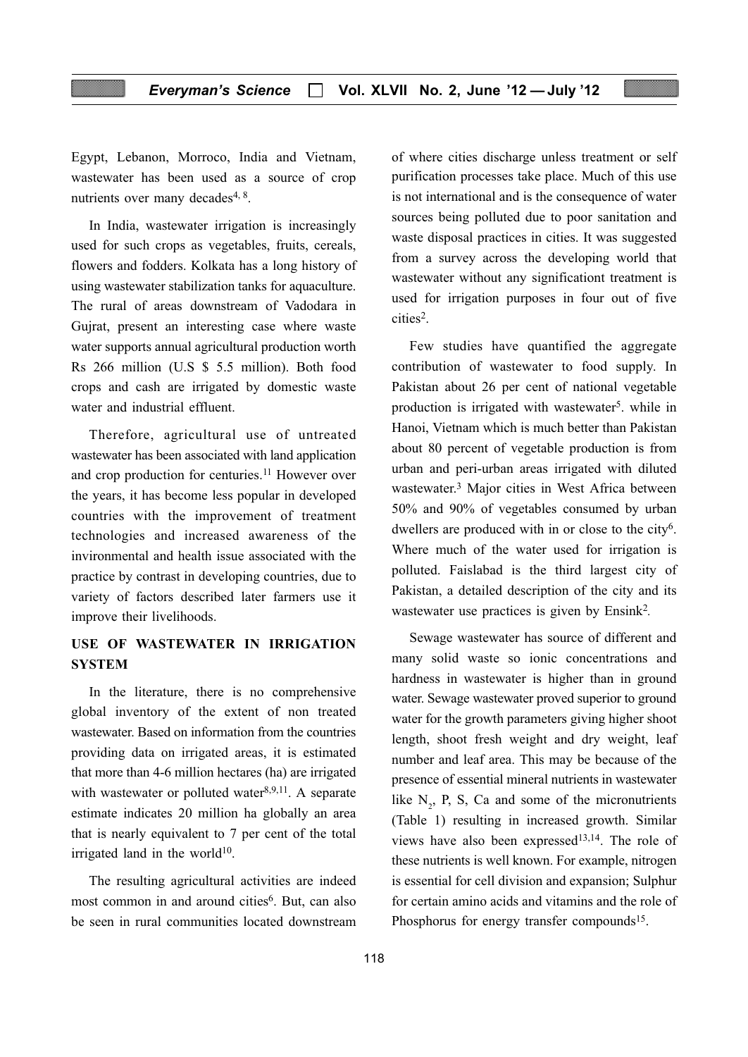Egypt, Lebanon, Morroco, India and Vietnam, wastewater has been used as a source of crop nutrients over many decades[4, 8].

In India, wastewater irrigation is increasingly used for such crops as vegetables, fruits, cereals, flowers and fodders. Kolkata has a long history of using wastewater stabilization tanks for aquaculture. The rural of areas downstream of Vadodara in Gujrat, present an interesting case where waste water supports annual agricultural production worth Rs 266 million (U.S $ 5.5 million). Both food crops and cash are irrigated by domestic waste water and industrial effluent.

Therefore, agricultural use of untreated wastewater has been associated with land application and crop production for centuries.[11] However over the years, it has become less popular in developed countries with the improvement of treatment technologies and increased awareness of the environmental and health issue associated with the practice by contrast in developing countries, due to variety of factors described later farmers use it improve their livelihoods.

## USE OF WASTEWATER IN IRRIGATION SYSTEM

In the literature, there is no comprehensive global inventory of the extent of non treated wastewater. Based on information from the countries providing data on irrigated areas, it is estimated that more than 4-6 million hectares (ha) are irrigated with wastewater or polluted water[8,9,11]. A separate estimate indicates 20 million ha globally an area that is nearly equivalent to 7 per cent of the total irrigated land in the world[10].

The resulting agricultural activities are indeed most common in and around cities[6]. But, can also be seen in rural communities located downstream of where cities discharge unless treatment or self purification processes take place. Much of this use is not international and is the consequence of water sources being polluted due to poor sanitation and waste disposal practices in cities. It was suggested from a survey across the developing world that wastewater without any significationt treatment is used for irrigation purposes in four out of five cities[2].

Few studies have quantified the aggregate contribution of wastewater to food supply. In Pakistan about 26 per cent of national vegetable production is irrigated with wastewater[5]. while in Hanoi, Vietnam which is much better than Pakistan about 80 percent of vegetable production is from urban and peri-urban areas irrigated with diluted wastewater.[3] Major cities in West Africa between 50% and 90% of vegetables consumed by urban dwellers are produced with in or close to the city[6]. Where much of the water used for irrigation is polluted. Faislabad is the third largest city of Pakistan, a detailed description of the city and its wastewater use practices is given by Ensink[2].

Sewage wastewater has source of different and many solid waste so ionic concentrations and hardness in wastewater is higher than in ground water. Sewage wastewater proved superior to ground water for the growth parameters giving higher shoot length, shoot fresh weight and dry weight, leaf number and leaf area. This may be because of the presence of essential mineral nutrients in wastewater like $N_2$, P, S, Ca and some of the micronutrients (Table 1) resulting in increased growth. Similar views have also been expressed[13,14]. The role of these nutrients is well known. For example, nitrogen is essential for cell division and expansion; Sulphur for certain amino acids and vitamins and the role of Phosphorus for energy transfer compounds[15].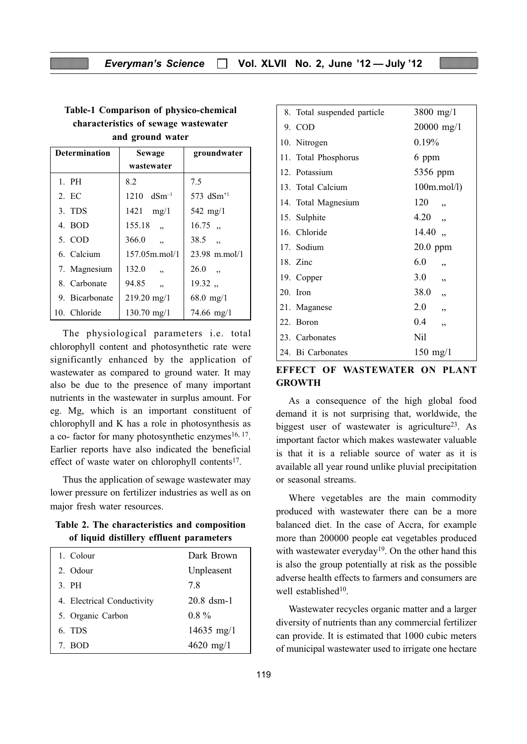**Table-1 Comparison of physico-chemical characteristics of sewage wastewater and ground water**

| Determination | Sewage wastewater | groundwater |
|---|---|---|
| 1. PH | 8.2 | 7.5 |
| 2. EC | 1210 $dSm^{-1}$ | 573 dSm'1 |
| 3. TDS | 1421 mg/1 | 542 mg/1 |
| 4. BOD | 155.18 ,, | 16.75 ,, |
| 5. COD | 366.0 ,, | 38.5 ,, |
| 6. Calcium | 157.05m.mol/1 | 23.98 m.mol/1 |
| 7. Magnesium | 132.0 ,, | 26.0 ,, |
| 8. Carbonate | 94.85 ,, | 19.32 ,, |
| 9. Bicarbonate | 219.20 mg/1 | 68.0 mg/1 |
| 10. Chloride | 130.70 mg/1 | 74.66 mg/1 |

The physiological parameters i.e. total chlorophyll content and photosynthetic rate were significantly enhanced by the application of wastewater as compared to ground water. It may also be due to the presence of many important nutrients in the wastewater in surplus amount. For eg. Mg, which is an important constituent of chlorophyll and K has a role in photosynthesis as a co- factor for many photosynthetic enzymes[16, 17]. Earlier reports have also indicated the beneficial effect of waste water on chlorophyll contents[17].

Thus the application of sewage wastewater may lower pressure on fertilizer industries as well as on major fresh water resources.

**Table 2. The characteristics and composition of liquid distillery effluent parameters**

| Parameter | Value |
|---|---|
| 1. Colour | Dark Brown |
| 2. Odour | Unpleasent |
| 3. PH | 7.8 |
| 4. Electrical Conductivity | 20.8 dsm-1 |
| 5. Organic Carbon | 0.8 % |
| 6. TDS | 14635 mg/1 |
| 7. BOD | 4620 mg/1 |
| 8. Total suspended particle | 3800 mg/1 |
| 9. COD | 20000 mg/1 |
| 10. Nitrogen | 0.19% |
| 11. Total Phosphorus | 6 ppm |
| 12. Potassium | 5356 ppm |
| 13. Total Calcium | 100m.mol/l) |
| 14. Total Magnesium | 120 ,, |
| 15. Sulphite | 4.20 ,, |
| 16. Chloride | 14.40 ,, |
| 17. Sodium | 20.0 ppm |
| 18. Zinc | 6.0 ,, |
| 19. Copper | 3.0 ,, |
| 20. Iron | 38.0 ,, |
| 21. Maganese | 2.0 ,, |
| 22. Boron | 0.4 ,, |
| 23. Carbonates | Nil |
| 24. Bi Carbonates | 150 mg/1 |

## EFFECT OF WASTEWATER ON PLANT GROWTH

As a consequence of the high global food demand it is not surprising that, worldwide, the biggest user of wastewater is agriculture[23]. As important factor which makes wastewater valuable is that it is a reliable source of water as it is available all year round unlike pluvial precipitation or seasonal streams.

Where vegetables are the main commodity produced with wastewater there can be a more balanced diet. In the case of Accra, for example more than 200000 people eat vegetables produced with wastewater everyday[19]. On the other hand this is also the group potentially at risk as the possible adverse health effects to farmers and consumers are well established[10].

Wastewater recycles organic matter and a larger diversity of nutrients than any commercial fertilizer can provide. It is estimated that 1000 cubic meters of municipal wastewater used to irrigate one hectare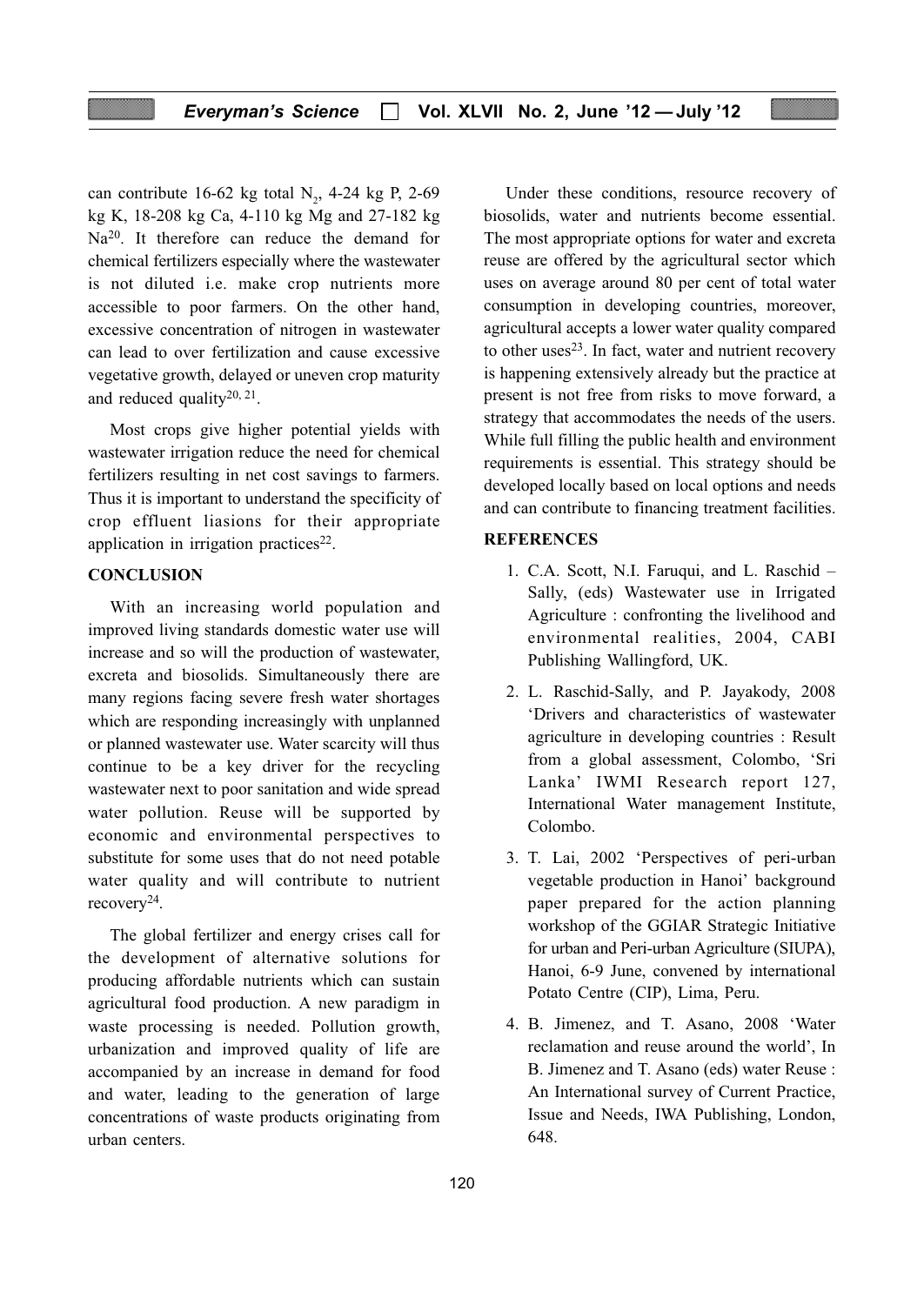can contribute 16-62 kg total $N_2$, 4-24 kg P, 2-69 kg K, 18-208 kg Ca, 4-110 kg Mg and 27-182 kg Na[20]. It therefore can reduce the demand for chemical fertilizers especially where the wastewater is not diluted i.e. make crop nutrients more accessible to poor farmers. On the other hand, excessive concentration of nitrogen in wastewater can lead to over fertilization and cause excessive vegetative growth, delayed or uneven crop maturity and reduced quality[20, 21].

Most crops give higher potential yields with wastewater irrigation reduce the need for chemical fertilizers resulting in net cost savings to farmers. Thus it is important to understand the specificity of crop effluent liasions for their appropriate application in irrigation practices[22].

## CONCLUSION

With an increasing world population and improved living standards domestic water use will increase and so will the production of wastewater, excreta and biosolids. Simultaneously there are many regions facing severe fresh water shortages which are responding increasingly with unplanned or planned wastewater use. Water scarcity will thus continue to be a key driver for the recycling wastewater next to poor sanitation and wide spread water pollution. Reuse will be supported by economic and environmental perspectives to substitute for some uses that do not need potable water quality and will contribute to nutrient recovery[24].

The global fertilizer and energy crises call for the development of alternative solutions for producing affordable nutrients which can sustain agricultural food production. A new paradigm in waste processing is needed. Pollution growth, urbanization and improved quality of life are accompanied by an increase in demand for food and water, leading to the generation of large concentrations of waste products originating from urban centers.

Under these conditions, resource recovery of biosolids, water and nutrients become essential. The most appropriate options for water and excreta reuse are offered by the agricultural sector which uses on average around 80 per cent of total water consumption in developing countries, moreover, agricultural accepts a lower water quality compared to other uses[23]. In fact, water and nutrient recovery is happening extensively already but the practice at present is not free from risks to move forward, a strategy that accommodates the needs of the users. While full filling the public health and environment requirements is essential. This strategy should be developed locally based on local options and needs and can contribute to financing treatment facilities.

## REFERENCES

1. C.A. Scott, N.I. Faruqui, and L. Raschid – Sally, (eds) Wastewater use in Irrigated Agriculture : confronting the livelihood and environmental realities, 2004, CABI Publishing Wallingford, UK.
2. L. Raschid-Sally, and P. Jayakody, 2008 'Drivers and characteristics of wastewater agriculture in developing countries : Result from a global assessment, Colombo, 'Sri Lanka' IWMI Research report 127, International Water management Institute, Colombo.
3. T. Lai, 2002 'Perspectives of peri-urban vegetable production in Hanoi' background paper prepared for the action planning workshop of the GGIAR Strategic Initiative for urban and Peri-urban Agriculture (SIUPA), Hanoi, 6-9 June, convened by international Potato Centre (CIP), Lima, Peru.
4. B. Jimenez, and T. Asano, 2008 'Water reclamation and reuse around the world', In B. Jimenez and T. Asano (eds) water Reuse : An International survey of Current Practice, Issue and Needs, IWA Publishing, London, 648.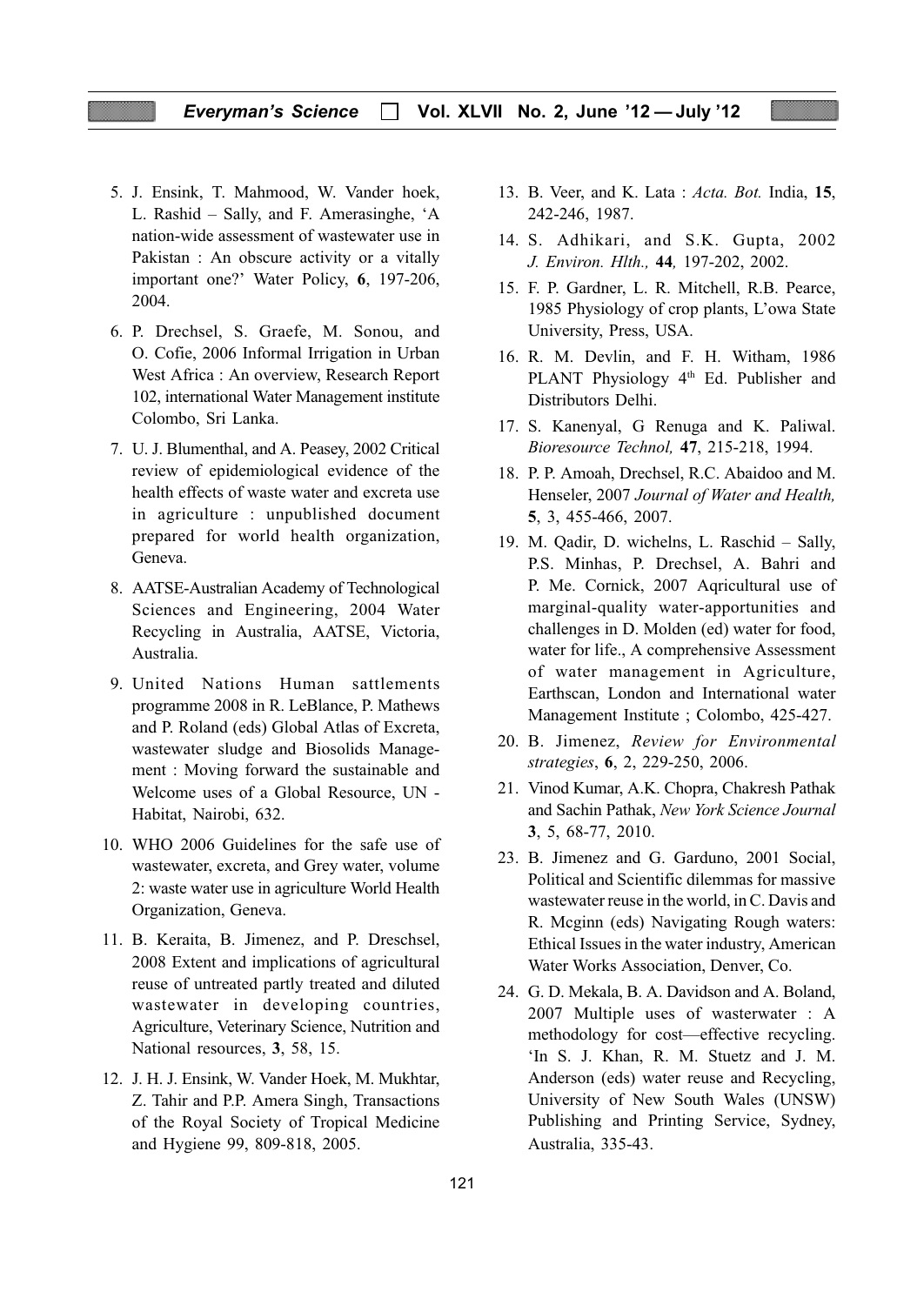5. J. Ensink, T. Mahmood, W. Vander hoek, L. Rashid – Sally, and F. Amerasinghe, 'A nation-wide assessment of wastewater use in Pakistan : An obscure activity or a vitally important one?' Water Policy, **6**, 197-206, 2004.

6. P. Drechsel, S. Graefe, M. Sonou, and O. Cofie, 2006 Informal Irrigation in Urban West Africa : An overview, Research Report 102, international Water Management institute Colombo, Sri Lanka.

7. U. J. Blumenthal, and A. Peasey, 2002 Critical review of epidemiological evidence of the health effects of waste water and excreta use in agriculture : unpublished document prepared for world health organization, Geneva.

8. AATSE-Australian Academy of Technological Sciences and Engineering, 2004 Water Recycling in Australia, AATSE, Victoria, Australia.

9. United Nations Human sattlements programme 2008 in R. LeBlance, P. Mathews and P. Roland (eds) Global Atlas of Excreta, wastewater sludge and Biosolids Management : Moving forward the sustainable and Welcome uses of a Global Resource, UN - Habitat, Nairobi, 632.

10. WHO 2006 Guidelines for the safe use of wastewater, excreta, and Grey water, volume 2: waste water use in agriculture World Health Organization, Geneva.

11. B. Keraita, B. Jimenez, and P. Dreschsel, 2008 Extent and implications of agricultural reuse of untreated partly treated and diluted wastewater in developing countries, Agriculture, Veterinary Science, Nutrition and National resources, **3**, 58, 15.

12. J. H. J. Ensink, W. Vander Hoek, M. Mukhtar, Z. Tahir and P.P. Amera Singh, Transactions of the Royal Society of Tropical Medicine and Hygiene 99, 809-818, 2005.

13. B. Veer, and K. Lata : *Acta. Bot.* India, **15**, 242-246, 1987.

14. S. Adhikari, and S.K. Gupta, 2002 *J. Environ. Hlth.,* **44***,* 197-202, 2002.

15. F. P. Gardner, L. R. Mitchell, R.B. Pearce, 1985 Physiology of crop plants, L'owa State University, Press, USA.

16. R. M. Devlin, and F. H. Witham, 1986 PLANT Physiology 4th Ed. Publisher and Distributors Delhi.

17. S. Kanenyal, G Renuga and K. Paliwal. *Bioresource Technol,* **47**, 215-218, 1994.

18. P. P. Amoah, Drechsel, R.C. Abaidoo and M. Henseler, 2007 *Journal of Water and Health,* **5**, 3, 455-466, 2007.

19. M. Qadir, D. wichelns, L. Raschid – Sally, P.S. Minhas, P. Drechsel, A. Bahri and P. Me. Cornick, 2007 Aqricultural use of marginal-quality water-apportunities and challenges in D. Molden (ed) water for food, water for life., A comprehensive Assessment of water management in Agriculture, Earthscan, London and International water Management Institute ; Colombo, 425-427.

20. B. Jimenez, *Review for Environmental strategies*, **6**, 2, 229-250, 2006.

21. Vinod Kumar, A.K. Chopra, Chakresh Pathak and Sachin Pathak, *New York Science Journal* **3**, 5, 68-77, 2010.

23. B. Jimenez and G. Garduno, 2001 Social, Political and Scientific dilemmas for massive wastewater reuse in the world, in C. Davis and R. Mcginn (eds) Navigating Rough waters: Ethical Issues in the water industry, American Water Works Association, Denver, Co.

24. G. D. Mekala, B. A. Davidson and A. Boland, 2007 Multiple uses of wasterwater : A methodology for cost—effective recycling. 'In S. J. Khan, R. M. Stuetz and J. M. Anderson (eds) water reuse and Recycling, University of New South Wales (UNSW) Publishing and Printing Service, Sydney, Australia, 335-43.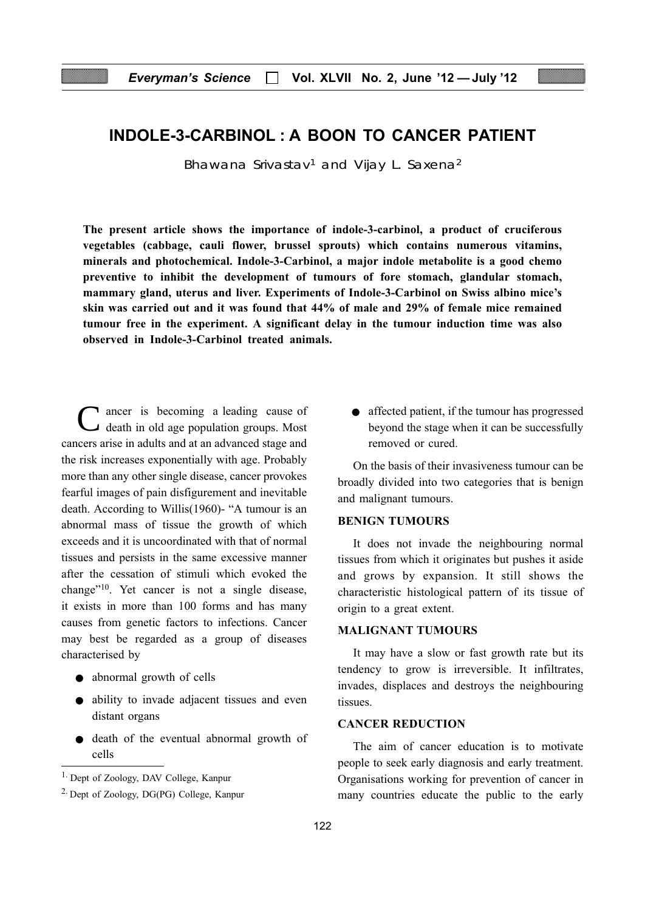# INDOLE-3-CARBINOL : A BOON TO CANCER PATIENT

Bhawana Srivastav[1] and Vijay L. Saxena[2]

**The present article shows the importance of indole-3-carbinol, a product of cruciferous vegetables (cabbage, cauli flower, brussel sprouts) which contains numerous vitamins, minerals and photochemical. Indole-3-Carbinol, a major indole metabolite is a good chemo preventive to inhibit the development of tumours of fore stomach, glandular stomach, mammary gland, uterus and liver. Experiments of Indole-3-Carbinol on Swiss albino mice's skin was carried out and it was found that 44% of male and 29% of female mice remained tumour free in the experiment. A significant delay in the tumour induction time was also observed in Indole-3-Carbinol treated animals.**

Cancer is becoming a leading cause of death in old age population groups. Most cancers arise in adults and at an advanced stage and the risk increases exponentially with age. Probably more than any other single disease, cancer provokes fearful images of pain disfigurement and inevitable death. According to Willis(1960)- "A tumour is an abnormal mass of tissue the growth of which exceeds and it is uncoordinated with that of normal tissues and persists in the same excessive manner after the cessation of stimuli which evoked the change"[10]. Yet cancer is not a single disease, it exists in more than 100 forms and has many causes from genetic factors to infections. Cancer may best be regarded as a group of diseases characterised by

- abnormal growth of cells
- ability to invade adjacent tissues and even distant organs
- death of the eventual abnormal growth of cells
- affected patient, if the tumour has progressed beyond the stage when it can be successfully removed or cured.

On the basis of their invasiveness tumour can be broadly divided into two categories that is benign and malignant tumours.

### BENIGN TUMOURS

It does not invade the neighbouring normal tissues from which it originates but pushes it aside and grows by expansion. It still shows the characteristic histological pattern of its tissue of origin to a great extent.

### MALIGNANT TUMOURS

It may have a slow or fast growth rate but its tendency to grow is irreversible. It infiltrates, invades, displaces and destroys the neighbouring tissues.

### CANCER REDUCTION

The aim of cancer education is to motivate people to seek early diagnosis and early treatment. Organisations working for prevention of cancer in many countries educate the public to the early

---

[1] Dept of Zoology, DAV College, Kanpur

[2] Dept of Zoology, DG(PG) College, Kanpur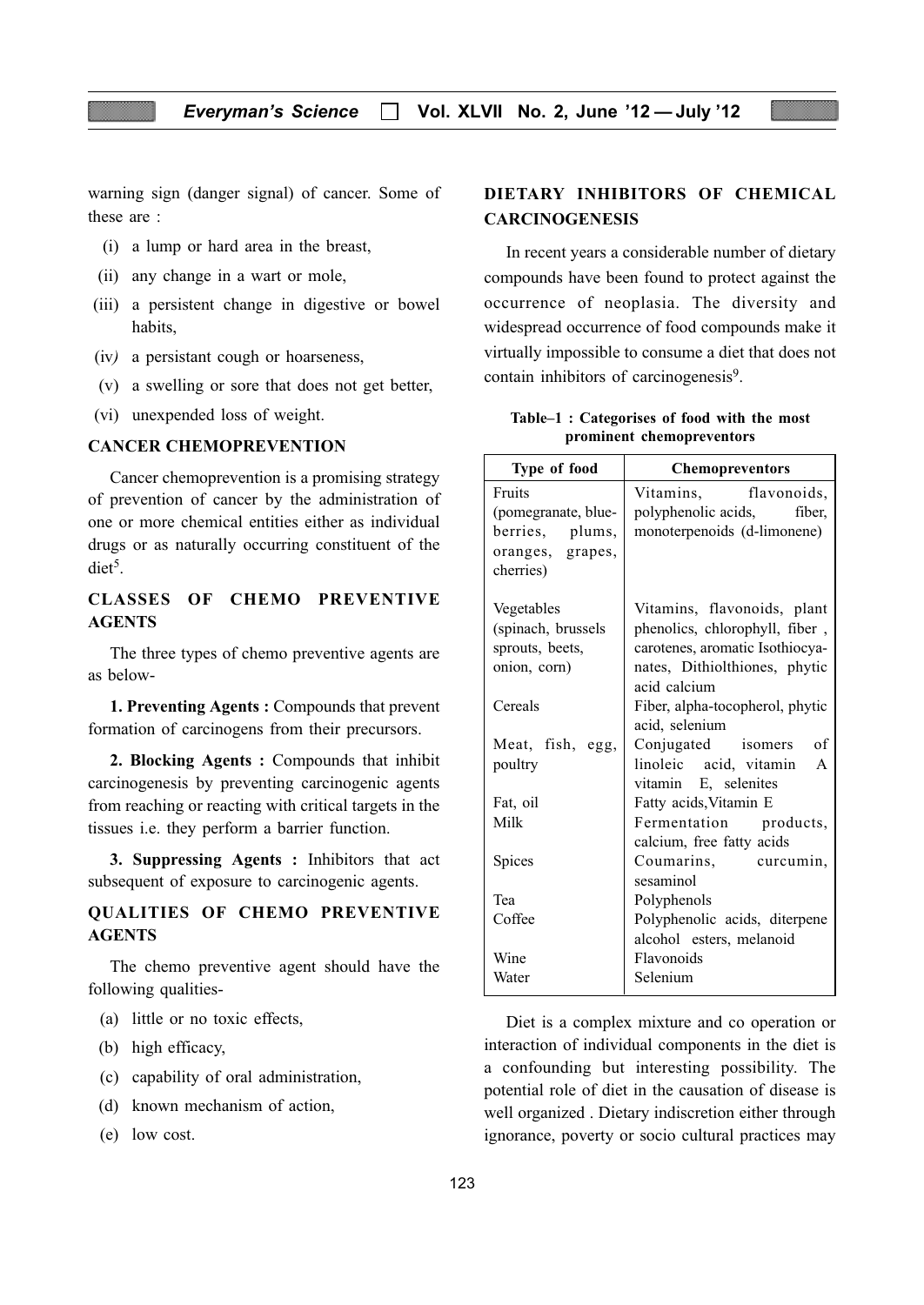warning sign (danger signal) of cancer. Some of these are :

(i) a lump or hard area in the breast,

(ii) any change in a wart or mole,

(iii) a persistent change in digestive or bowel habits,

(iv) a persistant cough or hoarseness,

(v) a swelling or sore that does not get better,

(vi) unexpended loss of weight.

## CANCER CHEMOPREVENTION

Cancer chemoprevention is a promising strategy of prevention of cancer by the administration of one or more chemical entities either as individual drugs or as naturally occurring constituent of the diet[5].

## CLASSES OF CHEMO PREVENTIVE AGENTS

The three types of chemo preventive agents are as below-

**1. Preventing Agents :** Compounds that prevent formation of carcinogens from their precursors.

**2. Blocking Agents :** Compounds that inhibit carcinogenesis by preventing carcinogenic agents from reaching or reacting with critical targets in the tissues i.e. they perform a barrier function.

**3. Suppressing Agents :** Inhibitors that act subsequent of exposure to carcinogenic agents.

## QUALITIES OF CHEMO PREVENTIVE AGENTS

The chemo preventive agent should have the following qualities-

(a) little or no toxic effects,

(b) high efficacy,

(c) capability of oral administration,

(d) known mechanism of action,

(e) low cost.

## DIETARY INHIBITORS OF CHEMICAL CARCINOGENESIS

In recent years a considerable number of dietary compounds have been found to protect against the occurrence of neoplasia. The diversity and widespread occurrence of food compounds make it virtually impossible to consume a diet that does not contain inhibitors of carcinogenesis[9].

**Table–1 : Categorises of food with the most prominent chemopreventors**

| Type of food | Chemopreventors |
|---|---|
| Fruits (pomegranate, blue-berries, plums, oranges, grapes, cherries) | Vitamins, flavonoids, polyphenolic acids, fiber, monoterpenoids (d-limonene) |
| Vegetables (spinach, brussels sprouts, beets, onion, corn) | Vitamins, flavonoids, plant phenolics, chlorophyll, fiber , carotenes, aromatic Isothiocyanates, Dithiolthiones, phytic acid calcium |
| Cereals | Fiber, alpha-tocopherol, phytic acid, selenium |
| Meat, fish, egg, poultry | Conjugated isomers of linoleic acid, vitamin A vitamin E, selenites |
| Fat, oil | Fatty acids, Vitamin E |
| Milk | Fermentation products, calcium, free fatty acids |
| Spices | Coumarins, curcumin, sesaminol |
| Tea | Polyphenols |
| Coffee | Polyphenolic acids, diterpene alcohol esters, melanoid |
| Wine | Flavonoids |
| Water | Selenium |

Diet is a complex mixture and co operation or interaction of individual components in the diet is a confounding but interesting possibility. The potential role of diet in the causation of disease is well organized . Dietary indiscretion either through ignorance, poverty or socio cultural practices may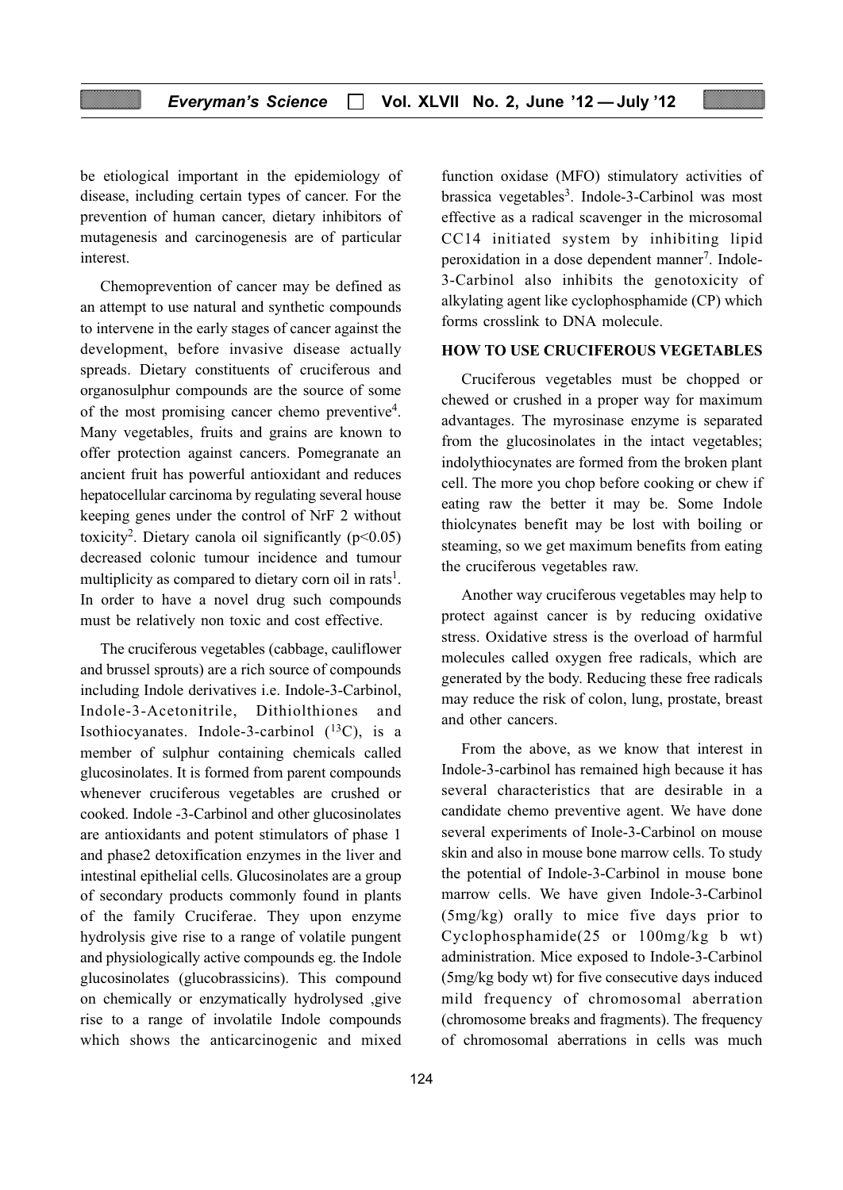be etiological important in the epidemiology of disease, including certain types of cancer. For the prevention of human cancer, dietary inhibitors of mutagenesis and carcinogenesis are of particular interest.

Chemoprevention of cancer may be defined as an attempt to use natural and synthetic compounds to intervene in the early stages of cancer against the development, before invasive disease actually spreads. Dietary constituents of cruciferous and organosulphur compounds are the source of some of the most promising cancer chemo preventive[4]. Many vegetables, fruits and grains are known to offer protection against cancers. Pomegranate an ancient fruit has powerful antioxidant and reduces hepatocellular carcinoma by regulating several house keeping genes under the control of NrF 2 without toxicity[2]. Dietary canola oil significantly ($p<0.05$) decreased colonic tumour incidence and tumour multiplicity as compared to dietary corn oil in rats[1]. In order to have a novel drug such compounds must be relatively non toxic and cost effective.

The cruciferous vegetables (cabbage, cauliflower and brussel sprouts) are a rich source of compounds including Indole derivatives i.e. Indole-3-Carbinol, Indole-3-Acetonitrile, Dithiolthiones and Isothiocyanates. Indole-3-carbinol ($^{13}$C), is a member of sulphur containing chemicals called glucosinolates. It is formed from parent compounds whenever cruciferous vegetables are crushed or cooked. Indole -3-Carbinol and other glucosinolates are antioxidants and potent stimulators of phase 1 and phase2 detoxification enzymes in the liver and intestinal epithelial cells. Glucosinolates are a group of secondary products commonly found in plants of the family Cruciferae. They upon enzyme hydrolysis give rise to a range of volatile pungent and physiologically active compounds eg. the Indole glucosinolates (glucobrassicins). This compound on chemically or enzymatically hydrolysed ,give rise to a range of involatile Indole compounds which shows the anticarcinogenic and mixed function oxidase (MFO) stimulatory activities of brassica vegetables[3]. Indole-3-Carbinol was most effective as a radical scavenger in the microsomal CC14 initiated system by inhibiting lipid peroxidation in a dose dependent manner[7]. Indole-3-Carbinol also inhibits the genotoxicity of alkylating agent like cyclophosphamide (CP) which forms crosslink to DNA molecule.

## HOW TO USE CRUCIFEROUS VEGETABLES

Cruciferous vegetables must be chopped or chewed or crushed in a proper way for maximum advantages. The myrosinase enzyme is separated from the glucosinolates in the intact vegetables; indolythiocynates are formed from the broken plant cell. The more you chop before cooking or chew if eating raw the better it may be. Some Indole thiolcynates benefit may be lost with boiling or steaming, so we get maximum benefits from eating the cruciferous vegetables raw.

Another way cruciferous vegetables may help to protect against cancer is by reducing oxidative stress. Oxidative stress is the overload of harmful molecules called oxygen free radicals, which are generated by the body. Reducing these free radicals may reduce the risk of colon, lung, prostate, breast and other cancers.

From the above, as we know that interest in Indole-3-carbinol has remained high because it has several characteristics that are desirable in a candidate chemo preventive agent. We have done several experiments of Inole-3-Carbinol on mouse skin and also in mouse bone marrow cells. To study the potential of Indole-3-Carbinol in mouse bone marrow cells. We have given Indole-3-Carbinol (5mg/kg) orally to mice five days prior to Cyclophosphamide(25 or 100mg/kg b wt) administration. Mice exposed to Indole-3-Carbinol (5mg/kg body wt) for five consecutive days induced mild frequency of chromosomal aberration (chromosome breaks and fragments). The frequency of chromosomal aberrations in cells was much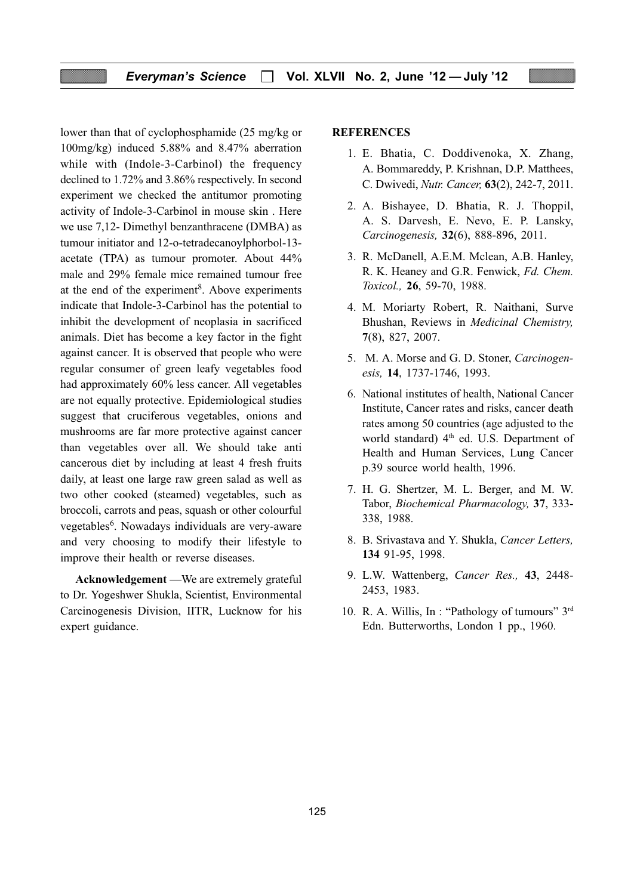lower than that of cyclophosphamide (25 mg/kg or 100mg/kg) induced 5.88% and 8.47% aberration while with (Indole-3-Carbinol) the frequency declined to 1.72% and 3.86% respectively. In second experiment we checked the antitumor promoting activity of Indole-3-Carbinol in mouse skin . Here we use 7,12- Dimethyl benzanthracene (DMBA) as tumour initiator and 12-o-tetradecanoylphorbol-13-acetate (TPA) as tumour promoter. About 44% male and 29% female mice remained tumour free at the end of the experiment[8]. Above experiments indicate that Indole-3-Carbinol has the potential to inhibit the development of neoplasia in sacrificed animals. Diet has become a key factor in the fight against cancer. It is observed that people who were regular consumer of green leafy vegetables food had approximately 60% less cancer. All vegetables are not equally protective. Epidemiological studies suggest that cruciferous vegetables, onions and mushrooms are far more protective against cancer than vegetables over all. We should take anti cancerous diet by including at least 4 fresh fruits daily, at least one large raw green salad as well as two other cooked (steamed) vegetables, such as broccoli, carrots and peas, squash or other colourful vegetables[6]. Nowadays individuals are very-aware and very choosing to modify their lifestyle to improve their health or reverse diseases.

**Acknowledgement** —We are extremely grateful to Dr. Yogeshwer Shukla, Scientist, Environmental Carcinogenesis Division, IITR, Lucknow for his expert guidance.

## REFERENCES

1. E. Bhatia, C. Doddivenoka, X. Zhang, A. Bommareddy, P. Krishnan, D.P. Matthees, C. Dwivedi, *Nutr. Cancer,* **63**(2), 242-7, 2011.
2. A. Bishayee, D. Bhatia, R. J. Thoppil, A. S. Darvesh, E. Nevo, E. P. Lansky, *Carcinogenesis,* **32**(6), 888-896, 2011.
3. R. McDanell, A.E.M. Mclean, A.B. Hanley, R. K. Heaney and G.R. Fenwick, *Fd. Chem. Toxicol.,* **26**, 59-70, 1988.
4. M. Moriarty Robert, R. Naithani, Surve Bhushan, Reviews in *Medicinal Chemistry,* **7**(8), 827, 2007.
5. M. A. Morse and G. D. Stoner, *Carcinogenesis,* **14**, 1737-1746, 1993.
6. National institutes of health, National Cancer Institute, Cancer rates and risks, cancer death rates among 50 countries (age adjusted to the world standard) 4th ed. U.S. Department of Health and Human Services, Lung Cancer p.39 source world health, 1996.
7. H. G. Shertzer, M. L. Berger, and M. W. Tabor, *Biochemical Pharmacology,* **37**, 333-338, 1988.
8. B. Srivastava and Y. Shukla, *Cancer Letters,* **134** 91-95, 1998.
9. L.W. Wattenberg, *Cancer Res.,* **43**, 2448-2453, 1983.
10. R. A. Willis, In : "Pathology of tumours" 3rd Edn. Butterworths, London 1 pp., 1960.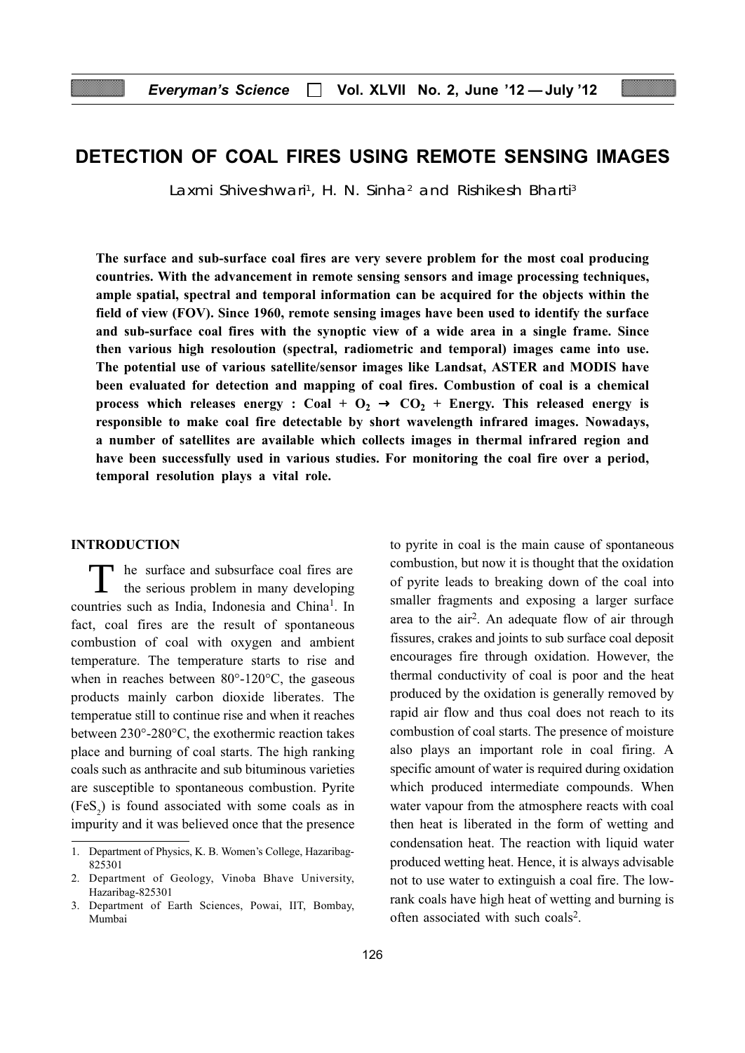# DETECTION OF COAL FIRES USING REMOTE SENSING IMAGES

Laxmi Shiveshwari[1], H. N. Sinha[2] and Rishikesh Bharti[3]

**The surface and sub-surface coal fires are very severe problem for the most coal producing countries. With the advancement in remote sensing sensors and image processing techniques, ample spatial, spectral and temporal information can be acquired for the objects within the field of view (FOV). Since 1960, remote sensing images have been used to identify the surface and sub-surface coal fires with the synoptic view of a wide area in a single frame. Since then various high resoloution (spectral, radiometric and temporal) images came into use. The potential use of various satellite/sensor images like Landsat, ASTER and MODIS have been evaluated for detection and mapping of coal fires. Combustion of coal is a chemical process which releases energy : Coal + $O_2$ → $CO_2$ + Energy. This released energy is responsible to make coal fire detectable by short wavelength infrared images. Nowadays, a number of satellites are available which collects images in thermal infrared region and have been successfully used in various studies. For monitoring the coal fire over a period, temporal resolution plays a vital role.**

## INTRODUCTION

The surface and subsurface coal fires are the serious problem in many developing countries such as India, Indonesia and China[1]. In fact, coal fires are the result of spontaneous combustion of coal with oxygen and ambient temperature. The temperature starts to rise and when in reaches between 80°-120°C, the gaseous products mainly carbon dioxide liberates. The temperatue still to continue rise and when it reaches between 230°-280°C, the exothermic reaction takes place and burning of coal starts. The high ranking coals such as anthracite and sub bituminous varieties are susceptible to spontaneous combustion. Pyrite ($FeS_2$) is found associated with some coals as in impurity and it was believed once that the presence to pyrite in coal is the main cause of spontaneous combustion, but now it is thought that the oxidation of pyrite leads to breaking down of the coal into smaller fragments and exposing a larger surface area to the air[2]. An adequate flow of air through fissures, crakes and joints to sub surface coal deposit encourages fire through oxidation. However, the thermal conductivity of coal is poor and the heat produced by the oxidation is generally removed by rapid air flow and thus coal does not reach to its combustion of coal starts. The presence of moisture also plays an important role in coal firing. A specific amount of water is required during oxidation which produced intermediate compounds. When water vapour from the atmosphere reacts with coal then heat is liberated in the form of wetting and condensation heat. The reaction with liquid water produced wetting heat. Hence, it is always advisable not to use water to extinguish a coal fire. The low-rank coals have high heat of wetting and burning is often associated with such coals[2].

1. Department of Physics, K. B. Women's College, Hazaribag-825301
2. Department of Geology, Vinoba Bhave University, Hazaribag-825301
3. Department of Earth Sciences, Powai, IIT, Bombay, Mumbai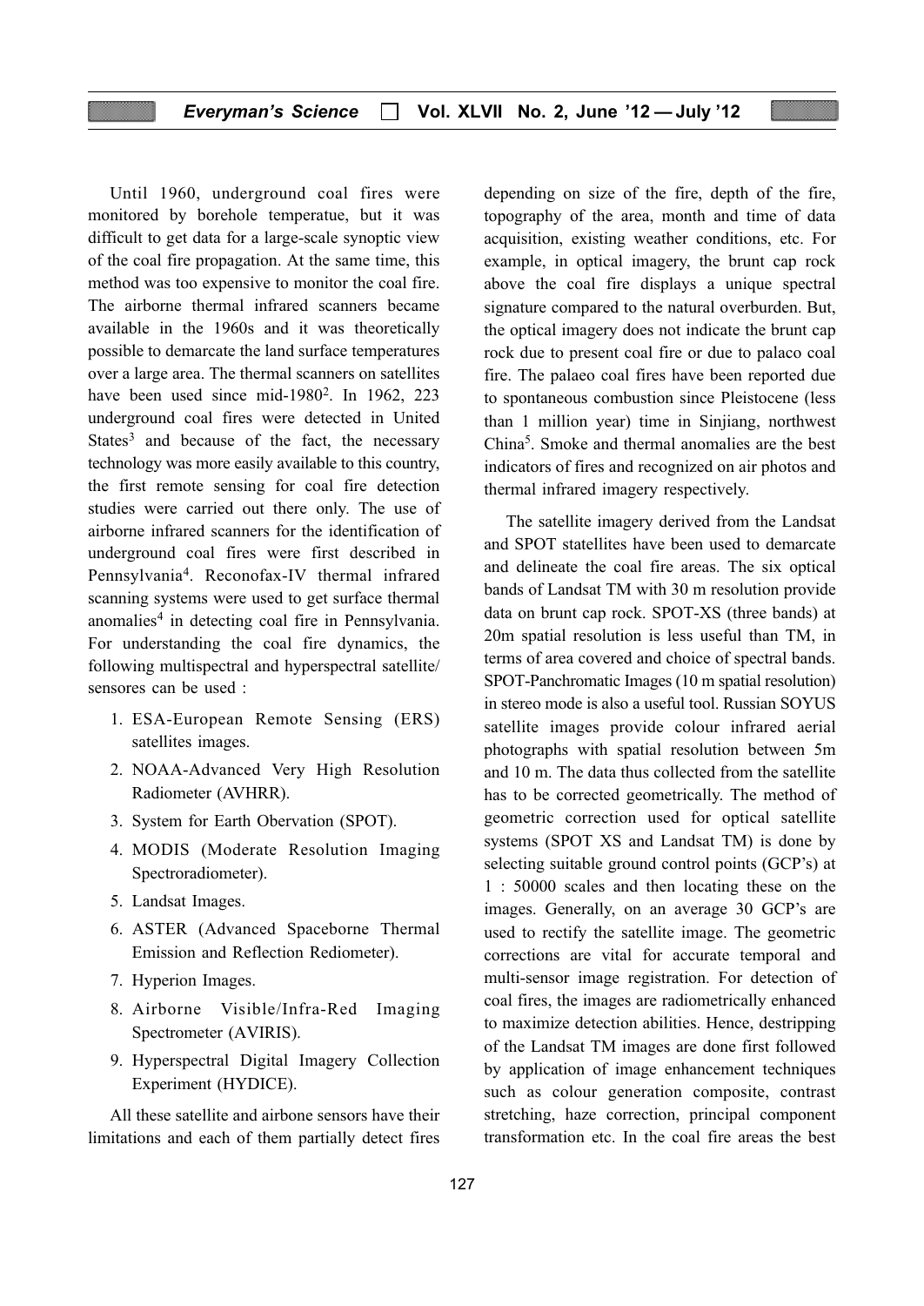Until 1960, underground coal fires were monitored by borehole temperatue, but it was difficult to get data for a large-scale synoptic view of the coal fire propagation. At the same time, this method was too expensive to monitor the coal fire. The airborne thermal infrared scanners became available in the 1960s and it was theoretically possible to demarcate the land surface temperatures over a large area. The thermal scanners on satellites have been used since mid-1980[2]. In 1962, 223 underground coal fires were detected in United States[3] and because of the fact, the necessary technology was more easily available to this country, the first remote sensing for coal fire detection studies were carried out there only. The use of airborne infrared scanners for the identification of underground coal fires were first described in Pennsylvania[4]. Reconofax-IV thermal infrared scanning systems were used to get surface thermal anomalies[4] in detecting coal fire in Pennsylvania. For understanding the coal fire dynamics, the following multispectral and hyperspectral satellite/ sensores can be used :

1. ESA-European Remote Sensing (ERS) satellites images.
2. NOAA-Advanced Very High Resolution Radiometer (AVHRR).
3. System for Earth Obervation (SPOT).
4. MODIS (Moderate Resolution Imaging Spectroradiometer).
5. Landsat Images.
6. ASTER (Advanced Spaceborne Thermal Emission and Reflection Rediometer).
7. Hyperion Images.
8. Airborne Visible/Infra-Red Imaging Spectrometer (AVIRIS).
9. Hyperspectral Digital Imagery Collection Experiment (HYDICE).

All these satellite and airbone sensors have their limitations and each of them partially detect fires depending on size of the fire, depth of the fire, topography of the area, month and time of data acquisition, existing weather conditions, etc. For example, in optical imagery, the brunt cap rock above the coal fire displays a unique spectral signature compared to the natural overburden. But, the optical imagery does not indicate the brunt cap rock due to present coal fire or due to palaco coal fire. The palaeo coal fires have been reported due to spontaneous combustion since Pleistocene (less than 1 million year) time in Sinjiang, northwest China[5]. Smoke and thermal anomalies are the best indicators of fires and recognized on air photos and thermal infrared imagery respectively.

The satellite imagery derived from the Landsat and SPOT statellites have been used to demarcate and delineate the coal fire areas. The six optical bands of Landsat TM with 30 m resolution provide data on brunt cap rock. SPOT-XS (three bands) at 20m spatial resolution is less useful than TM, in terms of area covered and choice of spectral bands. SPOT-Panchromatic Images (10 m spatial resolution) in stereo mode is also a useful tool. Russian SOYUS satellite images provide colour infrared aerial photographs with spatial resolution between 5m and 10 m. The data thus collected from the satellite has to be corrected geometrically. The method of geometric correction used for optical satellite systems (SPOT XS and Landsat TM) is done by selecting suitable ground control points (GCP's) at 1 : 50000 scales and then locating these on the images. Generally, on an average 30 GCP's are used to rectify the satellite image. The geometric corrections are vital for accurate temporal and multi-sensor image registration. For detection of coal fires, the images are radiometrically enhanced to maximize detection abilities. Hence, destripping of the Landsat TM images are done first followed by application of image enhancement techniques such as colour generation composite, contrast stretching, haze correction, principal component transformation etc. In the coal fire areas the best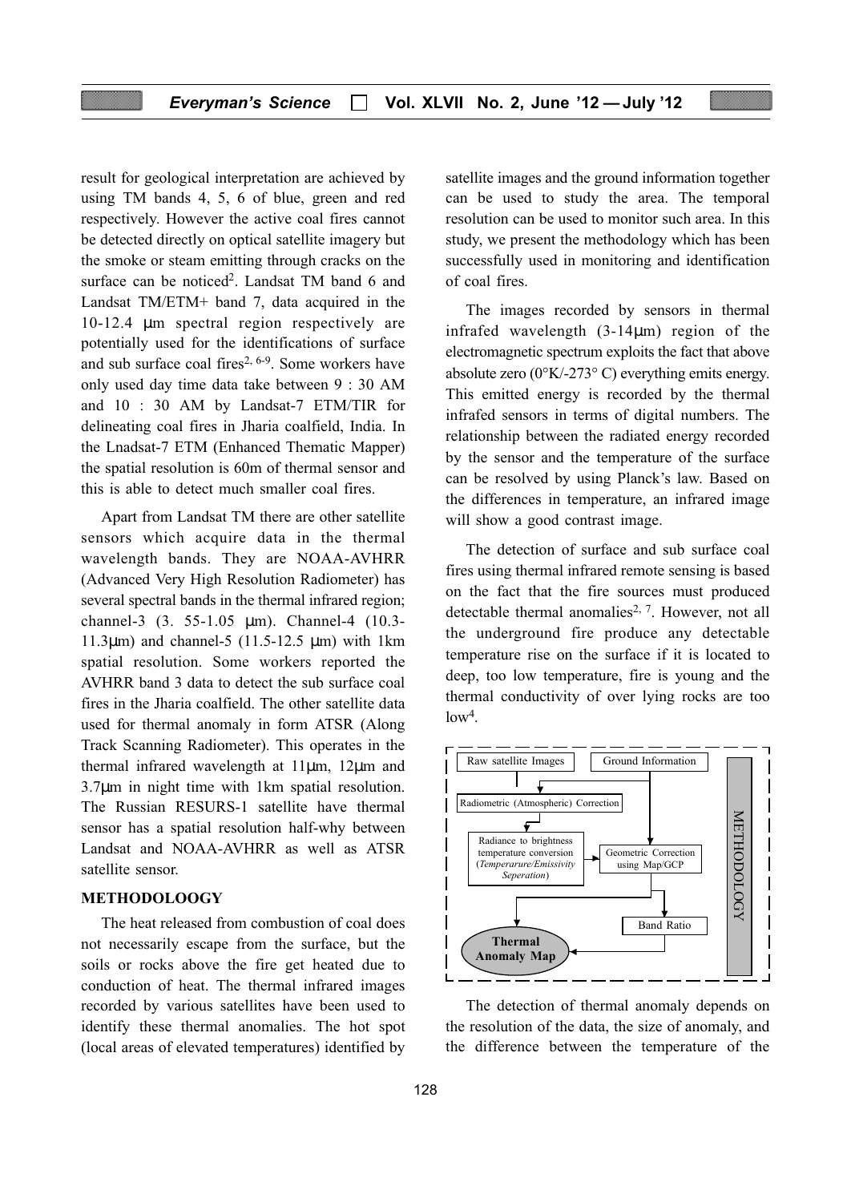result for geological interpretation are achieved by using TM bands 4, 5, 6 of blue, green and red respectively. However the active coal fires cannot be detected directly on optical satellite imagery but the smoke or steam emitting through cracks on the surface can be noticed[2]. Landsat TM band 6 and Landsat TM/ETM+ band 7, data acquired in the 10-12.4 μm spectral region respectively are potentially used for the identifications of surface and sub surface coal fires[2, 6-9]. Some workers have only used day time data take between 9 : 30 AM and 10 : 30 AM by Landsat-7 ETM/TIR for delineating coal fires in Jharia coalfield, India. In the Lnadsat-7 ETM (Enhanced Thematic Mapper) the spatial resolution is 60m of thermal sensor and this is able to detect much smaller coal fires.

Apart from Landsat TM there are other satellite sensors which acquire data in the thermal wavelength bands. They are NOAA-AVHRR (Advanced Very High Resolution Radiometer) has several spectral bands in the thermal infrared region; channel-3 (3. 55-1.05 μm). Channel-4 (10.3-11.3μm) and channel-5 (11.5-12.5 μm) with 1km spatial resolution. Some workers reported the AVHRR band 3 data to detect the sub surface coal fires in the Jharia coalfield. The other satellite data used for thermal anomaly in form ATSR (Along Track Scanning Radiometer). This operates in the thermal infrared wavelength at 11μm, 12μm and 3.7μm in night time with 1km spatial resolution. The Russian RESURS-1 satellite have thermal sensor has a spatial resolution half-why between Landsat and NOAA-AVHRR as well as ATSR satellite sensor.

**METHODOLOOGY**

The heat released from combustion of coal does not necessarily escape from the surface, but the soils or rocks above the fire get heated due to conduction of heat. The thermal infrared images recorded by various satellites have been used to identify these thermal anomalies. The hot spot (local areas of elevated temperatures) identified by satellite images and the ground information together can be used to study the area. The temporal resolution can be used to monitor such area. In this study, we present the methodology which has been successfully used in monitoring and identification of coal fires.

The images recorded by sensors in thermal infrafed wavelength (3-14μm) region of the electromagnetic spectrum exploits the fact that above absolute zero (0°K/-273° C) everything emits energy. This emitted energy is recorded by the thermal infrafed sensors in terms of digital numbers. The relationship between the radiated energy recorded by the sensor and the temperature of the surface can be resolved by using Planck's law. Based on the differences in temperature, an infrared image will show a good contrast image.

The detection of surface and sub surface coal fires using thermal infrared remote sensing is based on the fact that the fire sources must produced detectable thermal anomalies[2, 7]. However, not all the underground fire produce any detectable temperature rise on the surface if it is located to deep, too low temperature, fire is young and the thermal conductivity of over lying rocks are too low[4].

Raw satellite Images | Ground Information | Radiometric (Atmospheric) Correction | Radiance to brightness temperature conversion (*Temperarure/Emissivity Seperation*) | Geometric Correction using Map/GCP | Band Ratio | **Thermal Anomaly Map** | METHODOLOGY

The detection of thermal anomaly depends on the resolution of the data, the size of anomaly, and the difference between the temperature of the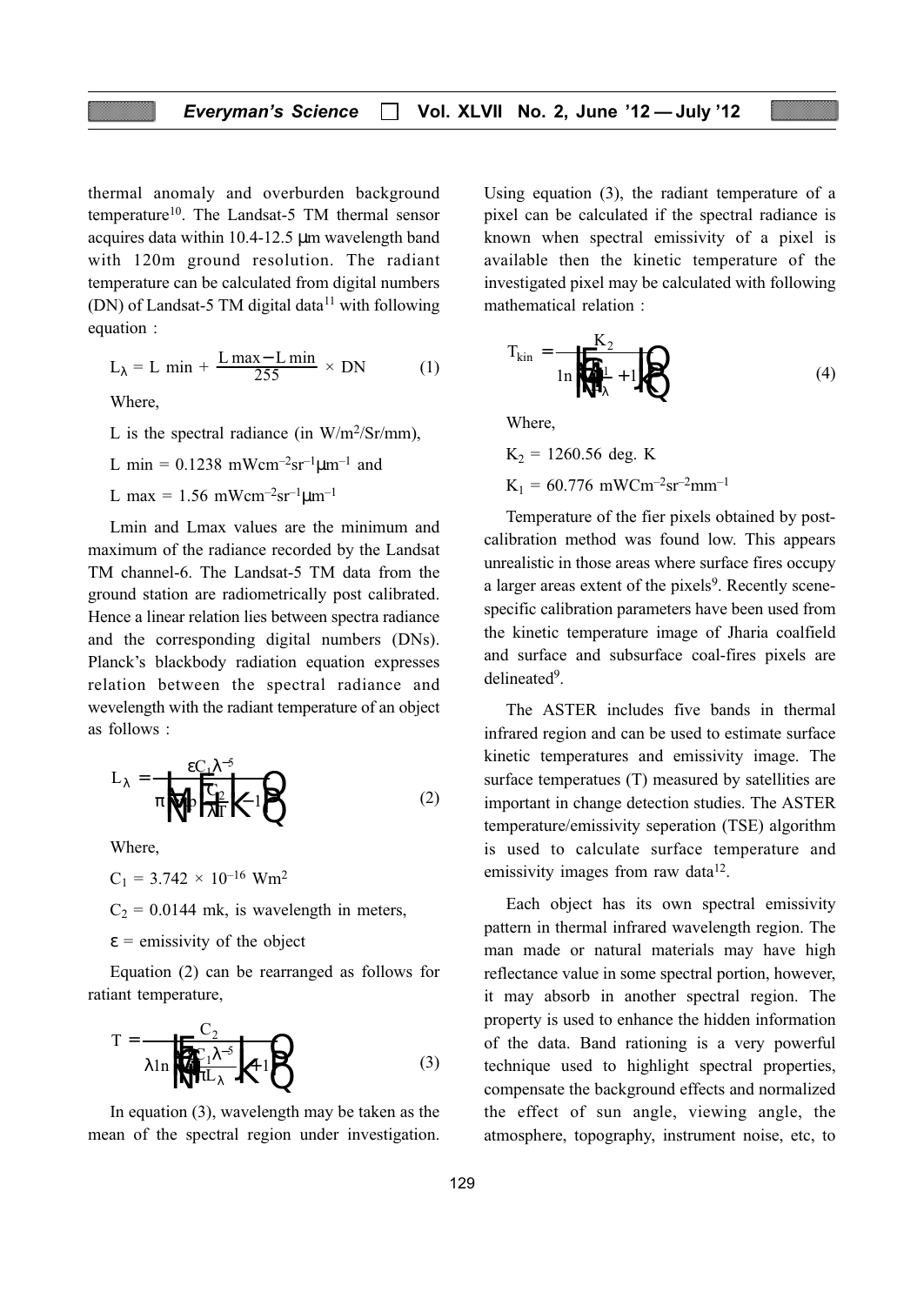thermal anomaly and overburden background temperature[10]. The Landsat-5 TM thermal sensor acquires data within 10.4-12.5 μm wavelength band with 120m ground resolution. The radiant temperature can be calculated from digital numbers (DN) of Landsat-5 TM digital data[11] with following equation :

$$L_\lambda = L\ \text{min} + \frac{L\ \text{max} - L\ \text{min}}{255} \times DN \qquad (1)$$

Where,

L is the spectral radiance (in W/m²/Sr/mm),

L min = 0.1238 $mWcm^{-2}sr^{-1}\mu m^{-1}$ and

L max = 1.56 $mWcm^{-2}sr^{-1}\mu m^{-1}$

Lmin and Lmax values are the minimum and maximum of the radiance recorded by the Landsat TM channel-6. The Landsat-5 TM data from the ground station are radiometrically post calibrated. Hence a linear relation lies between spectra radiance and the corresponding digital numbers (DNs). Planck's blackbody radiation equation expresses relation between the spectral radiance and wevelength with the radiant temperature of an object as follows :

$$L_\lambda = \frac{\varepsilon C_1 \lambda^{-5}}{\pi \left( \exp\left( \frac{C_2}{\lambda T} \right) - 1 \right)} \qquad (2)$$

Where,

$C_1 = 3.742 \times 10^{-16}$ Wm²

$C_2$ = 0.0144 mk, is wavelength in meters,

ε = emissivity of the object

Equation (2) can be rearranged as follows for ratiant temperature,

$$T = \frac{C_2}{\lambda \ln \left( \frac{\varepsilon C_1 \lambda^{-5}}{\pi L_\lambda} + 1 \right)} \qquad (3)$$

In equation (3), wavelength may be taken as the mean of the spectral region under investigation. Using equation (3), the radiant temperature of a pixel can be calculated if the spectral radiance is known when spectral emissivity of a pixel is available then the kinetic temperature of the investigated pixel may be calculated with following mathematical relation :

$$T_{kin} = \frac{K_2}{\ln \left( \frac{K_1}{L_\lambda} + 1 \right)} \qquad (4)$$

Where,

$K_2$ = 1260.56 deg. K

$K_1$ = 60.776 $mWCm^{-2}sr^{-2}mm^{-1}$

Temperature of the fier pixels obtained by post-calibration method was found low. This appears unrealistic in those areas where surface fires occupy a larger areas extent of the pixels[9]. Recently scene-specific calibration parameters have been used from the kinetic temperature image of Jharia coalfield and surface and subsurface coal-fires pixels are delineated[9].

The ASTER includes five bands in thermal infrared region and can be used to estimate surface kinetic temperatures and emissivity image. The surface temperatues (T) measured by satellities are important in change detection studies. The ASTER temperature/emissivity seperation (TSE) algorithm is used to calculate surface temperature and emissivity images from raw data[12].

Each object has its own spectral emissivity pattern in thermal infrared wavelength region. The man made or natural materials may have high reflectance value in some spectral portion, however, it may absorb in another spectral region. The property is used to enhance the hidden information of the data. Band rationing is a very powerful technique used to highlight spectral properties, compensate the background effects and normalized the effect of sun angle, viewing angle, the atmosphere, topography, instrument noise, etc, to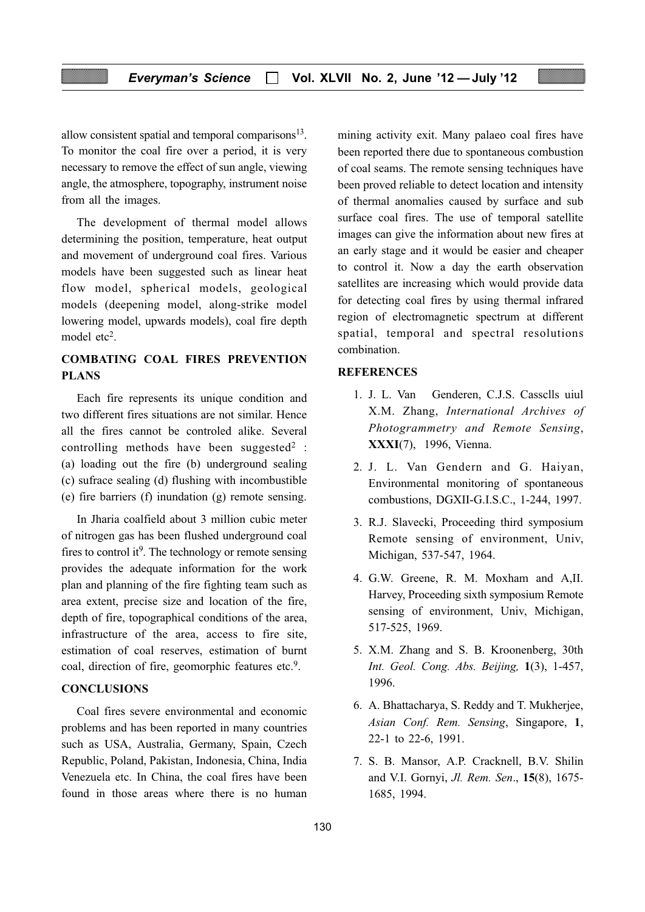allow consistent spatial and temporal comparisons[13]. To monitor the coal fire over a period, it is very necessary to remove the effect of sun angle, viewing angle, the atmosphere, topography, instrument noise from all the images.

The development of thermal model allows determining the position, temperature, heat output and movement of underground coal fires. Various models have been suggested such as linear heat flow model, spherical models, geological models (deepening model, along-strike model lowering model, upwards models), coal fire depth model etc[2].

## COMBATING COAL FIRES PREVENTION PLANS

Each fire represents its unique condition and two different fires situations are not similar. Hence all the fires cannot be controled alike. Several controlling methods have been suggested[2] : (a) loading out the fire (b) underground sealing (c) sufrace sealing (d) flushing with incombustible (e) fire barriers (f) inundation (g) remote sensing.

In Jharia coalfield about 3 million cubic meter of nitrogen gas has been flushed underground coal fires to control it[9]. The technology or remote sensing provides the adequate information for the work plan and planning of the fire fighting team such as area extent, precise size and location of the fire, depth of fire, topographical conditions of the area, infrastructure of the area, access to fire site, estimation of coal reserves, estimation of burnt coal, direction of fire, geomorphic features etc.[9].

## CONCLUSIONS

Coal fires severe environmental and economic problems and has been reported in many countries such as USA, Australia, Germany, Spain, Czech Republic, Poland, Pakistan, Indonesia, China, India Venezuela etc. In China, the coal fires have been found in those areas where there is no human mining activity exit. Many palaeo coal fires have been reported there due to spontaneous combustion of coal seams. The remote sensing techniques have been proved reliable to detect location and intensity of thermal anomalies caused by surface and sub surface coal fires. The use of temporal satellite images can give the information about new fires at an early stage and it would be easier and cheaper to control it. Now a day the earth observation satellites are increasing which would provide data for detecting coal fires by using thermal infrared region of electromagnetic spectrum at different spatial, temporal and spectral resolutions combination.

## REFERENCES

1. J. L. Van Genderen, C.J.S. Cassclls uiul X.M. Zhang, *International Archives of Photogrammetry and Remote Sensing*, **XXXI**(7), 1996, Vienna.
2. J. L. Van Gendern and G. Haiyan, Environmental monitoring of spontaneous combustions, DGXII-G.I.S.C., 1-244, 1997.
3. R.J. Slavecki, Proceeding third symposium Remote sensing of environment, Univ, Michigan, 537-547, 1964.
4. G.W. Greene, R. M. Moxham and A,II. Harvey, Proceeding sixth symposium Remote sensing of environment, Univ, Michigan, 517-525, 1969.
5. X.M. Zhang and S. B. Kroonenberg, 30th *Int. Geol. Cong. Abs. Beijing,* **1**(3), 1-457, 1996.
6. A. Bhattacharya, S. Reddy and T. Mukherjee, *Asian Conf. Rem. Sensing*, Singapore, **1**, 22-1 to 22-6, 1991.
7. S. B. Mansor, A.P. Cracknell, B.V. Shilin and V.I. Gornyi, *Jl. Rem. Sen*., **15**(8), 1675-1685, 1994.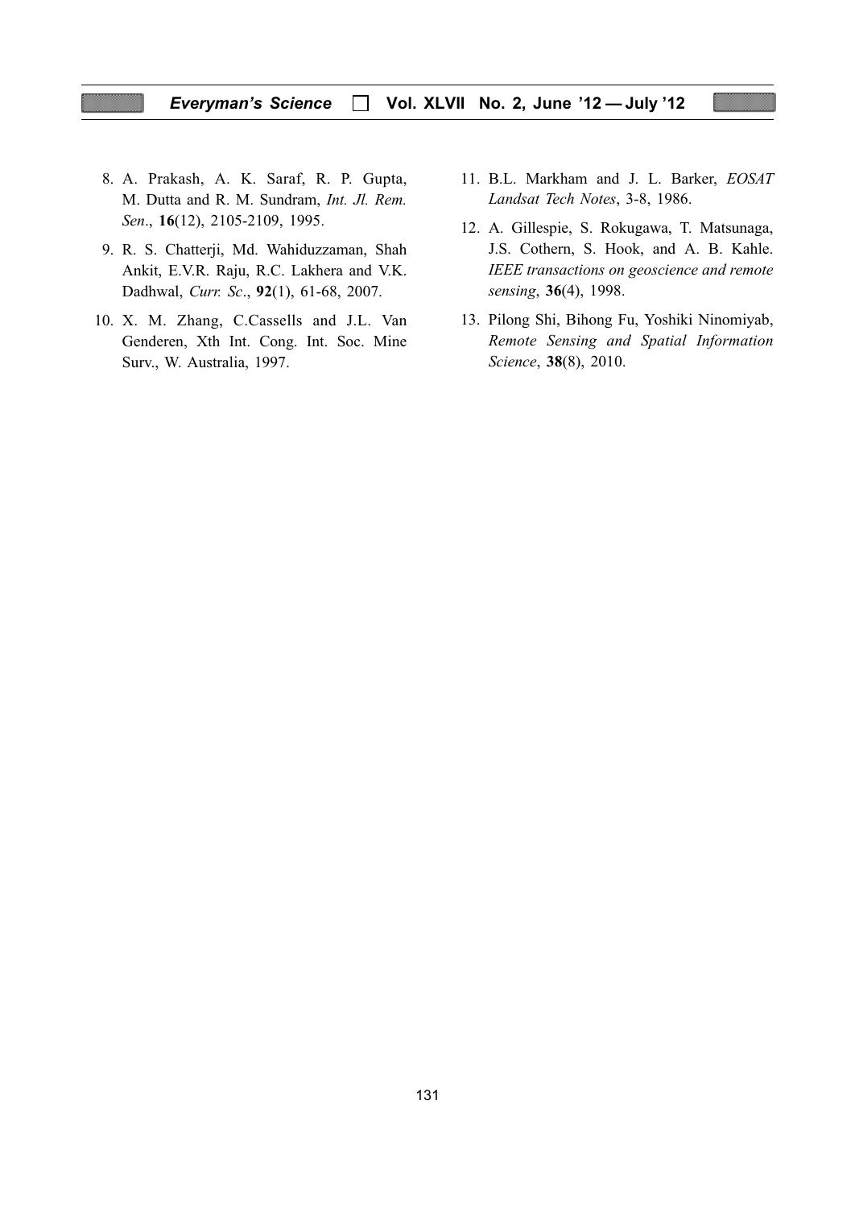8. A. Prakash, A. K. Saraf, R. P. Gupta, M. Dutta and R. M. Sundram, *Int. Jl. Rem. Sen*., **16**(12), 2105-2109, 1995.
9. R. S. Chatterji, Md. Wahiduzzaman, Shah Ankit, E.V.R. Raju, R.C. Lakhera and V.K. Dadhwal, *Curr. Sc*., **92**(1), 61-68, 2007.
10. X. M. Zhang, C.Cassells and J.L. Van Genderen, Xth Int. Cong. Int. Soc. Mine Surv., W. Australia, 1997.
11. B.L. Markham and J. L. Barker, *EOSAT Landsat Tech Notes*, 3-8, 1986.
12. A. Gillespie, S. Rokugawa, T. Matsunaga, J.S. Cothern, S. Hook, and A. B. Kahle. *IEEE transactions on geoscience and remote sensing*, **36**(4), 1998.
13. Pilong Shi, Bihong Fu, Yoshiki Ninomiyab, *Remote Sensing and Spatial Information Science*, **38**(8), 2010.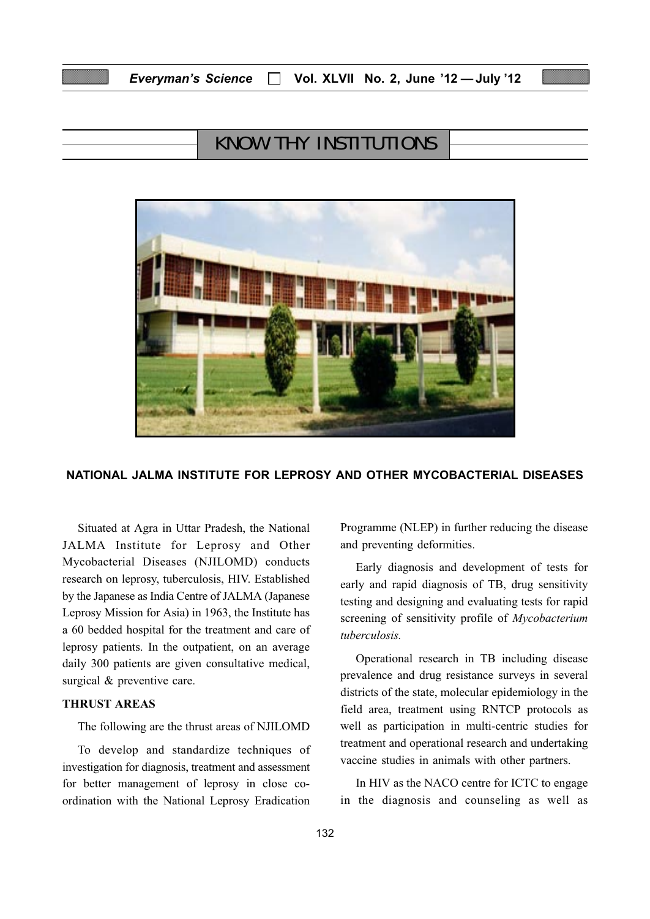# KNOW THY INSTITUTIONS

## NATIONAL JALMA INSTITUTE FOR LEPROSY AND OTHER MYCOBACTERIAL DISEASES

Situated at Agra in Uttar Pradesh, the National JALMA Institute for Leprosy and Other Mycobacterial Diseases (NJILOMD) conducts research on leprosy, tuberculosis, HIV. Established by the Japanese as India Centre of JALMA (Japanese Leprosy Mission for Asia) in 1963, the Institute has a 60 bedded hospital for the treatment and care of leprosy patients. In the outpatient, on an average daily 300 patients are given consultative medical, surgical & preventive care.

### THRUST AREAS

The following are the thrust areas of NJILOMD

To develop and standardize techniques of investigation for diagnosis, treatment and assessment for better management of leprosy in close co-ordination with the National Leprosy Eradication Programme (NLEP) in further reducing the disease and preventing deformities.

Early diagnosis and development of tests for early and rapid diagnosis of TB, drug sensitivity testing and designing and evaluating tests for rapid screening of sensitivity profile of *Mycobacterium tuberculosis.*

Operational research in TB including disease prevalence and drug resistance surveys in several districts of the state, molecular epidemiology in the field area, treatment using RNTCP protocols as well as participation in multi-centric studies for treatment and operational research and undertaking vaccine studies in animals with other partners.

In HIV as the NACO centre for ICTC to engage in the diagnosis and counseling as well as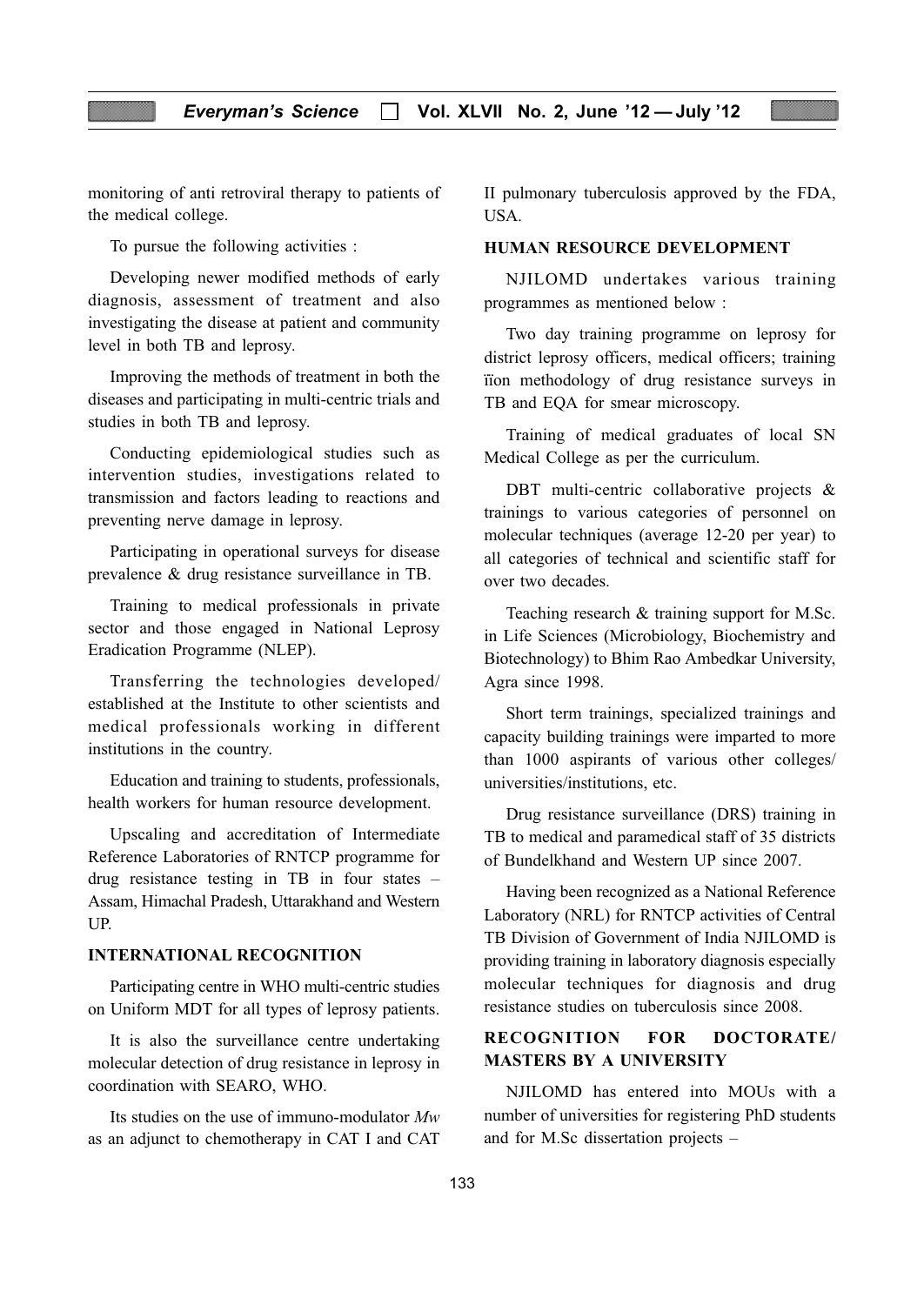monitoring of anti retroviral therapy to patients of the medical college.

To pursue the following activities :

Developing newer modified methods of early diagnosis, assessment of treatment and also investigating the disease at patient and community level in both TB and leprosy.

Improving the methods of treatment in both the diseases and participating in multi-centric trials and studies in both TB and leprosy.

Conducting epidemiological studies such as intervention studies, investigations related to transmission and factors leading to reactions and preventing nerve damage in leprosy.

Participating in operational surveys for disease prevalence & drug resistance surveillance in TB.

Training to medical professionals in private sector and those engaged in National Leprosy Eradication Programme (NLEP).

Transferring the technologies developed/ established at the Institute to other scientists and medical professionals working in different institutions in the country.

Education and training to students, professionals, health workers for human resource development.

Upscaling and accreditation of Intermediate Reference Laboratories of RNTCP programme for drug resistance testing in TB in four states – Assam, Himachal Pradesh, Uttarakhand and Western UP.

## INTERNATIONAL RECOGNITION

Participating centre in WHO multi-centric studies on Uniform MDT for all types of leprosy patients.

It is also the surveillance centre undertaking molecular detection of drug resistance in leprosy in coordination with SEARO, WHO.

Its studies on the use of immuno-modulator *Mw* as an adjunct to chemotherapy in CAT I and CAT II pulmonary tuberculosis approved by the FDA, USA.

## HUMAN RESOURCE DEVELOPMENT

NJILOMD undertakes various training programmes as mentioned below :

Two day training programme on leprosy for district leprosy officers, medical officers; training ïïon methodology of drug resistance surveys in TB and EQA for smear microscopy.

Training of medical graduates of local SN Medical College as per the curriculum.

DBT multi-centric collaborative projects & trainings to various categories of personnel on molecular techniques (average 12-20 per year) to all categories of technical and scientific staff for over two decades.

Teaching research & training support for M.Sc. in Life Sciences (Microbiology, Biochemistry and Biotechnology) to Bhim Rao Ambedkar University, Agra since 1998.

Short term trainings, specialized trainings and capacity building trainings were imparted to more than 1000 aspirants of various other colleges/ universities/institutions, etc.

Drug resistance surveillance (DRS) training in TB to medical and paramedical staff of 35 districts of Bundelkhand and Western UP since 2007.

Having been recognized as a National Reference Laboratory (NRL) for RNTCP activities of Central TB Division of Government of India NJILOMD is providing training in laboratory diagnosis especially molecular techniques for diagnosis and drug resistance studies on tuberculosis since 2008.

## RECOGNITION FOR DOCTORATE/ MASTERS BY A UNIVERSITY

NJILOMD has entered into MOUs with a number of universities for registering PhD students and for M.Sc dissertation projects –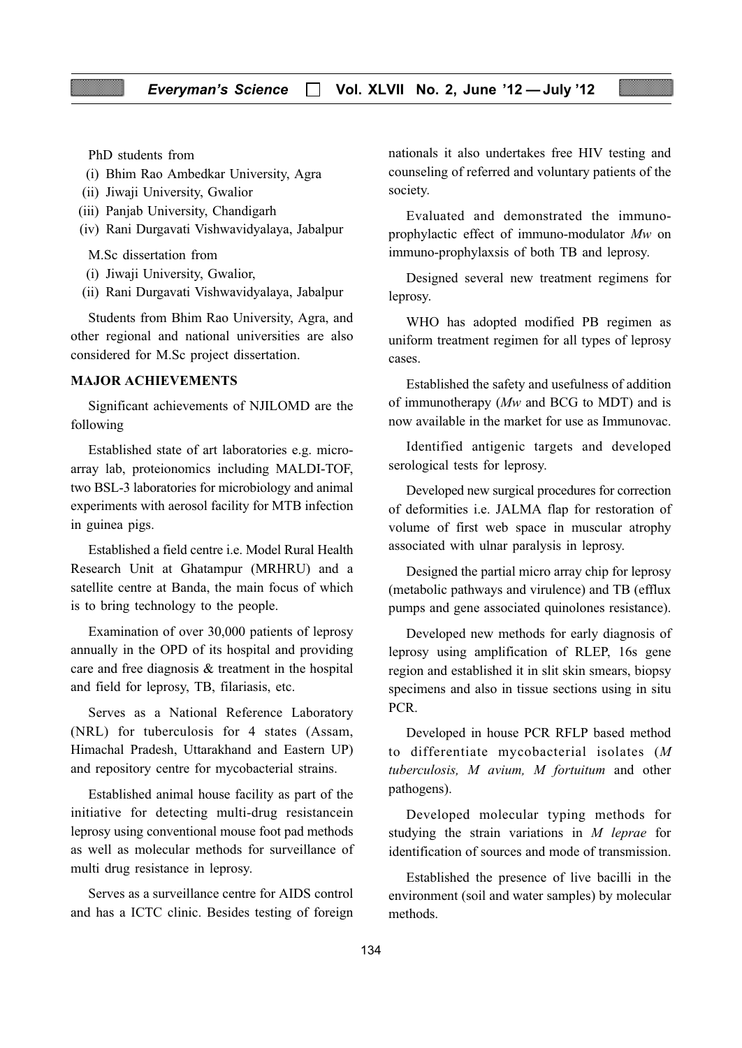PhD students from

(i) Bhim Rao Ambedkar University, Agra
(ii) Jiwaji University, Gwalior
(iii) Panjab University, Chandigarh
(iv) Rani Durgavati Vishwavidyalaya, Jabalpur

M.Sc dissertation from

(i) Jiwaji University, Gwalior,
(ii) Rani Durgavati Vishwavidyalaya, Jabalpur

Students from Bhim Rao University, Agra, and other regional and national universities are also considered for M.Sc project dissertation.

## MAJOR ACHIEVEMENTS

Significant achievements of NJILOMD are the following

Established state of art laboratories e.g. micro-array lab, proteionomics including MALDI-TOF, two BSL-3 laboratories for microbiology and animal experiments with aerosol facility for MTB infection in guinea pigs.

Established a field centre i.e. Model Rural Health Research Unit at Ghatampur (MRHRU) and a satellite centre at Banda, the main focus of which is to bring technology to the people.

Examination of over 30,000 patients of leprosy annually in the OPD of its hospital and providing care and free diagnosis & treatment in the hospital and field for leprosy, TB, filariasis, etc.

Serves as a National Reference Laboratory (NRL) for tuberculosis for 4 states (Assam, Himachal Pradesh, Uttarakhand and Eastern UP) and repository centre for mycobacterial strains.

Established animal house facility as part of the initiative for detecting multi-drug resistancein leprosy using conventional mouse foot pad methods as well as molecular methods for surveillance of multi drug resistance in leprosy.

Serves as a surveillance centre for AIDS control and has a ICTC clinic. Besides testing of foreign nationals it also undertakes free HIV testing and counseling of referred and voluntary patients of the society.

Evaluated and demonstrated the immuno-prophylactic effect of immuno-modulator *Mw* on immuno-prophylaxsis of both TB and leprosy.

Designed several new treatment regimens for leprosy.

WHO has adopted modified PB regimen as uniform treatment regimen for all types of leprosy cases.

Established the safety and usefulness of addition of immunotherapy (*Mw* and BCG to MDT) and is now available in the market for use as Immunovac.

Identified antigenic targets and developed serological tests for leprosy.

Developed new surgical procedures for correction of deformities i.e. JALMA flap for restoration of volume of first web space in muscular atrophy associated with ulnar paralysis in leprosy.

Designed the partial micro array chip for leprosy (metabolic pathways and virulence) and TB (efflux pumps and gene associated quinolones resistance).

Developed new methods for early diagnosis of leprosy using amplification of RLEP, 16s gene region and established it in slit skin smears, biopsy specimens and also in tissue sections using in situ PCR.

Developed in house PCR RFLP based method to differentiate mycobacterial isolates (*M tuberculosis, M avium, M fortuitum* and other pathogens).

Developed molecular typing methods for studying the strain variations in *M leprae* for identification of sources and mode of transmission.

Established the presence of live bacilli in the environment (soil and water samples) by molecular methods.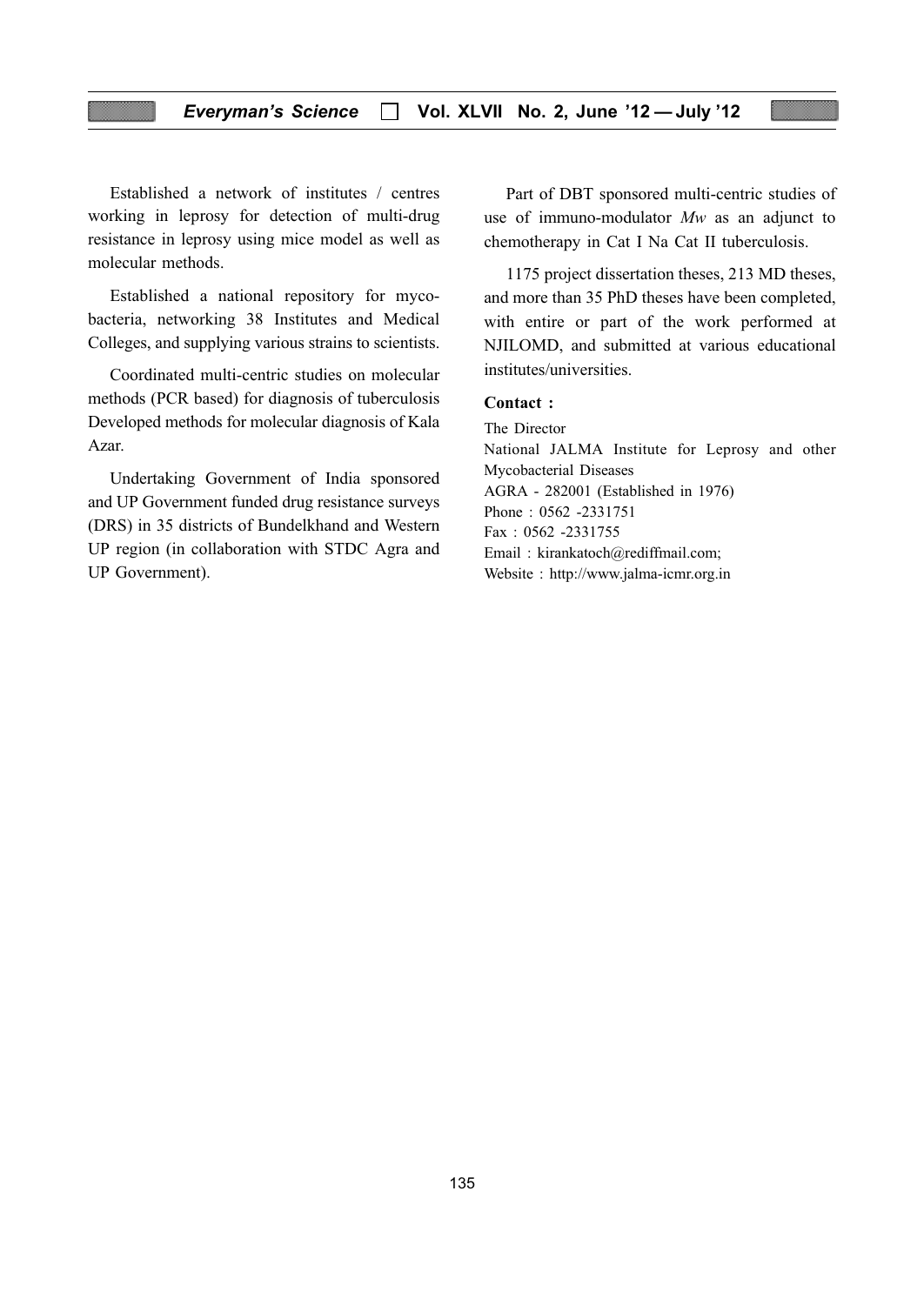Established a network of institutes / centres working in leprosy for detection of multi-drug resistance in leprosy using mice model as well as molecular methods.

Established a national repository for myco-bacteria, networking 38 Institutes and Medical Colleges, and supplying various strains to scientists.

Coordinated multi-centric studies on molecular methods (PCR based) for diagnosis of tuberculosis Developed methods for molecular diagnosis of Kala Azar.

Undertaking Government of India sponsored and UP Government funded drug resistance surveys (DRS) in 35 districts of Bundelkhand and Western UP region (in collaboration with STDC Agra and UP Government).

Part of DBT sponsored multi-centric studies of use of immuno-modulator *Mw* as an adjunct to chemotherapy in Cat I Na Cat II tuberculosis.

1175 project dissertation theses, 213 MD theses, and more than 35 PhD theses have been completed, with entire or part of the work performed at NJILOMD, and submitted at various educational institutes/universities.

**Contact :**

The Director
National JALMA Institute for Leprosy and other Mycobacterial Diseases
AGRA - 282001 (Established in 1976)
Phone : 0562 -2331751
Fax : 0562 -2331755
Email : kirankatoch@rediffmail.com;
Website : http://www.jalma-icmr.org.in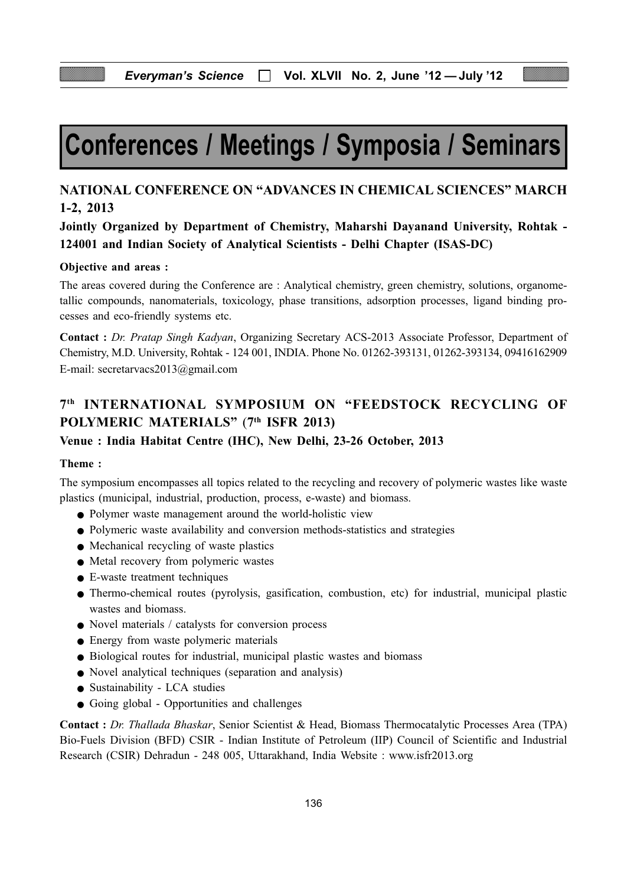# Conferences / Meetings / Symposia / Seminars

## NATIONAL CONFERENCE ON "ADVANCES IN CHEMICAL SCIENCES" MARCH 1-2, 2013

### Jointly Organized by Department of Chemistry, Maharshi Dayanand University, Rohtak - 124001 and Indian Society of Analytical Scientists - Delhi Chapter (ISAS-DC)

**Objective and areas :**

The areas covered during the Conference are : Analytical chemistry, green chemistry, solutions, organometallic compounds, nanomaterials, toxicology, phase transitions, adsorption processes, ligand binding processes and eco-friendly systems etc.

**Contact :** *Dr. Pratap Singh Kadyan*, Organizing Secretary ACS-2013 Associate Professor, Department of Chemistry, M.D. University, Rohtak - 124 001, INDIA. Phone No. 01262-393131, 01262-393134, 09416162909 E-mail: secretarvacs2013@gmail.com

## 7th INTERNATIONAL SYMPOSIUM ON "FEEDSTOCK RECYCLING OF POLYMERIC MATERIALS" (7th ISFR 2013)

### Venue : India Habitat Centre (IHC), New Delhi, 23-26 October, 2013

**Theme :**

The symposium encompasses all topics related to the recycling and recovery of polymeric wastes like waste plastics (municipal, industrial, production, process, e-waste) and biomass.

- Polymer waste management around the world-holistic view
- Polymeric waste availability and conversion methods-statistics and strategies
- Mechanical recycling of waste plastics
- Metal recovery from polymeric wastes
- E-waste treatment techniques
- Thermo-chemical routes (pyrolysis, gasification, combustion, etc) for industrial, municipal plastic wastes and biomass.
- Novel materials / catalysts for conversion process
- Energy from waste polymeric materials
- Biological routes for industrial, municipal plastic wastes and biomass
- Novel analytical techniques (separation and analysis)
- Sustainability - LCA studies
- Going global - Opportunities and challenges

**Contact :** *Dr. Thallada Bhaskar*, Senior Scientist & Head, Biomass Thermocatalytic Processes Area (TPA) Bio-Fuels Division (BFD) CSIR - Indian Institute of Petroleum (IIP) Council of Scientific and Industrial Research (CSIR) Dehradun - 248 005, Uttarakhand, India Website : www.isfr2013.org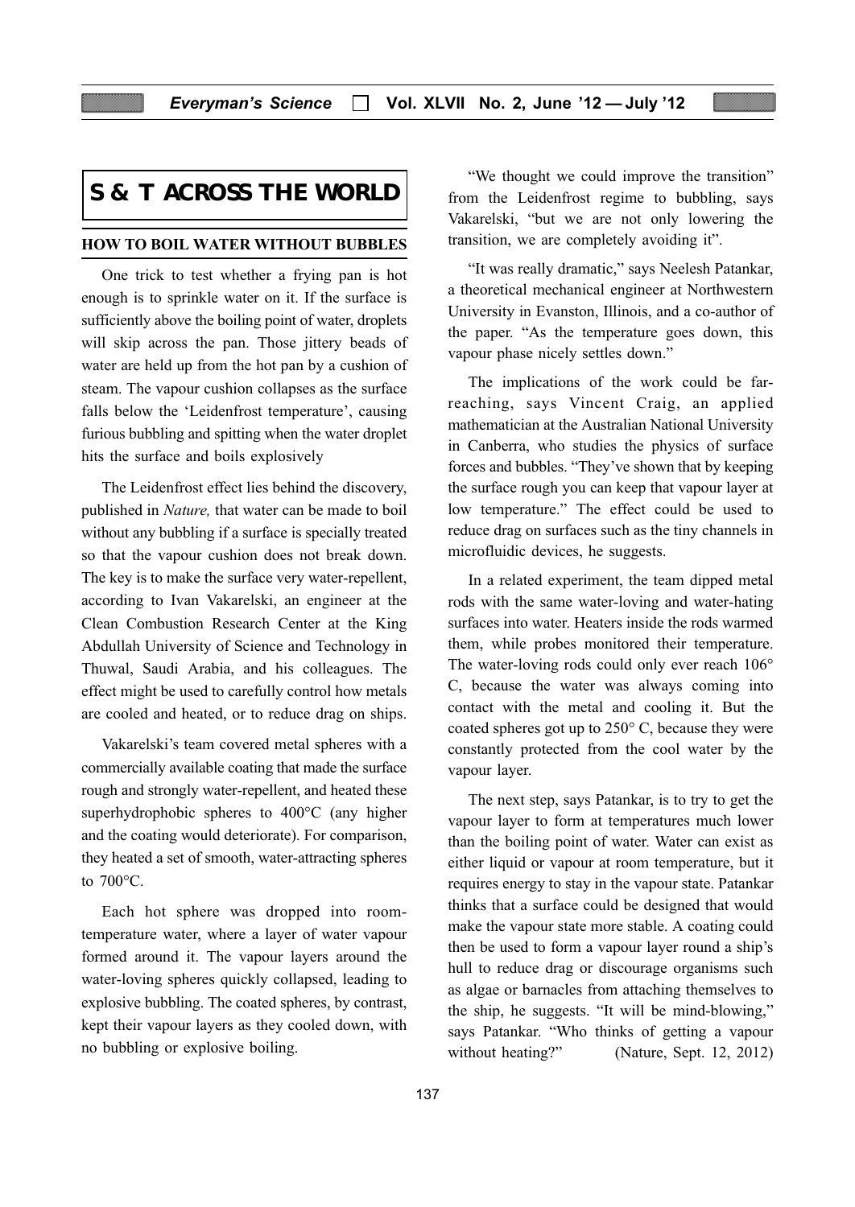# S & T ACROSS THE WORLD

## HOW TO BOIL WATER WITHOUT BUBBLES

One trick to test whether a frying pan is hot enough is to sprinkle water on it. If the surface is sufficiently above the boiling point of water, droplets will skip across the pan. Those jittery beads of water are held up from the hot pan by a cushion of steam. The vapour cushion collapses as the surface falls below the 'Leidenfrost temperature', causing furious bubbling and spitting when the water droplet hits the surface and boils explosively

The Leidenfrost effect lies behind the discovery, published in *Nature,* that water can be made to boil without any bubbling if a surface is specially treated so that the vapour cushion does not break down. The key is to make the surface very water-repellent, according to Ivan Vakarelski, an engineer at the Clean Combustion Research Center at the King Abdullah University of Science and Technology in Thuwal, Saudi Arabia, and his colleagues. The effect might be used to carefully control how metals are cooled and heated, or to reduce drag on ships.

Vakarelski's team covered metal spheres with a commercially available coating that made the surface rough and strongly water-repellent, and heated these superhydrophobic spheres to 400°C (any higher and the coating would deteriorate). For comparison, they heated a set of smooth, water-attracting spheres to 700°C.

Each hot sphere was dropped into room-temperature water, where a layer of water vapour formed around it. The vapour layers around the water-loving spheres quickly collapsed, leading to explosive bubbling. The coated spheres, by contrast, kept their vapour layers as they cooled down, with no bubbling or explosive boiling.

"We thought we could improve the transition" from the Leidenfrost regime to bubbling, says Vakarelski, "but we are not only lowering the transition, we are completely avoiding it".

"It was really dramatic," says Neelesh Patankar, a theoretical mechanical engineer at Northwestern University in Evanston, Illinois, and a co-author of the paper. "As the temperature goes down, this vapour phase nicely settles down."

The implications of the work could be far-reaching, says Vincent Craig, an applied mathematician at the Australian National University in Canberra, who studies the physics of surface forces and bubbles. "They've shown that by keeping the surface rough you can keep that vapour layer at low temperature." The effect could be used to reduce drag on surfaces such as the tiny channels in microfluidic devices, he suggests.

In a related experiment, the team dipped metal rods with the same water-loving and water-hating surfaces into water. Heaters inside the rods warmed them, while probes monitored their temperature. The water-loving rods could only ever reach 106° C, because the water was always coming into contact with the metal and cooling it. But the coated spheres got up to 250° C, because they were constantly protected from the cool water by the vapour layer.

The next step, says Patankar, is to try to get the vapour layer to form at temperatures much lower than the boiling point of water. Water can exist as either liquid or vapour at room temperature, but it requires energy to stay in the vapour state. Patankar thinks that a surface could be designed that would make the vapour state more stable. A coating could then be used to form a vapour layer round a ship's hull to reduce drag or discourage organisms such as algae or barnacles from attaching themselves to the ship, he suggests. "It will be mind-blowing," says Patankar. "Who thinks of getting a vapour without heating?" (Nature, Sept. 12, 2012)